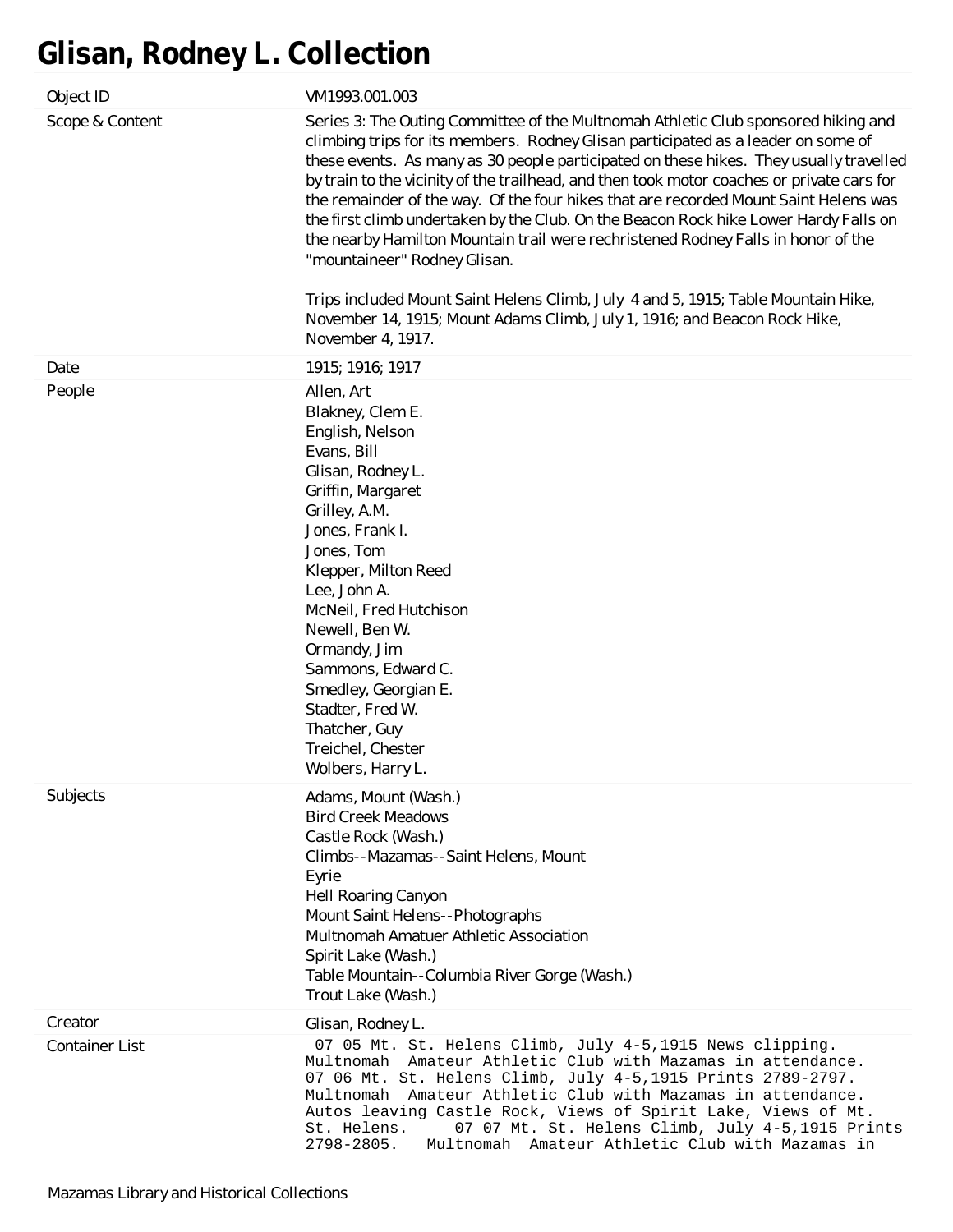# Glisan, Rodney L. Collection

| | |
|---|---|
| Object ID | VM1993.001.003 |
| Scope & Content | Series 3: The Outing Committee of the Multnomah Athletic Club sponsored hiking and climbing trips for its members. Rodney Glisan participated as a leader on some of these events. As many as 30 people participated on these hikes. They usually travelled by train to the vicinity of the trailhead, and then took motor coaches or private cars for the remainder of the way. Of the four hikes that are recorded Mount Saint Helens was the first climb undertaken by the Club. On the Beacon Rock hike Lower Hardy Falls on the nearby Hamilton Mountain trail were rechristened Rodney Falls in honor of the "mountaineer" Rodney Glisan.<br><br>Trips included Mount Saint Helens Climb, July 4 and 5, 1915; Table Mountain Hike, November 14, 1915; Mount Adams Climb, July 1, 1916; and Beacon Rock Hike, November 4, 1917. |
| Date | 1915; 1916; 1917 |
| People | Allen, Art<br>Blakney, Clem E.<br>English, Nelson<br>Evans, Bill<br>Glisan, Rodney L.<br>Griffin, Margaret<br>Grilley, A.M.<br>Jones, Frank I.<br>Jones, Tom<br>Klepper, Milton Reed<br>Lee, John A.<br>McNeil, Fred Hutchison<br>Newell, Ben W.<br>Ormandy, Jim<br>Sammons, Edward C.<br>Smedley, Georgian E.<br>Stadter, Fred W.<br>Thatcher, Guy<br>Treichel, Chester<br>Wolbers, Harry L. |
| Subjects | Adams, Mount (Wash.)<br>Bird Creek Meadows<br>Castle Rock (Wash.)<br>Climbs--Mazamas--Saint Helens, Mount<br>Eyrie<br>Hell Roaring Canyon<br>Mount Saint Helens--Photographs<br>Multnomah Amatuer Athletic Association<br>Spirit Lake (Wash.)<br>Table Mountain--Columbia River Gorge (Wash.)<br>Trout Lake (Wash.) |
| Creator | Glisan, Rodney L. |
| Container List | 07 05 Mt. St. Helens Climb, July 4-5,1915 News clipping. Multnomah Amateur Athletic Club with Mazamas in attendance. 07 06 Mt. St. Helens Climb, July 4-5,1915 Prints 2789-2797. Multnomah Amateur Athletic Club with Mazamas in attendance. Autos leaving Castle Rock, Views of Spirit Lake, Views of Mt. St. Helens. 07 07 Mt. St. Helens Climb, July 4-5,1915 Prints 2798-2805. Multnomah Amateur Athletic Club with Mazamas in |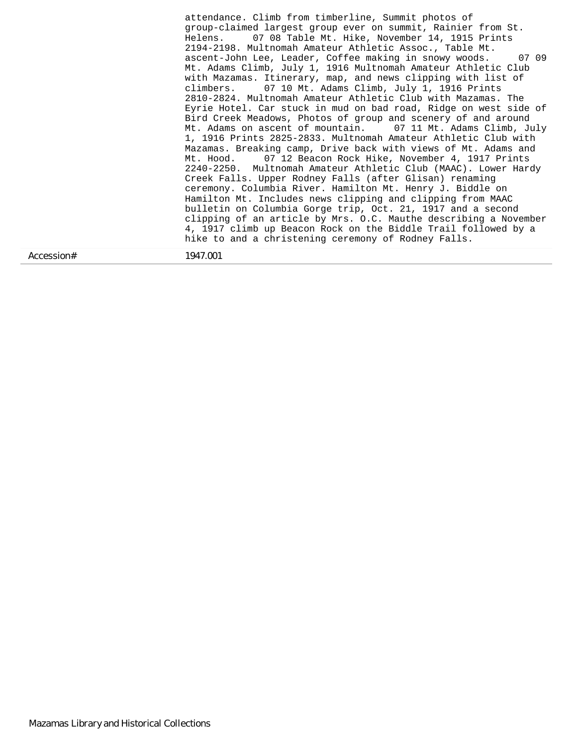| | |
|---|---|
| | attendance. Climb from timberline, Summit photos of group-claimed largest group ever on summit, Rainier from St. Helens. 07 08 Table Mt. Hike, November 14, 1915 Prints 2194-2198. Multnomah Amateur Athletic Assoc., Table Mt. ascent-John Lee, Leader, Coffee making in snowy woods. 07 09 Mt. Adams Climb, July 1, 1916 Multnomah Amateur Athletic Club with Mazamas. Itinerary, map, and news clipping with list of climbers. 07 10 Mt. Adams Climb, July 1, 1916 Prints 2810-2824. Multnomah Amateur Athletic Club with Mazamas. The Eyrie Hotel. Car stuck in mud on bad road, Ridge on west side of Bird Creek Meadows, Photos of group and scenery of and around Mt. Adams on ascent of mountain. 07 11 Mt. Adams Climb, July 1, 1916 Prints 2825-2833. Multnomah Amateur Athletic Club with Mazamas. Breaking camp, Drive back with views of Mt. Adams and Mt. Hood. 07 12 Beacon Rock Hike, November 4, 1917 Prints 2240-2250. Multnomah Amateur Athletic Club (MAAC). Lower Hardy Creek Falls. Upper Rodney Falls (after Glisan) renaming ceremony. Columbia River. Hamilton Mt. Henry J. Biddle on Hamilton Mt. Includes news clipping and clipping from MAAC bulletin on Columbia Gorge trip, Oct. 21, 1917 and a second clipping of an article by Mrs. O.C. Mauthe describing a November 4, 1917 climb up Beacon Rock on the Biddle Trail followed by a hike to and a christening ceremony of Rodney Falls. |
| Accession# | 1947.001 |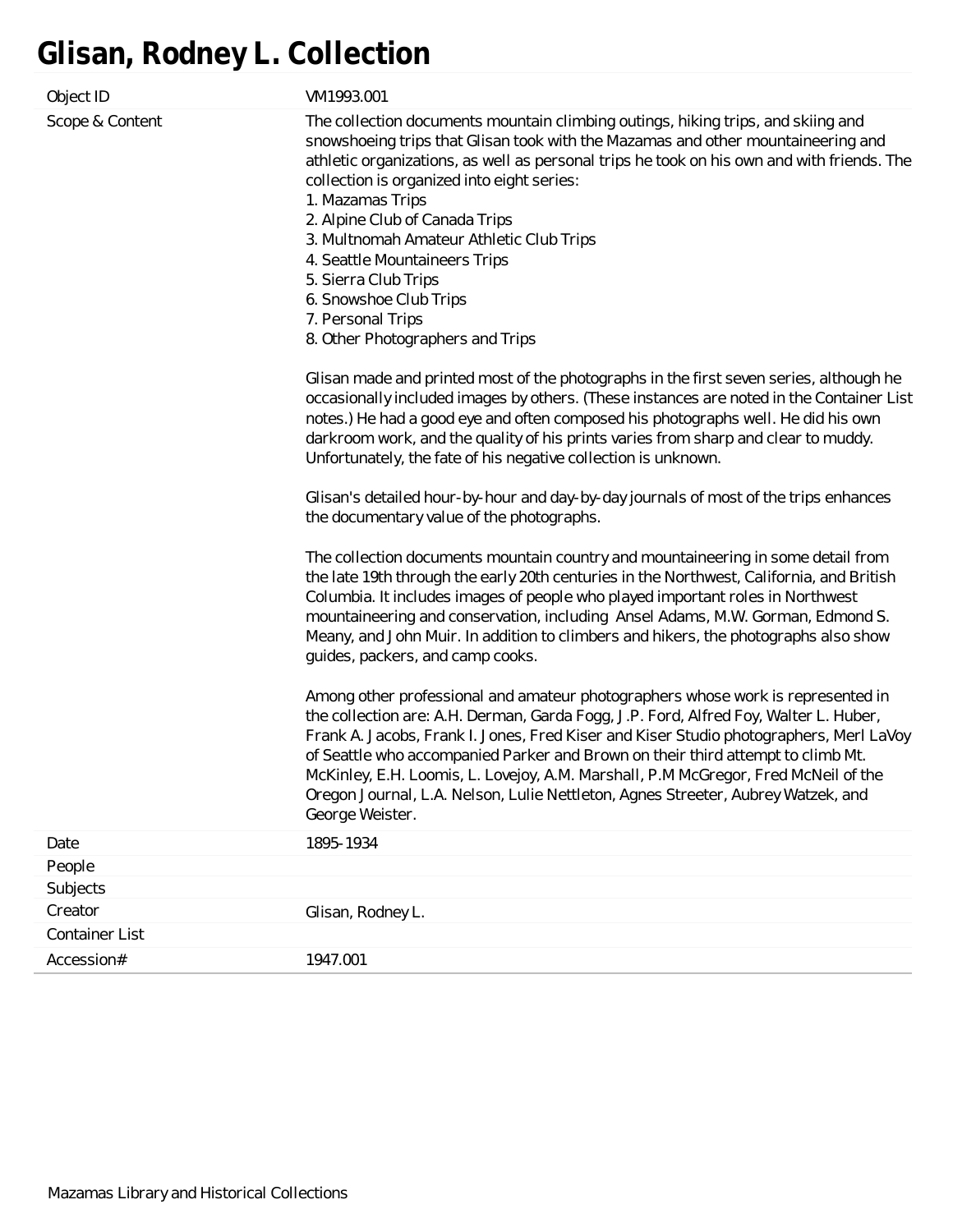# Glisan, Rodney L. Collection

| Field | Value |
| --- | --- |
| Object ID | VM1993.001 |
| Scope & Content | The collection documents mountain climbing outings, hiking trips, and skiing and snowshoeing trips that Glisan took with the Mazamas and other mountaineering and athletic organizations, as well as personal trips he took on his own and with friends. The collection is organized into eight series:<br>1. Mazamas Trips<br>2. Alpine Club of Canada Trips<br>3. Multnomah Amateur Athletic Club Trips<br>4. Seattle Mountaineers Trips<br>5. Sierra Club Trips<br>6. Snowshoe Club Trips<br>7. Personal Trips<br>8. Other Photographers and Trips<br><br>Glisan made and printed most of the photographs in the first seven series, although he occasionally included images by others. (These instances are noted in the Container List notes.) He had a good eye and often composed his photographs well. He did his own darkroom work, and the quality of his prints varies from sharp and clear to muddy. Unfortunately, the fate of his negative collection is unknown.<br><br>Glisan's detailed hour-by-hour and day-by-day journals of most of the trips enhances the documentary value of the photographs.<br><br>The collection documents mountain country and mountaineering in some detail from the late 19th through the early 20th centuries in the Northwest, California, and British Columbia. It includes images of people who played important roles in Northwest mountaineering and conservation, including Ansel Adams, M.W. Gorman, Edmond S. Meany, and John Muir. In addition to climbers and hikers, the photographs also show guides, packers, and camp cooks.<br><br>Among other professional and amateur photographers whose work is represented in the collection are: A.H. Derman, Garda Fogg, J.P. Ford, Alfred Foy, Walter L. Huber, Frank A. Jacobs, Frank I. Jones, Fred Kiser and Kiser Studio photographers, Merl LaVoy of Seattle who accompanied Parker and Brown on their third attempt to climb Mt. McKinley, E.H. Loomis, L. Lovejoy, A.M. Marshall, P.M McGregor, Fred McNeil of the Oregon Journal, L.A. Nelson, Lulie Nettleton, Agnes Streeter, Aubrey Watzek, and George Weister. |
| Date | 1895-1934 |
| People | |
| Subjects | |
| Creator | Glisan, Rodney L. |
| Container List | |
| Accession# | 1947.001 |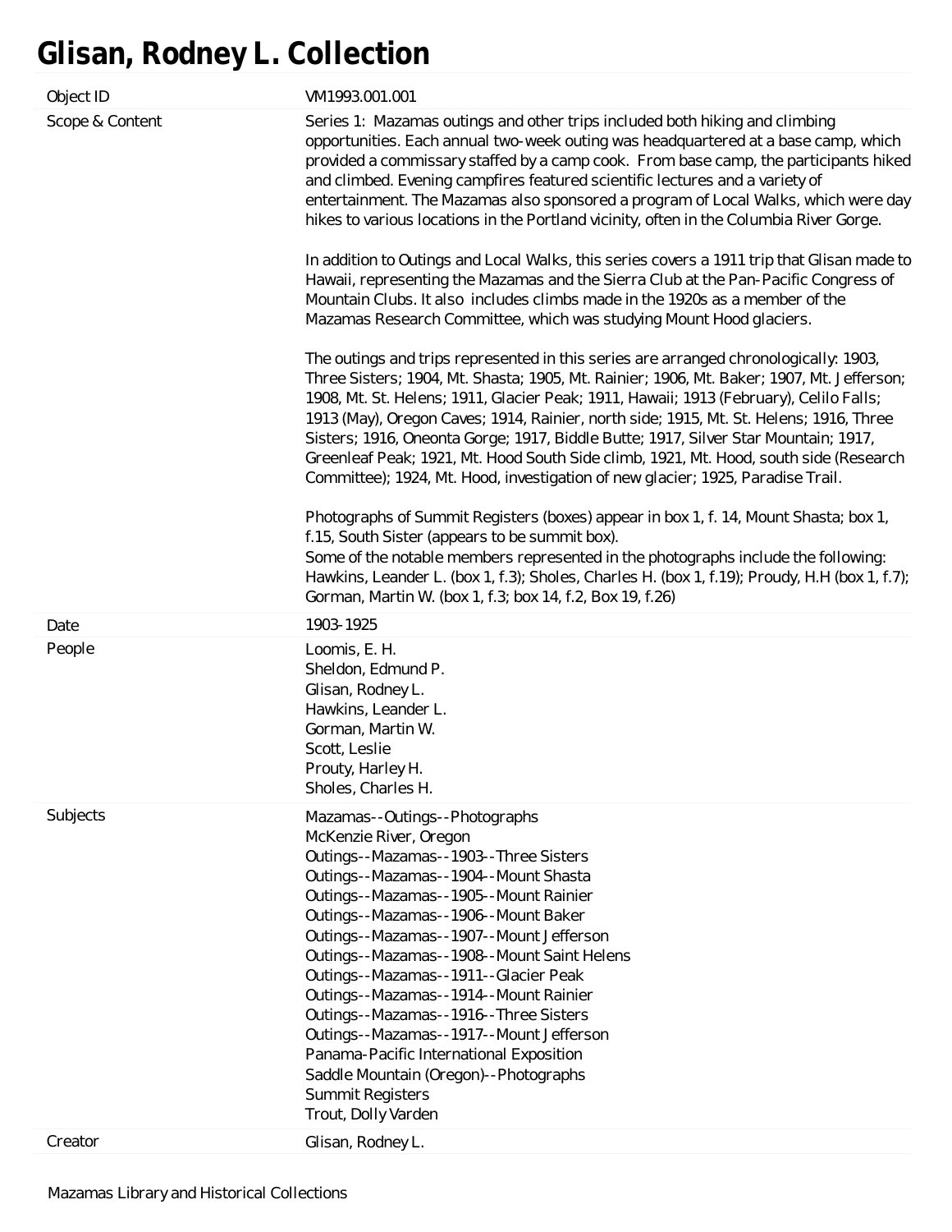# Glisan, Rodney L. Collection

| Object ID | VM1993.001.001 |
| --- | --- |
| Scope & Content | Series 1: Mazamas outings and other trips included both hiking and climbing opportunities. Each annual two-week outing was headquartered at a base camp, which provided a commissary staffed by a camp cook. From base camp, the participants hiked and climbed. Evening campfires featured scientific lectures and a variety of entertainment. The Mazamas also sponsored a program of Local Walks, which were day hikes to various locations in the Portland vicinity, often in the Columbia River Gorge.<br><br>In addition to Outings and Local Walks, this series covers a 1911 trip that Glisan made to Hawaii, representing the Mazamas and the Sierra Club at the Pan-Pacific Congress of Mountain Clubs. It also includes climbs made in the 1920s as a member of the Mazamas Research Committee, which was studying Mount Hood glaciers.<br><br>The outings and trips represented in this series are arranged chronologically: 1903, Three Sisters; 1904, Mt. Shasta; 1905, Mt. Rainier; 1906, Mt. Baker; 1907, Mt. Jefferson; 1908, Mt. St. Helens; 1911, Glacier Peak; 1911, Hawaii; 1913 (February), Celilo Falls; 1913 (May), Oregon Caves; 1914, Rainier, north side; 1915, Mt. St. Helens; 1916, Three Sisters; 1916, Oneonta Gorge; 1917, Biddle Butte; 1917, Silver Star Mountain; 1917, Greenleaf Peak; 1921, Mt. Hood South Side climb, 1921, Mt. Hood, south side (Research Committee); 1924, Mt. Hood, investigation of new glacier; 1925, Paradise Trail.<br><br>Photographs of Summit Registers (boxes) appear in box 1, f. 14, Mount Shasta; box 1, f.15, South Sister (appears to be summit box).<br>Some of the notable members represented in the photographs include the following: Hawkins, Leander L. (box 1, f.3); Sholes, Charles H. (box 1, f.19); Proudy, H.H (box 1, f.7); Gorman, Martin W. (box 1, f.3; box 14, f.2, Box 19, f.26) |
| Date | 1903-1925 |
| People | Loomis, E. H.<br>Sheldon, Edmund P.<br>Glisan, Rodney L.<br>Hawkins, Leander L.<br>Gorman, Martin W.<br>Scott, Leslie<br>Prouty, Harley H.<br>Sholes, Charles H. |
| Subjects | Mazamas--Outings--Photographs<br>McKenzie River, Oregon<br>Outings--Mazamas--1903--Three Sisters<br>Outings--Mazamas--1904--Mount Shasta<br>Outings--Mazamas--1905--Mount Rainier<br>Outings--Mazamas--1906--Mount Baker<br>Outings--Mazamas--1907--Mount Jefferson<br>Outings--Mazamas--1908--Mount Saint Helens<br>Outings--Mazamas--1911--Glacier Peak<br>Outings--Mazamas--1914--Mount Rainier<br>Outings--Mazamas--1916--Three Sisters<br>Outings--Mazamas--1917--Mount Jefferson<br>Panama-Pacific International Exposition<br>Saddle Mountain (Oregon)--Photographs<br>Summit Registers<br>Trout, Dolly Varden |
| Creator | Glisan, Rodney L. |

Mazamas Library and Historical Collections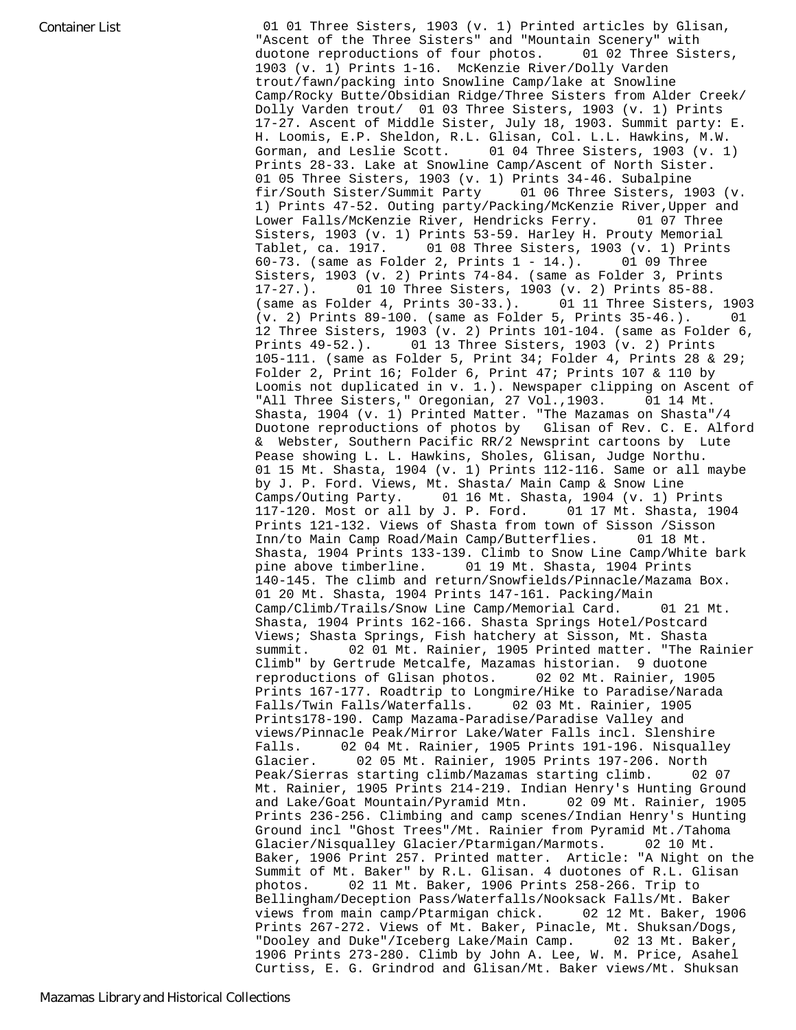Container List

01 01 Three Sisters, 1903 (v. 1) Printed articles by Glisan, "Ascent of the Three Sisters" and "Mountain Scenery" with duotone reproductions of four photos.

01 02 Three Sisters, 1903 (v. 1) Prints 1-16. McKenzie River/Dolly Varden trout/fawn/packing into Snowline Camp/lake at Snowline Camp/Rocky Butte/Obsidian Ridge/Three Sisters from Alder Creek/ Dolly Varden trout/

01 03 Three Sisters, 1903 (v. 1) Prints 17-27. Ascent of Middle Sister, July 18, 1903. Summit party: E. H. Loomis, E.P. Sheldon, R.L. Glisan, Col. L.L. Hawkins, M.W. Gorman, and Leslie Scott.

01 04 Three Sisters, 1903 (v. 1) Prints 28-33. Lake at Snowline Camp/Ascent of North Sister.

01 05 Three Sisters, 1903 (v. 1) Prints 34-46. Subalpine fir/South Sister/Summit Party

01 06 Three Sisters, 1903 (v. 1) Prints 47-52. Outing party/Packing/McKenzie River,Upper and Lower Falls/McKenzie River, Hendricks Ferry.

01 07 Three Sisters, 1903 (v. 1) Prints 53-59. Harley H. Prouty Memorial Tablet, ca. 1917.

01 08 Three Sisters, 1903 (v. 1) Prints 60-73. (same as Folder 2, Prints 1 - 14.).

01 09 Three Sisters, 1903 (v. 2) Prints 74-84. (same as Folder 3, Prints 17-27.).

01 10 Three Sisters, 1903 (v. 2) Prints 85-88. (same as Folder 4, Prints 30-33.).

01 11 Three Sisters, 1903 (v. 2) Prints 89-100. (same as Folder 5, Prints 35-46.).

01 12 Three Sisters, 1903 (v. 2) Prints 101-104. (same as Folder 6, Prints 49-52.).

01 13 Three Sisters, 1903 (v. 2) Prints 105-111. (same as Folder 5, Print 34; Folder 4, Prints 28 & 29; Folder 2, Print 16; Folder 6, Print 47; Prints 107 & 110 by Loomis not duplicated in v. 1.). Newspaper clipping on Ascent of "All Three Sisters," Oregonian, 27 Vol.,1903.

01 14 Mt. Shasta, 1904 (v. 1) Printed Matter. "The Mazamas on Shasta"/4 Duotone reproductions of photos by Glisan of Rev. C. E. Alford & Webster, Southern Pacific RR/2 Newsprint cartoons by Lute Pease showing L. L. Hawkins, Sholes, Glisan, Judge Northu.

01 15 Mt. Shasta, 1904 (v. 1) Prints 112-116. Same or all maybe by J. P. Ford. Views, Mt. Shasta/ Main Camp & Snow Line Camps/Outing Party.

01 16 Mt. Shasta, 1904 (v. 1) Prints 117-120. Most or all by J. P. Ford.

01 17 Mt. Shasta, 1904 Prints 121-132. Views of Shasta from town of Sisson /Sisson Inn/to Main Camp Road/Main Camp/Butterflies.

01 18 Mt. Shasta, 1904 Prints 133-139. Climb to Snow Line Camp/White bark pine above timberline.

01 19 Mt. Shasta, 1904 Prints 140-145. The climb and return/Snowfields/Pinnacle/Mazama Box.

01 20 Mt. Shasta, 1904 Prints 147-161. Packing/Main Camp/Climb/Trails/Snow Line Camp/Memorial Card.

01 21 Mt. Shasta, 1904 Prints 162-166. Shasta Springs Hotel/Postcard Views; Shasta Springs, Fish hatchery at Sisson, Mt. Shasta summit.

02 01 Mt. Rainier, 1905 Printed matter. "The Rainier Climb" by Gertrude Metcalfe, Mazamas historian. 9 duotone reproductions of Glisan photos.

02 02 Mt. Rainier, 1905 Prints 167-177. Roadtrip to Longmire/Hike to Paradise/Narada Falls/Twin Falls/Waterfalls.

02 03 Mt. Rainier, 1905 Prints178-190. Camp Mazama-Paradise/Paradise Valley and views/Pinnacle Peak/Mirror Lake/Water Falls incl. Slenshire Falls.

02 04 Mt. Rainier, 1905 Prints 191-196. Nisqualley Glacier.

02 05 Mt. Rainier, 1905 Prints 197-206. North Peak/Sierras starting climb/Mazamas starting climb.

02 07 Mt. Rainier, 1905 Prints 214-219. Indian Henry's Hunting Ground and Lake/Goat Mountain/Pyramid Mtn.

02 09 Mt. Rainier, 1905 Prints 236-256. Climbing and camp scenes/Indian Henry's Hunting Ground incl "Ghost Trees"/Mt. Rainier from Pyramid Mt./Tahoma Glacier/Nisqualley Glacier/Ptarmigan/Marmots.

02 10 Mt. Baker, 1906 Print 257. Printed matter. Article: "A Night on the Summit of Mt. Baker" by R.L. Glisan. 4 duotones of R.L. Glisan photos.

02 11 Mt. Baker, 1906 Prints 258-266. Trip to Bellingham/Deception Pass/Waterfalls/Nooksack Falls/Mt. Baker views from main camp/Ptarmigan chick.

02 12 Mt. Baker, 1906 Prints 267-272. Views of Mt. Baker, Pinacle, Mt. Shuksan/Dogs, "Dooley and Duke"/Iceberg Lake/Main Camp.

02 13 Mt. Baker, 1906 Prints 273-280. Climb by John A. Lee, W. M. Price, Asahel Curtiss, E. G. Grindrod and Glisan/Mt. Baker views/Mt. Shuksan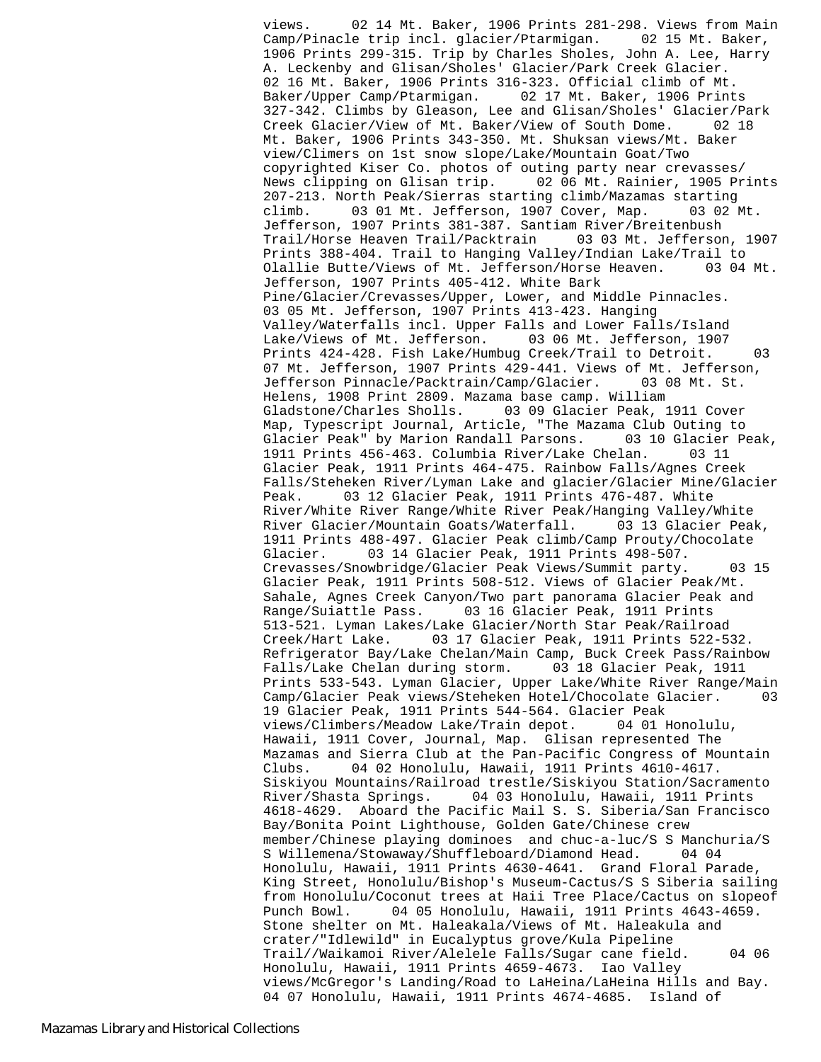views.     02 14 Mt. Baker, 1906 Prints 281-298. Views from Main Camp/Pinacle trip incl. glacier/Ptarmigan.     02 15 Mt. Baker, 1906 Prints 299-315. Trip by Charles Sholes, John A. Lee, Harry A. Leckenby and Glisan/Sholes' Glacier/Park Creek Glacier.     02 16 Mt. Baker, 1906 Prints 316-323. Official climb of Mt. Baker/Upper Camp/Ptarmigan.     02 17 Mt. Baker, 1906 Prints 327-342. Climbs by Gleason, Lee and Glisan/Sholes' Glacier/Park Creek Glacier/View of Mt. Baker/View of South Dome.     02 18 Mt. Baker, 1906 Prints 343-350. Mt. Shuksan views/Mt. Baker view/Climers on 1st snow slope/Lake/Mountain Goat/Two copyrighted Kiser Co. photos of outing party near crevasses/ News clipping on Glisan trip.     02 06 Mt. Rainier, 1905 Prints 207-213. North Peak/Sierras starting climb/Mazamas starting climb.     03 01 Mt. Jefferson, 1907 Cover, Map.     03 02 Mt. Jefferson, 1907 Prints 381-387. Santiam River/Breitenbush Trail/Horse Heaven Trail/Packtrain     03 03 Mt. Jefferson, 1907 Prints 388-404. Trail to Hanging Valley/Indian Lake/Trail to Olallie Butte/Views of Mt. Jefferson/Horse Heaven.     03 04 Mt. Jefferson, 1907 Prints 405-412. White Bark Pine/Glacier/Crevasses/Upper, Lower, and Middle Pinnacles.     03 05 Mt. Jefferson, 1907 Prints 413-423. Hanging Valley/Waterfalls incl. Upper Falls and Lower Falls/Island Lake/Views of Mt. Jefferson.     03 06 Mt. Jefferson, 1907 Prints 424-428. Fish Lake/Humbug Creek/Trail to Detroit.     03 07 Mt. Jefferson, 1907 Prints 429-441. Views of Mt. Jefferson, Jefferson Pinnacle/Packtrain/Camp/Glacier.     03 08 Mt. St. Helens, 1908 Print 2809. Mazama base camp. William Gladstone/Charles Sholls.     03 09 Glacier Peak, 1911 Cover Map, Typescript Journal, Article, "The Mazama Club Outing to Glacier Peak" by Marion Randall Parsons.     03 10 Glacier Peak, 1911 Prints 456-463. Columbia River/Lake Chelan.     03 11 Glacier Peak, 1911 Prints 464-475. Rainbow Falls/Agnes Creek Falls/Steheken River/Lyman Lake and glacier/Glacier Mine/Glacier Peak.     03 12 Glacier Peak, 1911 Prints 476-487. White River/White River Range/White River Peak/Hanging Valley/White River Glacier/Mountain Goats/Waterfall.     03 13 Glacier Peak, 1911 Prints 488-497. Glacier Peak climb/Camp Prouty/Chocolate Glacier.     03 14 Glacier Peak, 1911 Prints 498-507. Crevasses/Snowbridge/Glacier Peak Views/Summit party.     03 15 Glacier Peak, 1911 Prints 508-512. Views of Glacier Peak/Mt. Sahale, Agnes Creek Canyon/Two part panorama Glacier Peak and Range/Suiattle Pass.     03 16 Glacier Peak, 1911 Prints 513-521. Lyman Lakes/Lake Glacier/North Star Peak/Railroad Creek/Hart Lake.     03 17 Glacier Peak, 1911 Prints 522-532. Refrigerator Bay/Lake Chelan/Main Camp, Buck Creek Pass/Rainbow Falls/Lake Chelan during storm.     03 18 Glacier Peak, 1911 Prints 533-543. Lyman Glacier, Upper Lake/White River Range/Main Camp/Glacier Peak views/Steheken Hotel/Chocolate Glacier.     03 19 Glacier Peak, 1911 Prints 544-564. Glacier Peak views/Climbers/Meadow Lake/Train depot.     04 01 Honolulu, Hawaii, 1911 Cover, Journal, Map. Glisan represented The Mazamas and Sierra Club at the Pan-Pacific Congress of Mountain Clubs.     04 02 Honolulu, Hawaii, 1911 Prints 4610-4617. Siskiyou Mountains/Railroad trestle/Siskiyou Station/Sacramento River/Shasta Springs.     04 03 Honolulu, Hawaii, 1911 Prints 4618-4629. Aboard the Pacific Mail S. S. Siberia/San Francisco Bay/Bonita Point Lighthouse, Golden Gate/Chinese crew member/Chinese playing dominoes and chuc-a-luc/S S Manchuria/S S Willemena/Stowaway/Shuffleboard/Diamond Head.     04 04 Honolulu, Hawaii, 1911 Prints 4630-4641. Grand Floral Parade, King Street, Honolulu/Bishop's Museum-Cactus/S S Siberia sailing from Honolulu/Coconut trees at Haii Tree Place/Cactus on slopeof Punch Bowl.     04 05 Honolulu, Hawaii, 1911 Prints 4643-4659. Stone shelter on Mt. Haleakala/Views of Mt. Haleakula and crater/"Idlewild" in Eucalyptus grove/Kula Pipeline Trail//Waikamoi River/Alelele Falls/Sugar cane field.     04 06 Honolulu, Hawaii, 1911 Prints 4659-4673. Iao Valley views/McGregor's Landing/Road to LaHeina/LaHeina Hills and Bay.     04 07 Honolulu, Hawaii, 1911 Prints 4674-4685. Island of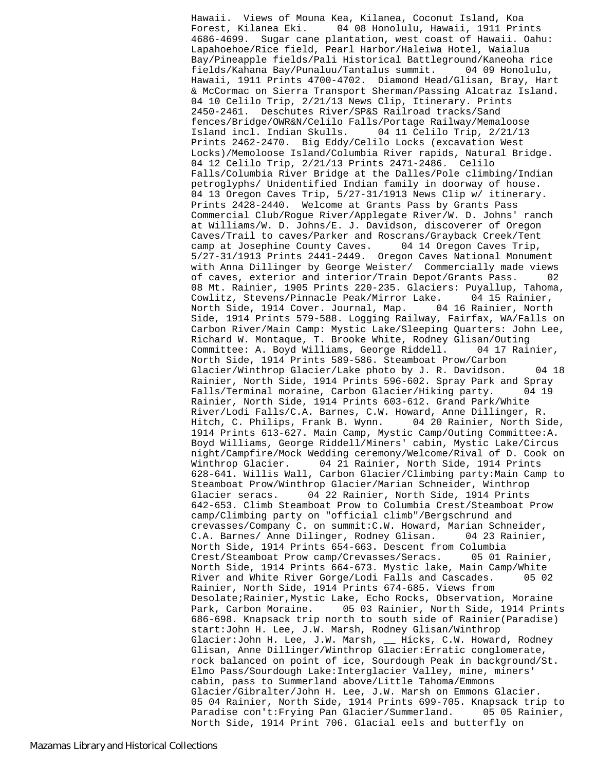Hawaii. Views of Mouna Kea, Kilanea, Coconut Island, Koa Forest, Kilanea Eki. 04 08 Honolulu, Hawaii, 1911 Prints 4686-4699. Sugar cane plantation, west coast of Hawaii. Oahu: Lapahoehoe/Rice field, Pearl Harbor/Haleiwa Hotel, Waialua Bay/Pineapple fields/Pali Historical Battleground/Kaneoha rice fields/Kahana Bay/Punaluu/Tantalus summit. 04 09 Honolulu, Hawaii, 1911 Prints 4700-4702. Diamond Head/Glisan, Bray, Hart & McCormac on Sierra Transport Sherman/Passing Alcatraz Island. 04 10 Celilo Trip, 2/21/13 News Clip, Itinerary. Prints 2450-2461. Deschutes River/SP&S Railroad tracks/Sand fences/Bridge/OWR&N/Celilo Falls/Portage Railway/Memaloose Island incl. Indian Skulls. 04 11 Celilo Trip, 2/21/13 Prints 2462-2470. Big Eddy/Celilo Locks (excavation West Locks)/Memoloose Island/Columbia River rapids, Natural Bridge. 04 12 Celilo Trip, 2/21/13 Prints 2471-2486. Celilo Falls/Columbia River Bridge at the Dalles/Pole climbing/Indian petroglyphs/ Unidentified Indian family in doorway of house. 04 13 Oregon Caves Trip, 5/27-31/1913 News Clip w/ itinerary. Prints 2428-2440. Welcome at Grants Pass by Grants Pass Commercial Club/Rogue River/Applegate River/W. D. Johns' ranch at Williams/W. D. Johns/E. J. Davidson, discoverer of Oregon Caves/Trail to caves/Parker and Roscrans/Grayback Creek/Tent camp at Josephine County Caves. 04 14 Oregon Caves Trip, 5/27-31/1913 Prints 2441-2449. Oregon Caves National Monument with Anna Dillinger by George Weister/ Commercially made views of caves, exterior and interior/Train Depot/Grants Pass. 02 08 Mt. Rainier, 1905 Prints 220-235. Glaciers: Puyallup, Tahoma, Cowlitz, Stevens/Pinnacle Peak/Mirror Lake. 04 15 Rainier, North Side, 1914 Cover. Journal, Map. 04 16 Rainier, North Side, 1914 Prints 579-588. Logging Railway, Fairfax, WA/Falls on Carbon River/Main Camp: Mystic Lake/Sleeping Quarters: John Lee, Richard W. Montaque, T. Brooke White, Rodney Glisan/Outing Committee: A. Boyd Williams, George Riddell. 04 17 Rainier, North Side, 1914 Prints 589-586. Steamboat Prow/Carbon Glacier/Winthrop Glacier/Lake photo by J. R. Davidson. 04 18 Rainier, North Side, 1914 Prints 596-602. Spray Park and Spray Falls/Terminal moraine, Carbon Glacier/Hiking party. 04 19 Rainier, North Side, 1914 Prints 603-612. Grand Park/White River/Lodi Falls/C.A. Barnes, C.W. Howard, Anne Dillinger, R. Hitch, C. Philips, Frank B. Wynn. 04 20 Rainier, North Side, 1914 Prints 613-627. Main Camp, Mystic Camp/Outing Committee:A. Boyd Williams, George Riddell/Miners' cabin, Mystic Lake/Circus night/Campfire/Mock Wedding ceremony/Welcome/Rival of D. Cook on Winthrop Glacier. 04 21 Rainier, North Side, 1914 Prints 628-641. Willis Wall, Carbon Glacier/Climbing party:Main Camp to Steamboat Prow/Winthrop Glacier/Marian Schneider, Winthrop Glacier seracs. 04 22 Rainier, North Side, 1914 Prints 642-653. Climb Steamboat Prow to Columbia Crest/Steamboat Prow camp/Climbing party on "official climb"/Bergschrund and crevasses/Company C. on summit:C.W. Howard, Marian Schneider, C.A. Barnes/ Anne Dilinger, Rodney Glisan. 04 23 Rainier, North Side, 1914 Prints 654-663. Descent from Columbia Crest/Steamboat Prow camp/Crevasses/Seracs. 05 01 Rainier, North Side, 1914 Prints 664-673. Mystic lake, Main Camp/White River and White River Gorge/Lodi Falls and Cascades. 05 02 Rainier, North Side, 1914 Prints 674-685. Views from Desolate;Rainier,Mystic Lake, Echo Rocks, Observation, Moraine Park, Carbon Moraine. 05 03 Rainier, North Side, 1914 Prints 686-698. Knapsack trip north to south side of Rainier(Paradise) start:John H. Lee, J.W. Marsh, Rodney Glisan/Winthrop Glacier:John H. Lee, J.W. Marsh, __ Hicks, C.W. Howard, Rodney Glisan, Anne Dillinger/Winthrop Glacier:Erratic conglomerate, rock balanced on point of ice, Sourdough Peak in background/St. Elmo Pass/Sourdough Lake:Interglacier Valley, mine, miners' cabin, pass to Summerland above/Little Tahoma/Emmons Glacier/Gibralter/John H. Lee, J.W. Marsh on Emmons Glacier. 05 04 Rainier, North Side, 1914 Prints 699-705. Knapsack trip to Paradise con't:Frying Pan Glacier/Summerland. 05 05 Rainier, North Side, 1914 Print 706. Glacial eels and butterfly on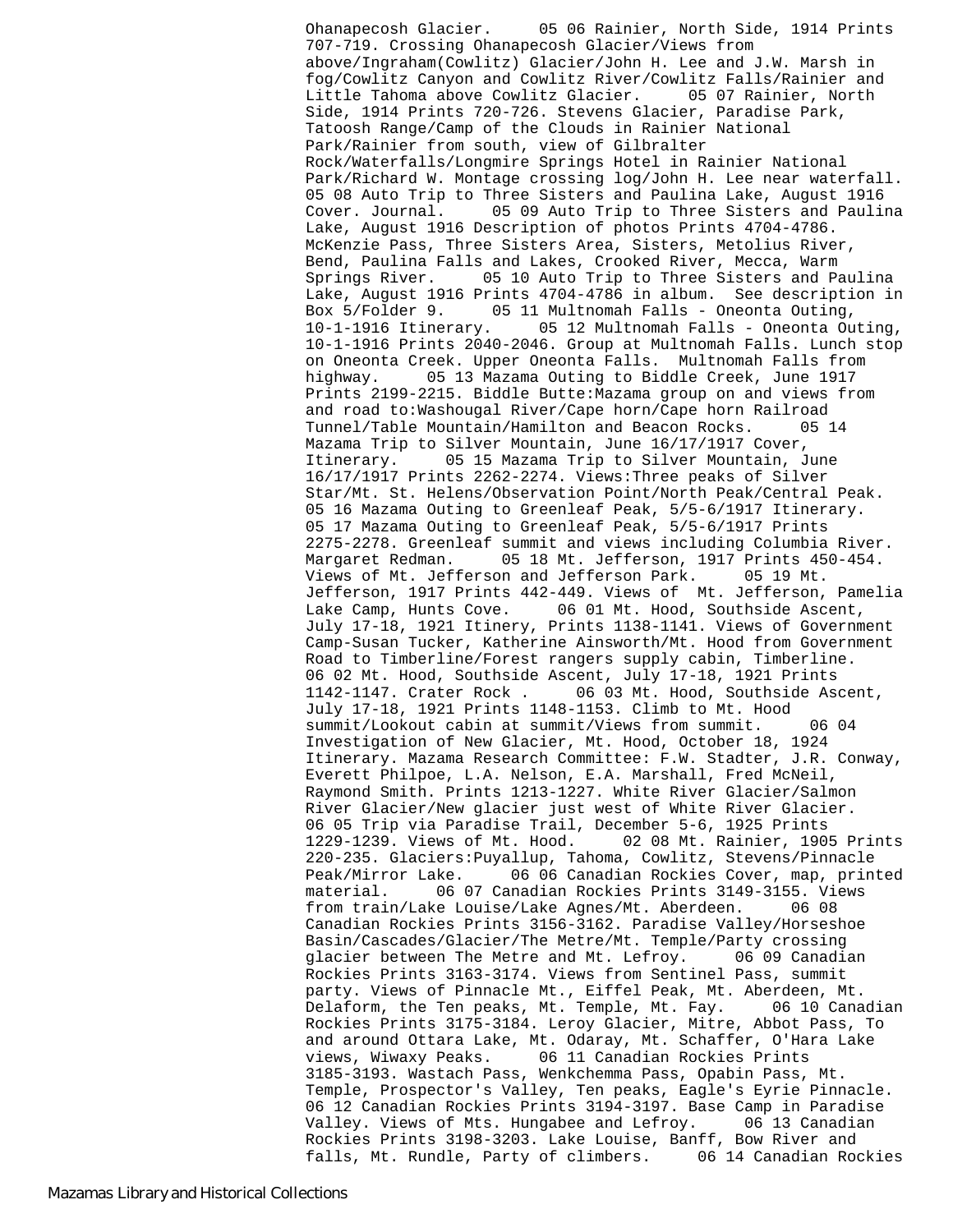Ohanapecosh Glacier.     05 06 Rainier, North Side, 1914 Prints 707-719. Crossing Ohanapecosh Glacier/Views from above/Ingraham(Cowlitz) Glacier/John H. Lee and J.W. Marsh in fog/Cowlitz Canyon and Cowlitz River/Cowlitz Falls/Rainier and Little Tahoma above Cowlitz Glacier.     05 07 Rainier, North Side, 1914 Prints 720-726. Stevens Glacier, Paradise Park, Tatoosh Range/Camp of the Clouds in Rainier National Park/Rainier from south, view of Gilbralter Rock/Waterfalls/Longmire Springs Hotel in Rainier National Park/Richard W. Montage crossing log/John H. Lee near waterfall. 05 08 Auto Trip to Three Sisters and Paulina Lake, August 1916 Cover. Journal.     05 09 Auto Trip to Three Sisters and Paulina Lake, August 1916 Description of photos Prints 4704-4786. McKenzie Pass, Three Sisters Area, Sisters, Metolius River, Bend, Paulina Falls and Lakes, Crooked River, Mecca, Warm Springs River.     05 10 Auto Trip to Three Sisters and Paulina Lake, August 1916 Prints 4704-4786 in album. See description in Box 5/Folder 9.     05 11 Multnomah Falls - Oneonta Outing, 10-1-1916 Itinerary.     05 12 Multnomah Falls - Oneonta Outing, 10-1-1916 Prints 2040-2046. Group at Multnomah Falls. Lunch stop on Oneonta Creek. Upper Oneonta Falls. Multnomah Falls from highway.     05 13 Mazama Outing to Biddle Creek, June 1917 Prints 2199-2215. Biddle Butte:Mazama group on and views from and road to:Washougal River/Cape horn/Cape horn Railroad Tunnel/Table Mountain/Hamilton and Beacon Rocks.     05 14 Mazama Trip to Silver Mountain, June 16/17/1917 Cover, Itinerary.     05 15 Mazama Trip to Silver Mountain, June 16/17/1917 Prints 2262-2274. Views:Three peaks of Silver Star/Mt. St. Helens/Observation Point/North Peak/Central Peak. 05 16 Mazama Outing to Greenleaf Peak, 5/5-6/1917 Itinerary. 05 17 Mazama Outing to Greenleaf Peak, 5/5-6/1917 Prints 2275-2278. Greenleaf summit and views including Columbia River. Margaret Redman.     05 18 Mt. Jefferson, 1917 Prints 450-454. Views of Mt. Jefferson and Jefferson Park.     05 19 Mt. Jefferson, 1917 Prints 442-449. Views of Mt. Jefferson, Pamelia Lake Camp, Hunts Cove.     06 01 Mt. Hood, Southside Ascent, July 17-18, 1921 Itinery, Prints 1138-1141. Views of Government Camp-Susan Tucker, Katherine Ainsworth/Mt. Hood from Government Road to Timberline/Forest rangers supply cabin, Timberline. 06 02 Mt. Hood, Southside Ascent, July 17-18, 1921 Prints 1142-1147. Crater Rock .     06 03 Mt. Hood, Southside Ascent, July 17-18, 1921 Prints 1148-1153. Climb to Mt. Hood summit/Lookout cabin at summit/Views from summit.     06 04 Investigation of New Glacier, Mt. Hood, October 18, 1924 Itinerary. Mazama Research Committee: F.W. Stadter, J.R. Conway, Everett Philpoe, L.A. Nelson, E.A. Marshall, Fred McNeil, Raymond Smith. Prints 1213-1227. White River Glacier/Salmon River Glacier/New glacier just west of White River Glacier. 06 05 Trip via Paradise Trail, December 5-6, 1925 Prints 1229-1239. Views of Mt. Hood.     02 08 Mt. Rainier, 1905 Prints 220-235. Glaciers:Puyallup, Tahoma, Cowlitz, Stevens/Pinnacle Peak/Mirror Lake.     06 06 Canadian Rockies Cover, map, printed material.     06 07 Canadian Rockies Prints 3149-3155. Views from train/Lake Louise/Lake Agnes/Mt. Aberdeen.     06 08 Canadian Rockies Prints 3156-3162. Paradise Valley/Horseshoe Basin/Cascades/Glacier/The Metre/Mt. Temple/Party crossing glacier between The Metre and Mt. Lefroy.     06 09 Canadian Rockies Prints 3163-3174. Views from Sentinel Pass, summit party. Views of Pinnacle Mt., Eiffel Peak, Mt. Aberdeen, Mt. Delaform, the Ten peaks, Mt. Temple, Mt. Fay.     06 10 Canadian Rockies Prints 3175-3184. Leroy Glacier, Mitre, Abbot Pass, To and around Ottara Lake, Mt. Odaray, Mt. Schaffer, O'Hara Lake views, Wiwaxy Peaks.     06 11 Canadian Rockies Prints 3185-3193. Wastach Pass, Wenkchemma Pass, Opabin Pass, Mt. Temple, Prospector's Valley, Ten peaks, Eagle's Eyrie Pinnacle. 06 12 Canadian Rockies Prints 3194-3197. Base Camp in Paradise Valley. Views of Mts. Hungabee and Lefroy.     06 13 Canadian Rockies Prints 3198-3203. Lake Louise, Banff, Bow River and falls, Mt. Rundle, Party of climbers.     06 14 Canadian Rockies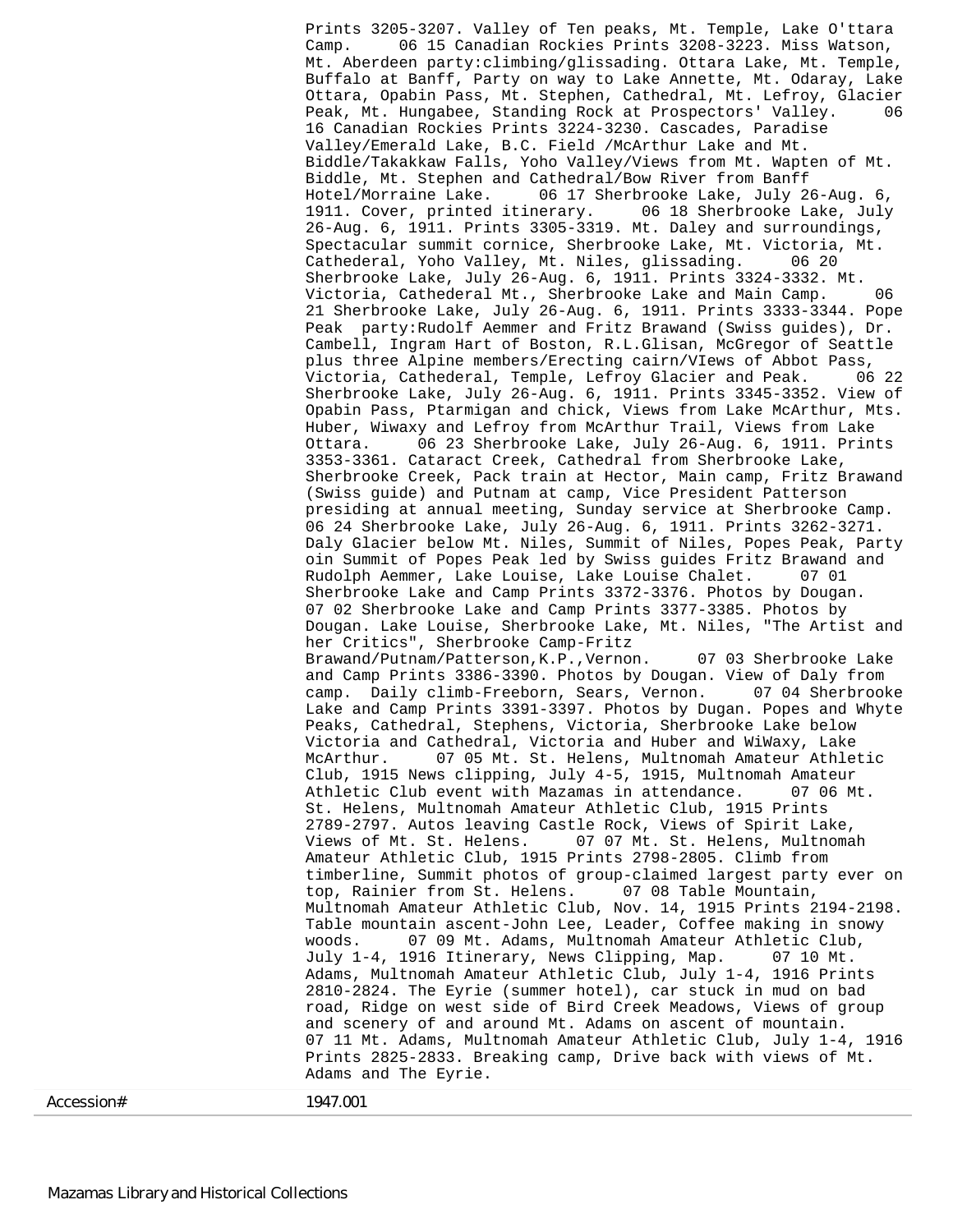Prints 3205-3207. Valley of Ten peaks, Mt. Temple, Lake O'ttara Camp.     06 15 Canadian Rockies Prints 3208-3223. Miss Watson, Mt. Aberdeen party:climbing/glissading. Ottara Lake, Mt. Temple, Buffalo at Banff, Party on way to Lake Annette, Mt. Odaray, Lake Ottara, Opabin Pass, Mt. Stephen, Cathedral, Mt. Lefroy, Glacier Peak, Mt. Hungabee, Standing Rock at Prospectors' Valley.     06 16 Canadian Rockies Prints 3224-3230. Cascades, Paradise Valley/Emerald Lake, B.C. Field /McArthur Lake and Mt. Biddle/Takakkaw Falls, Yoho Valley/Views from Mt. Wapten of Mt. Biddle, Mt. Stephen and Cathedral/Bow River from Banff Hotel/Morraine Lake.     06 17 Sherbrooke Lake, July 26-Aug. 6, 1911. Cover, printed itinerary.     06 18 Sherbrooke Lake, July 26-Aug. 6, 1911. Prints 3305-3319. Mt. Daley and surroundings, Spectacular summit cornice, Sherbrooke Lake, Mt. Victoria, Mt. Cathederal, Yoho Valley, Mt. Niles, glissading.     06 20 Sherbrooke Lake, July 26-Aug. 6, 1911. Prints 3324-3332. Mt. Victoria, Cathederal Mt., Sherbrooke Lake and Main Camp.     06 21 Sherbrooke Lake, July 26-Aug. 6, 1911. Prints 3333-3344. Pope Peak  party:Rudolf Aemmer and Fritz Brawand (Swiss guides), Dr. Cambell, Ingram Hart of Boston, R.L.Glisan, McGregor of Seattle plus three Alpine members/Erecting cairn/VIews of Abbot Pass, Victoria, Cathederal, Temple, Lefroy Glacier and Peak.     06 22 Sherbrooke Lake, July 26-Aug. 6, 1911. Prints 3345-3352. View of Opabin Pass, Ptarmigan and chick, Views from Lake McArthur, Mts. Huber, Wiwaxy and Lefroy from McArthur Trail, Views from Lake Ottara.     06 23 Sherbrooke Lake, July 26-Aug. 6, 1911. Prints 3353-3361. Cataract Creek, Cathedral from Sherbrooke Lake, Sherbrooke Creek, Pack train at Hector, Main camp, Fritz Brawand (Swiss guide) and Putnam at camp, Vice President Patterson presiding at annual meeting, Sunday service at Sherbrooke Camp.     06 24 Sherbrooke Lake, July 26-Aug. 6, 1911. Prints 3262-3271. Daly Glacier below Mt. Niles, Summit of Niles, Popes Peak, Party oin Summit of Popes Peak led by Swiss guides Fritz Brawand and Rudolph Aemmer, Lake Louise, Lake Louise Chalet.     07 01 Sherbrooke Lake and Camp Prints 3372-3376. Photos by Dougan.     07 02 Sherbrooke Lake and Camp Prints 3377-3385. Photos by Dougan. Lake Louise, Sherbrooke Lake, Mt. Niles, "The Artist and her Critics", Sherbrooke Camp-Fritz Brawand/Putnam/Patterson,K.P.,Vernon.     07 03 Sherbrooke Lake and Camp Prints 3386-3390. Photos by Dougan. View of Daly from camp.  Daily climb-Freeborn, Sears, Vernon.     07 04 Sherbrooke Lake and Camp Prints 3391-3397. Photos by Dugan. Popes and Whyte Peaks, Cathedral, Stephens, Victoria, Sherbrooke Lake below Victoria and Cathedral, Victoria and Huber and WiWaxy, Lake McArthur.     07 05 Mt. St. Helens, Multnomah Amateur Athletic Club, 1915 News clipping, July 4-5, 1915, Multnomah Amateur Athletic Club event with Mazamas in attendance.     07 06 Mt. St. Helens, Multnomah Amateur Athletic Club, 1915 Prints 2789-2797. Autos leaving Castle Rock, Views of Spirit Lake, Views of Mt. St. Helens.     07 07 Mt. St. Helens, Multnomah Amateur Athletic Club, 1915 Prints 2798-2805. Climb from timberline, Summit photos of group-claimed largest party ever on top, Rainier from St. Helens.     07 08 Table Mountain, Multnomah Amateur Athletic Club, Nov. 14, 1915 Prints 2194-2198. Table mountain ascent-John Lee, Leader, Coffee making in snowy woods.     07 09 Mt. Adams, Multnomah Amateur Athletic Club, July 1-4, 1916 Itinerary, News Clipping, Map.     07 10 Mt. Adams, Multnomah Amateur Athletic Club, July 1-4, 1916 Prints 2810-2824. The Eyrie (summer hotel), car stuck in mud on bad road, Ridge on west side of Bird Creek Meadows, Views of group and scenery of and around Mt. Adams on ascent of mountain.     07 11 Mt. Adams, Multnomah Amateur Athletic Club, July 1-4, 1916 Prints 2825-2833. Breaking camp, Drive back with views of Mt. Adams and The Eyrie.

| Accession# | 1947.001 |
|---|---|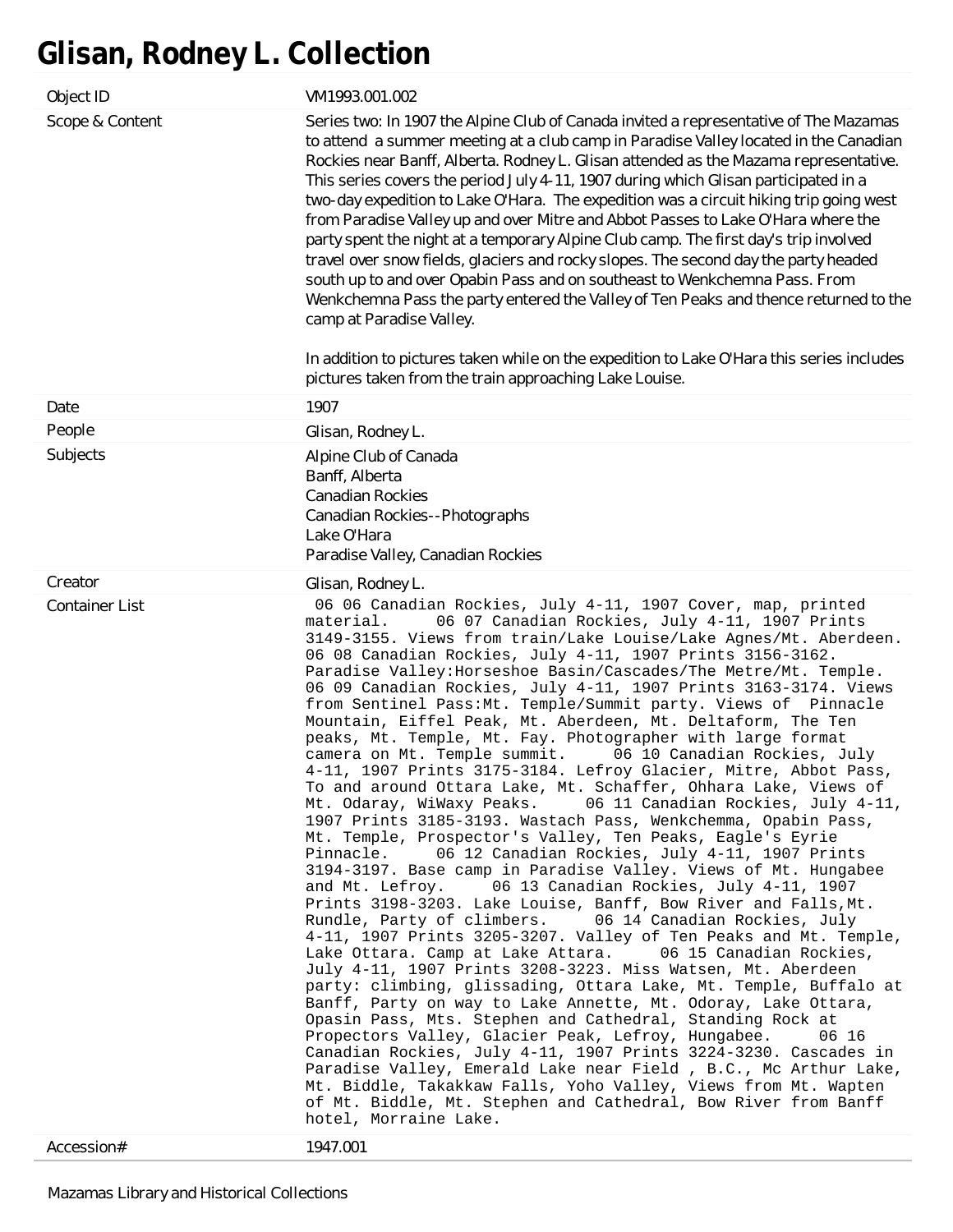# Glisan, Rodney L. Collection

| | |
|---|---|
| Object ID | VM1993.001.002 |
| Scope & Content | Series two: In 1907 the Alpine Club of Canada invited a representative of The Mazamas to attend a summer meeting at a club camp in Paradise Valley located in the Canadian Rockies near Banff, Alberta. Rodney L. Glisan attended as the Mazama representative. This series covers the period July 4-11, 1907 during which Glisan participated in a two-day expedition to Lake O'Hara. The expedition was a circuit hiking trip going west from Paradise Valley up and over Mitre and Abbot Passes to Lake O'Hara where the party spent the night at a temporary Alpine Club camp. The first day's trip involved travel over snow fields, glaciers and rocky slopes. The second day the party headed south up to and over Opabin Pass and on southeast to Wenkchemna Pass. From Wenkchemna Pass the party entered the Valley of Ten Peaks and thence returned to the camp at Paradise Valley.<br><br>In addition to pictures taken while on the expedition to Lake O'Hara this series includes pictures taken from the train approaching Lake Louise. |
| Date | 1907 |
| People | Glisan, Rodney L. |
| Subjects | Alpine Club of Canada<br>Banff, Alberta<br>Canadian Rockies<br>Canadian Rockies--Photographs<br>Lake O'Hara<br>Paradise Valley, Canadian Rockies |
| Creator | Glisan, Rodney L. |
| Container List | 06 06 Canadian Rockies, July 4-11, 1907 Cover, map, printed material. 06 07 Canadian Rockies, July 4-11, 1907 Prints 3149-3155. Views from train/Lake Louise/Lake Agnes/Mt. Aberdeen. 06 08 Canadian Rockies, July 4-11, 1907 Prints 3156-3162. Paradise Valley:Horseshoe Basin/Cascades/The Metre/Mt. Temple. 06 09 Canadian Rockies, July 4-11, 1907 Prints 3163-3174. Views from Sentinel Pass:Mt. Temple/Summit party. Views of Pinnacle Mountain, Eiffel Peak, Mt. Aberdeen, Mt. Deltaform, The Ten peaks, Mt. Temple, Mt. Fay. Photographer with large format camera on Mt. Temple summit. 06 10 Canadian Rockies, July 4-11, 1907 Prints 3175-3184. Lefroy Glacier, Mitre, Abbot Pass, To and around Ottara Lake, Mt. Schaffer, Ohhara Lake, Views of Mt. Odaray, WiWaxy Peaks. 06 11 Canadian Rockies, July 4-11, 1907 Prints 3185-3193. Wastach Pass, Wenkchemma, Opabin Pass, Mt. Temple, Prospector's Valley, Ten Peaks, Eagle's Eyrie Pinnacle. 06 12 Canadian Rockies, July 4-11, 1907 Prints 3194-3197. Base camp in Paradise Valley. Views of Mt. Hungabee and Mt. Lefroy. 06 13 Canadian Rockies, July 4-11, 1907 Prints 3198-3203. Lake Louise, Banff, Bow River and Falls,Mt. Rundle, Party of climbers. 06 14 Canadian Rockies, July 4-11, 1907 Prints 3205-3207. Valley of Ten Peaks and Mt. Temple, Lake Ottara. Camp at Lake Attara. 06 15 Canadian Rockies, July 4-11, 1907 Prints 3208-3223. Miss Watsen, Mt. Aberdeen party: climbing, glissading, Ottara Lake, Mt. Temple, Buffalo at Banff, Party on way to Lake Annette, Mt. Odoray, Lake Ottara, Opasin Pass, Mts. Stephen and Cathedral, Standing Rock at Propectors Valley, Glacier Peak, Lefroy, Hungabee. 06 16 Canadian Rockies, July 4-11, 1907 Prints 3224-3230. Cascades in Paradise Valley, Emerald Lake near Field , B.C., Mc Arthur Lake, Mt. Biddle, Takakkaw Falls, Yoho Valley, Views from Mt. Wapten of Mt. Biddle, Mt. Stephen and Cathedral, Bow River from Banff hotel, Morraine Lake. |
| Accession# | 1947.001 |

Mazamas Library and Historical Collections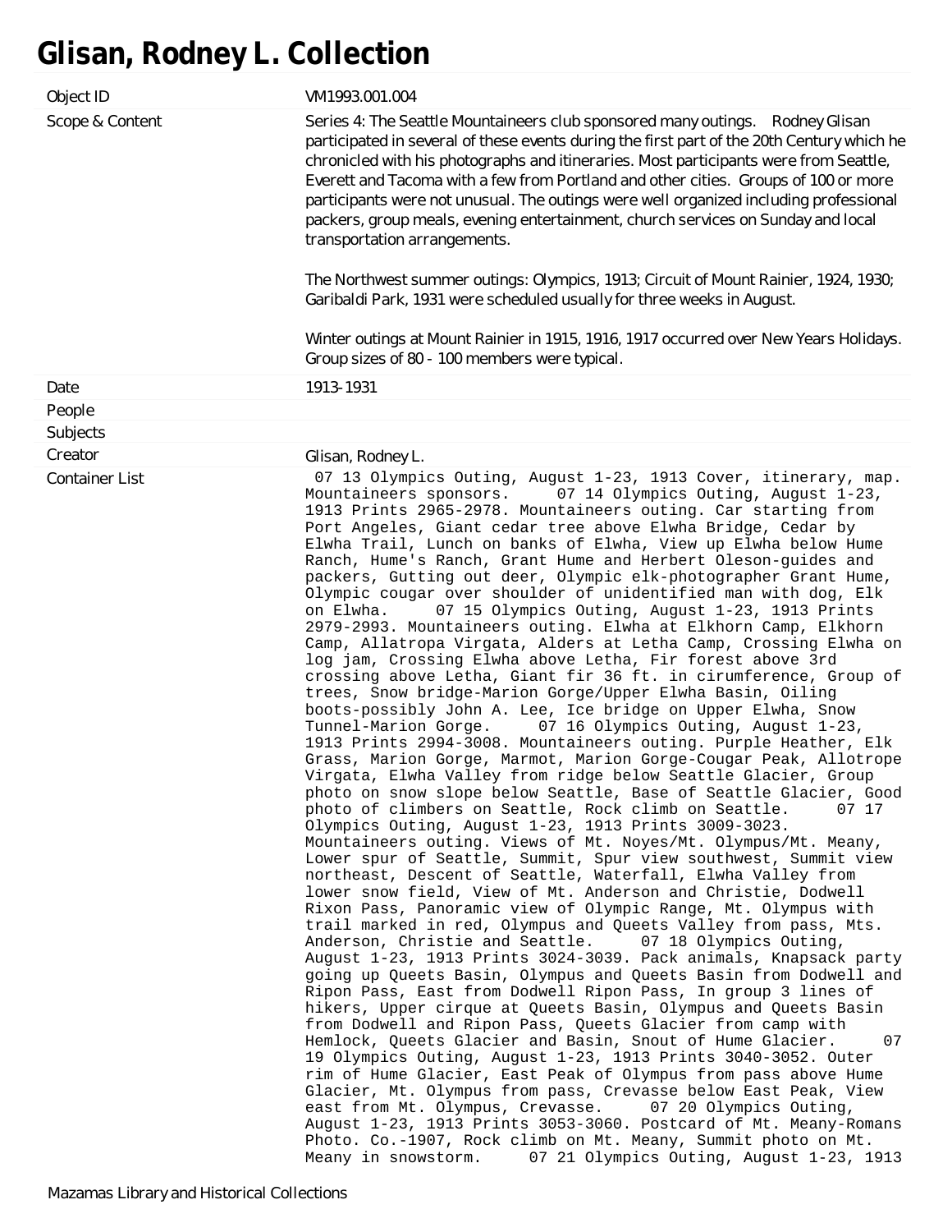# Glisan, Rodney L. Collection

| | |
|---|---|
| Object ID | VM1993.001.004 |
| Scope & Content | Series 4: The Seattle Mountaineers club sponsored many outings. Rodney Glisan participated in several of these events during the first part of the 20th Century which he chronicled with his photographs and itineraries. Most participants were from Seattle, Everett and Tacoma with a few from Portland and other cities. Groups of 100 or more participants were not unusual. The outings were well organized including professional packers, group meals, evening entertainment, church services on Sunday and local transportation arrangements.<br><br>The Northwest summer outings: Olympics, 1913; Circuit of Mount Rainier, 1924, 1930; Garibaldi Park, 1931 were scheduled usually for three weeks in August.<br><br>Winter outings at Mount Rainier in 1915, 1916, 1917 occurred over New Years Holidays. Group sizes of 80 - 100 members were typical. |
| Date | 1913-1931 |
| People | |
| Subjects | |
| Creator | Glisan, Rodney L. |
| Container List | 07 13 Olympics Outing, August 1-23, 1913 Cover, itinerary, map. Mountaineers sponsors. 07 14 Olympics Outing, August 1-23, 1913 Prints 2965-2978. Mountaineers outing. Car starting from Port Angeles, Giant cedar tree above Elwha Bridge, Cedar by Elwha Trail, Lunch on banks of Elwha, View up Elwha below Hume Ranch, Hume's Ranch, Grant Hume and Herbert Oleson-guides and packers, Gutting out deer, Olympic elk-photographer Grant Hume, Olympic cougar over shoulder of unidentified man with dog, Elk on Elwha. 07 15 Olympics Outing, August 1-23, 1913 Prints 2979-2993. Mountaineers outing. Elwha at Elkhorn Camp, Elkhorn Camp, Allatropa Virgata, Alders at Letha Camp, Crossing Elwha on log jam, Crossing Elwha above Letha, Fir forest above 3rd crossing above Letha, Giant fir 36 ft. in cirumference, Group of trees, Snow bridge-Marion Gorge/Upper Elwha Basin, Oiling boots-possibly John A. Lee, Ice bridge on Upper Elwha, Snow Tunnel-Marion Gorge. 07 16 Olympics Outing, August 1-23, 1913 Prints 2994-3008. Mountaineers outing. Purple Heather, Elk Grass, Marion Gorge, Marmot, Marion Gorge-Cougar Peak, Allotrope Virgata, Elwha Valley from ridge below Seattle Glacier, Group photo on snow slope below Seattle, Base of Seattle Glacier, Good photo of climbers on Seattle, Rock climb on Seattle. 07 17 Olympics Outing, August 1-23, 1913 Prints 3009-3023. Mountaineers outing. Views of Mt. Noyes/Mt. Olympus/Mt. Meany, Lower spur of Seattle, Summit, Spur view southwest, Summit view northeast, Descent of Seattle, Waterfall, Elwha Valley from lower snow field, View of Mt. Anderson and Christie, Dodwell Rixon Pass, Panoramic view of Olympic Range, Mt. Olympus with trail marked in red, Olympus and Queets Valley from pass, Mts. Anderson, Christie and Seattle. 07 18 Olympics Outing, August 1-23, 1913 Prints 3024-3039. Pack animals, Knapsack party going up Queets Basin, Olympus and Queets Basin from Dodwell and Ripon Pass, East from Dodwell Ripon Pass, In group 3 lines of hikers, Upper cirque at Queets Basin, Olympus and Queets Basin from Dodwell and Ripon Pass, Queets Glacier from camp with Hemlock, Queets Glacier and Basin, Snout of Hume Glacier. 07 19 Olympics Outing, August 1-23, 1913 Prints 3040-3052. Outer rim of Hume Glacier, East Peak of Olympus from pass above Hume Glacier, Mt. Olympus from pass, Crevasse below East Peak, View east from Mt. Olympus, Crevasse. 07 20 Olympics Outing, August 1-23, 1913 Prints 3053-3060. Postcard of Mt. Meany-Romans Photo. Co.-1907, Rock climb on Mt. Meany, Summit photo on Mt. Meany in snowstorm. 07 21 Olympics Outing, August 1-23, 1913 |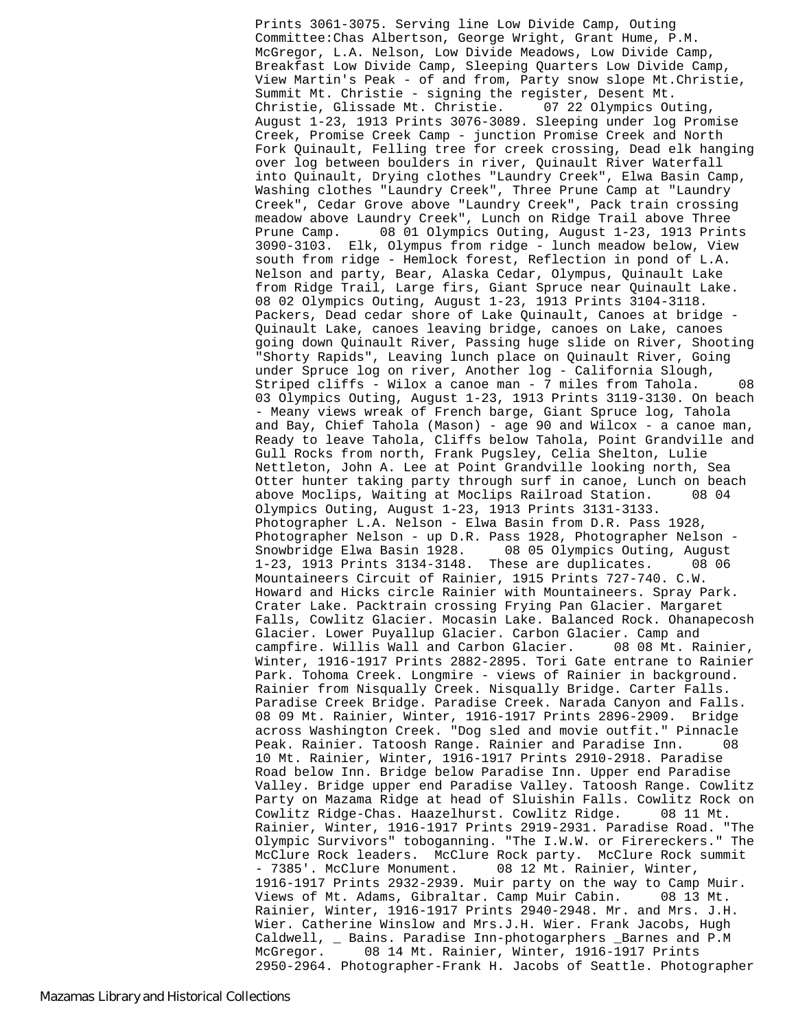Prints 3061-3075. Serving line Low Divide Camp, Outing Committee:Chas Albertson, George Wright, Grant Hume, P.M. McGregor, L.A. Nelson, Low Divide Meadows, Low Divide Camp, Breakfast Low Divide Camp, Sleeping Quarters Low Divide Camp, View Martin's Peak - of and from, Party snow slope Mt.Christie, Summit Mt. Christie - signing the register, Desent Mt. Christie, Glissade Mt. Christie. 07 22 Olympics Outing, August 1-23, 1913 Prints 3076-3089. Sleeping under log Promise Creek, Promise Creek Camp - junction Promise Creek and North Fork Quinault, Felling tree for creek crossing, Dead elk hanging over log between boulders in river, Quinault River Waterfall into Quinault, Drying clothes "Laundry Creek", Elwa Basin Camp, Washing clothes "Laundry Creek", Three Prune Camp at "Laundry Creek", Cedar Grove above "Laundry Creek", Pack train crossing meadow above Laundry Creek", Lunch on Ridge Trail above Three Prune Camp. 08 01 Olympics Outing, August 1-23, 1913 Prints 3090-3103. Elk, Olympus from ridge - lunch meadow below, View south from ridge - Hemlock forest, Reflection in pond of L.A. Nelson and party, Bear, Alaska Cedar, Olympus, Quinault Lake from Ridge Trail, Large firs, Giant Spruce near Quinault Lake. 08 02 Olympics Outing, August 1-23, 1913 Prints 3104-3118. Packers, Dead cedar shore of Lake Quinault, Canoes at bridge - Quinault Lake, canoes leaving bridge, canoes on Lake, canoes going down Quinault River, Passing huge slide on River, Shooting "Shorty Rapids", Leaving lunch place on Quinault River, Going under Spruce log on river, Another log - California Slough, Striped cliffs - Wilox a canoe man - 7 miles from Tahola. 08 03 Olympics Outing, August 1-23, 1913 Prints 3119-3130. On beach - Meany views wreak of French barge, Giant Spruce log, Tahola and Bay, Chief Tahola (Mason) - age 90 and Wilcox - a canoe man, Ready to leave Tahola, Cliffs below Tahola, Point Grandville and Gull Rocks from north, Frank Pugsley, Celia Shelton, Lulie Nettleton, John A. Lee at Point Grandville looking north, Sea Otter hunter taking party through surf in canoe, Lunch on beach above Moclips, Waiting at Moclips Railroad Station. 08 04 Olympics Outing, August 1-23, 1913 Prints 3131-3133. Photographer L.A. Nelson - Elwa Basin from D.R. Pass 1928, Photographer Nelson - up D.R. Pass 1928, Photographer Nelson - Snowbridge Elwa Basin 1928. 08 05 Olympics Outing, August 1-23, 1913 Prints 3134-3148. These are duplicates. 08 06 Mountaineers Circuit of Rainier, 1915 Prints 727-740. C.W. Howard and Hicks circle Rainier with Mountaineers. Spray Park. Crater Lake. Packtrain crossing Frying Pan Glacier. Margaret Falls, Cowlitz Glacier. Mocasin Lake. Balanced Rock. Ohanapecosh Glacier. Lower Puyallup Glacier. Carbon Glacier. Camp and campfire. Willis Wall and Carbon Glacier. 08 08 Mt. Rainier, Winter, 1916-1917 Prints 2882-2895. Tori Gate entrane to Rainier Park. Tohoma Creek. Longmire - views of Rainier in background. Rainier from Nisqually Creek. Nisqually Bridge. Carter Falls. Paradise Creek Bridge. Paradise Creek. Narada Canyon and Falls. 08 09 Mt. Rainier, Winter, 1916-1917 Prints 2896-2909. Bridge across Washington Creek. "Dog sled and movie outfit." Pinnacle Peak. Rainier. Tatoosh Range. Rainier and Paradise Inn. 08 10 Mt. Rainier, Winter, 1916-1917 Prints 2910-2918. Paradise Road below Inn. Bridge below Paradise Inn. Upper end Paradise Valley. Bridge upper end Paradise Valley. Tatoosh Range. Cowlitz Party on Mazama Ridge at head of Sluishin Falls. Cowlitz Rock on Cowlitz Ridge-Chas. Haazelhurst. Cowlitz Ridge. 08 11 Mt. Rainier, Winter, 1916-1917 Prints 2919-2931. Paradise Road. "The Olympic Survivors" toboganning. "The I.W.W. or Firereckers." The McClure Rock leaders. McClure Rock party. McClure Rock summit - 7385'. McClure Monument. 08 12 Mt. Rainier, Winter, 1916-1917 Prints 2932-2939. Muir party on the way to Camp Muir. Views of Mt. Adams, Gibraltar. Camp Muir Cabin. 08 13 Mt. Rainier, Winter, 1916-1917 Prints 2940-2948. Mr. and Mrs. J.H. Wier. Catherine Winslow and Mrs.J.H. Wier. Frank Jacobs, Hugh Caldwell, _ Bains. Paradise Inn-photogarphers _Barnes and P.M McGregor. 08 14 Mt. Rainier, Winter, 1916-1917 Prints 2950-2964. Photographer-Frank H. Jacobs of Seattle. Photographer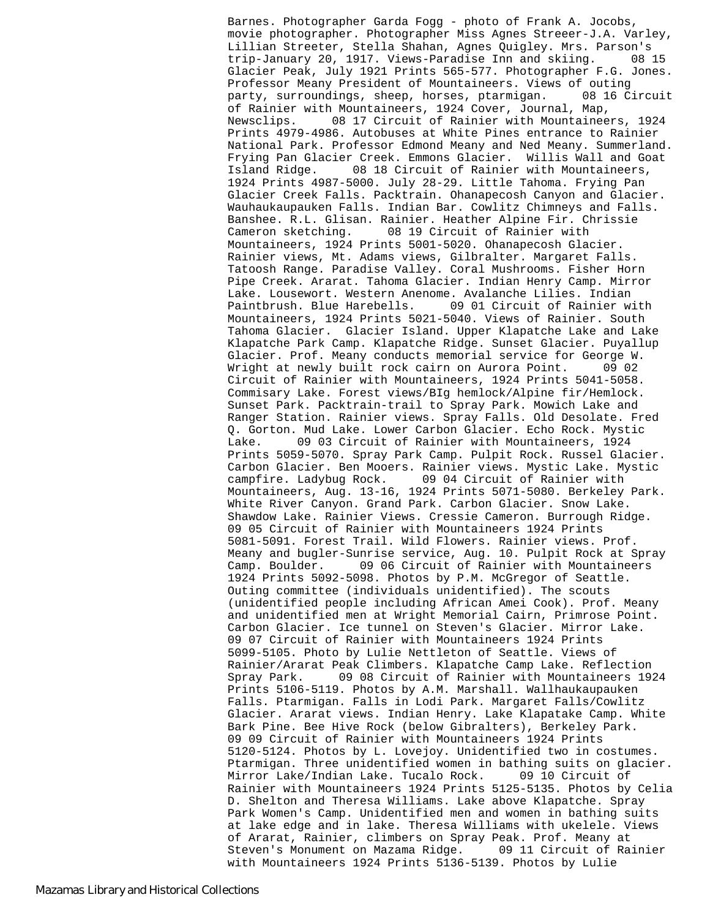Barnes. Photographer Garda Fogg - photo of Frank A. Jocobs, movie photographer. Photographer Miss Agnes Streeer-J.A. Varley, Lillian Streeter, Stella Shahan, Agnes Quigley. Mrs. Parson's trip-January 20, 1917. Views-Paradise Inn and skiing. 08 15 Glacier Peak, July 1921 Prints 565-577. Photographer F.G. Jones. Professor Meany President of Mountaineers. Views of outing party, surroundings, sheep, horses, ptarmigan. 08 16 Circuit of Rainier with Mountaineers, 1924 Cover, Journal, Map, Newsclips. 08 17 Circuit of Rainier with Mountaineers, 1924 Prints 4979-4986. Autobuses at White Pines entrance to Rainier National Park. Professor Edmond Meany and Ned Meany. Summerland. Frying Pan Glacier Creek. Emmons Glacier. Willis Wall and Goat Island Ridge. 08 18 Circuit of Rainier with Mountaineers, 1924 Prints 4987-5000. July 28-29. Little Tahoma. Frying Pan Glacier Creek Falls. Packtrain. Ohanapecosh Canyon and Glacier. Wauhaukaupauken Falls. Indian Bar. Cowlitz Chimneys and Falls. Banshee. R.L. Glisan. Rainier. Heather Alpine Fir. Chrissie Cameron sketching. 08 19 Circuit of Rainier with Mountaineers, 1924 Prints 5001-5020. Ohanapecosh Glacier. Rainier views, Mt. Adams views, Gilbralter. Margaret Falls. Tatoosh Range. Paradise Valley. Coral Mushrooms. Fisher Horn Pipe Creek. Ararat. Tahoma Glacier. Indian Henry Camp. Mirror Lake. Lousewort. Western Anenome. Avalanche Lilies. Indian Paintbrush. Blue Harebells. 09 01 Circuit of Rainier with Mountaineers, 1924 Prints 5021-5040. Views of Rainier. South Tahoma Glacier. Glacier Island. Upper Klapatche Lake and Lake Klapatche Park Camp. Klapatche Ridge. Sunset Glacier. Puyallup Glacier. Prof. Meany conducts memorial service for George W. Wright at newly built rock cairn on Aurora Point. 09 02 Circuit of Rainier with Mountaineers, 1924 Prints 5041-5058. Commisary Lake. Forest views/BIg hemlock/Alpine fir/Hemlock. Sunset Park. Packtrain-trail to Spray Park. Mowich Lake and Ranger Station. Rainier views. Spray Falls. Old Desolate. Fred Q. Gorton. Mud Lake. Lower Carbon Glacier. Echo Rock. Mystic Lake. 09 03 Circuit of Rainier with Mountaineers, 1924 Prints 5059-5070. Spray Park Camp. Pulpit Rock. Russel Glacier. Carbon Glacier. Ben Mooers. Rainier views. Mystic Lake. Mystic campfire. Ladybug Rock. 09 04 Circuit of Rainier with Mountaineers, Aug. 13-16, 1924 Prints 5071-5080. Berkeley Park. White River Canyon. Grand Park. Carbon Glacier. Snow Lake. Shawdow Lake. Rainier Views. Cressie Cameron. Burrough Ridge. 09 05 Circuit of Rainier with Mountaineers 1924 Prints 5081-5091. Forest Trail. Wild Flowers. Rainier views. Prof. Meany and bugler-Sunrise service, Aug. 10. Pulpit Rock at Spray Camp. Boulder. 09 06 Circuit of Rainier with Mountaineers 1924 Prints 5092-5098. Photos by P.M. McGregor of Seattle. Outing committee (individuals unidentified). The scouts (unidentified people including African Amei Cook). Prof. Meany and unidentified men at Wright Memorial Cairn, Primrose Point. Carbon Glacier. Ice tunnel on Steven's Glacier. Mirror Lake. 09 07 Circuit of Rainier with Mountaineers 1924 Prints 5099-5105. Photo by Lulie Nettleton of Seattle. Views of Rainier/Ararat Peak Climbers. Klapatche Camp Lake. Reflection Spray Park. 09 08 Circuit of Rainier with Mountaineers 1924 Prints 5106-5119. Photos by A.M. Marshall. Wallhaukaupauken Falls. Ptarmigan. Falls in Lodi Park. Margaret Falls/Cowlitz Glacier. Ararat views. Indian Henry. Lake Klapatake Camp. White Bark Pine. Bee Hive Rock (below Gibralters), Berkeley Park. 09 09 Circuit of Rainier with Mountaineers 1924 Prints 5120-5124. Photos by L. Lovejoy. Unidentified two in costumes. Ptarmigan. Three unidentified women in bathing suits on glacier. Mirror Lake/Indian Lake. Tucalo Rock. 09 10 Circuit of Rainier with Mountaineers 1924 Prints 5125-5135. Photos by Celia D. Shelton and Theresa Williams. Lake above Klapatche. Spray Park Women's Camp. Unidentified men and women in bathing suits at lake edge and in lake. Theresa Williams with ukelele. Views of Ararat, Rainier, climbers on Spray Peak. Prof. Meany at Steven's Monument on Mazama Ridge. 09 11 Circuit of Rainier with Mountaineers 1924 Prints 5136-5139. Photos by Lulie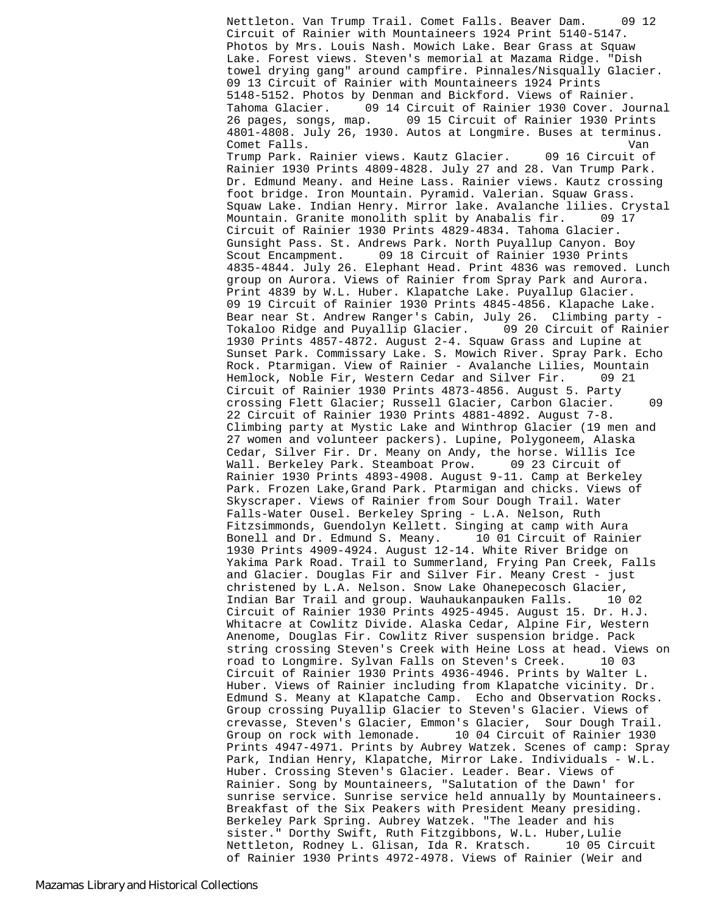Nettleton. Van Trump Trail. Comet Falls. Beaver Dam. 09 12 Circuit of Rainier with Mountaineers 1924 Print 5140-5147. Photos by Mrs. Louis Nash. Mowich Lake. Bear Grass at Squaw Lake. Forest views. Steven's memorial at Mazama Ridge. "Dish towel drying gang" around campfire. Pinnales/Nisqually Glacier. 09 13 Circuit of Rainier with Mountaineers 1924 Prints 5148-5152. Photos by Denman and Bickford. Views of Rainier. Tahoma Glacier. 09 14 Circuit of Rainier 1930 Cover. Journal 26 pages, songs, map. 09 15 Circuit of Rainier 1930 Prints 4801-4808. July 26, 1930. Autos at Longmire. Buses at terminus. Comet Falls. Van Trump Park. Rainier views. Kautz Glacier. 09 16 Circuit of Rainier 1930 Prints 4809-4828. July 27 and 28. Van Trump Park. Dr. Edmund Meany. and Heine Lass. Rainier views. Kautz crossing foot bridge. Iron Mountain. Pyramid. Valerian. Squaw Grass. Squaw Lake. Indian Henry. Mirror lake. Avalanche lilies. Crystal Mountain. Granite monolith split by Anabalis fir. 09 17 Circuit of Rainier 1930 Prints 4829-4834. Tahoma Glacier. Gunsight Pass. St. Andrews Park. North Puyallup Canyon. Boy Scout Encampment. 09 18 Circuit of Rainier 1930 Prints 4835-4844. July 26. Elephant Head. Print 4836 was removed. Lunch group on Aurora. Views of Rainier from Spray Park and Aurora. Print 4839 by W.L. Huber. Klapatche Lake. Puyallup Glacier. 09 19 Circuit of Rainier 1930 Prints 4845-4856. Klapache Lake. Bear near St. Andrew Ranger's Cabin, July 26. Climbing party - Tokaloo Ridge and Puyallip Glacier. 09 20 Circuit of Rainier 1930 Prints 4857-4872. August 2-4. Squaw Grass and Lupine at Sunset Park. Commissary Lake. S. Mowich River. Spray Park. Echo Rock. Ptarmigan. View of Rainier - Avalanche Lilies, Mountain Hemlock, Noble Fir, Western Cedar and Silver Fir. 09 21 Circuit of Rainier 1930 Prints 4873-4856. August 5. Party crossing Flett Glacier; Russell Glacier, Carbon Glacier. 09 22 Circuit of Rainier 1930 Prints 4881-4892. August 7-8. Climbing party at Mystic Lake and Winthrop Glacier (19 men and 27 women and volunteer packers). Lupine, Polygoneem, Alaska Cedar, Silver Fir. Dr. Meany on Andy, the horse. Willis Ice Wall. Berkeley Park. Steamboat Prow. 09 23 Circuit of Rainier 1930 Prints 4893-4908. August 9-11. Camp at Berkeley Park. Frozen Lake,Grand Park. Ptarmigan and chicks. Views of Skyscraper. Views of Rainier from Sour Dough Trail. Water Falls-Water Ousel. Berkeley Spring - L.A. Nelson, Ruth Fitzsimmonds, Guendolyn Kellett. Singing at camp with Aura Bonell and Dr. Edmund S. Meany. 10 01 Circuit of Rainier 1930 Prints 4909-4924. August 12-14. White River Bridge on Yakima Park Road. Trail to Summerland, Frying Pan Creek, Falls and Glacier. Douglas Fir and Silver Fir. Meany Crest - just christened by L.A. Nelson. Snow Lake Ohanepecosch Glacier, Indian Bar Trail and group. Wauhaukanpauken Falls. 10 02 Circuit of Rainier 1930 Prints 4925-4945. August 15. Dr. H.J. Whitacre at Cowlitz Divide. Alaska Cedar, Alpine Fir, Western Anenome, Douglas Fir. Cowlitz River suspension bridge. Pack string crossing Steven's Creek with Heine Loss at head. Views on road to Longmire. Sylvan Falls on Steven's Creek. 10 03 Circuit of Rainier 1930 Prints 4936-4946. Prints by Walter L. Huber. Views of Rainier including from Klapatche vicinity. Dr. Edmund S. Meany at Klapatche Camp. Echo and Observation Rocks. Group crossing Puyallip Glacier to Steven's Glacier. Views of crevasse, Steven's Glacier, Emmon's Glacier, Sour Dough Trail. Group on rock with lemonade. 10 04 Circuit of Rainier 1930 Prints 4947-4971. Prints by Aubrey Watzek. Scenes of camp: Spray Park, Indian Henry, Klapatche, Mirror Lake. Individuals - W.L. Huber. Crossing Steven's Glacier. Leader. Bear. Views of Rainier. Song by Mountaineers, "Salutation of the Dawn' for sunrise service. Sunrise service held annually by Mountaineers. Breakfast of the Six Peakers with President Meany presiding. Berkeley Park Spring. Aubrey Watzek. "The leader and his sister." Dorthy Swift, Ruth Fitzgibbons, W.L. Huber,Lulie Nettleton, Rodney L. Glisan, Ida R. Kratsch. 10 05 Circuit of Rainier 1930 Prints 4972-4978. Views of Rainier (Weir and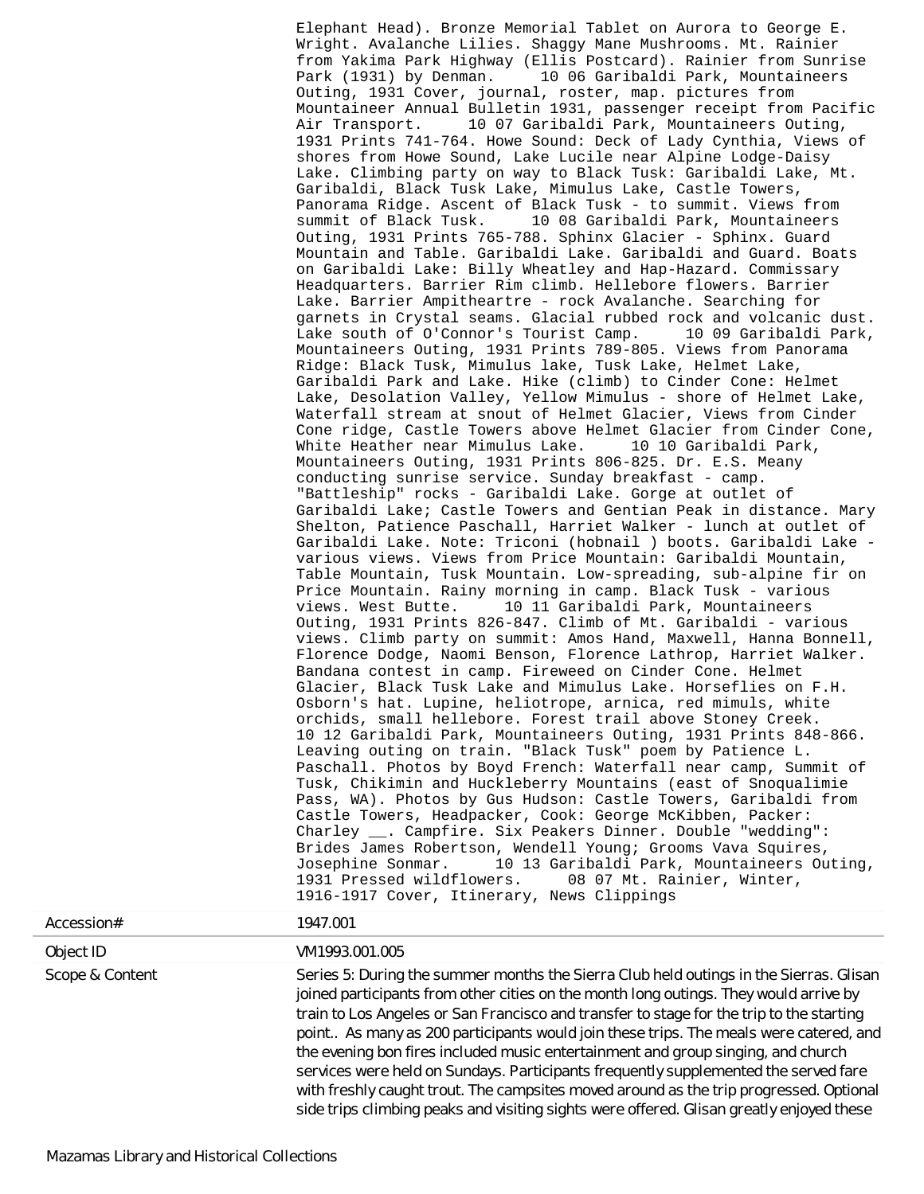Elephant Head). Bronze Memorial Tablet on Aurora to George E. Wright. Avalanche Lilies. Shaggy Mane Mushrooms. Mt. Rainier from Yakima Park Highway (Ellis Postcard). Rainier from Sunrise Park (1931) by Denman.     10 06 Garibaldi Park, Mountaineers Outing, 1931 Cover, journal, roster, map. pictures from Mountaineer Annual Bulletin 1931, passenger receipt from Pacific Air Transport.     10 07 Garibaldi Park, Mountaineers Outing, 1931 Prints 741-764. Howe Sound: Deck of Lady Cynthia, Views of shores from Howe Sound, Lake Lucile near Alpine Lodge-Daisy Lake. Climbing party on way to Black Tusk: Garibaldi Lake, Mt. Garibaldi, Black Tusk Lake, Mimulus Lake, Castle Towers, Panorama Ridge. Ascent of Black Tusk - to summit. Views from summit of Black Tusk.     10 08 Garibaldi Park, Mountaineers Outing, 1931 Prints 765-788. Sphinx Glacier - Sphinx. Guard Mountain and Table. Garibaldi Lake. Garibaldi and Guard. Boats on Garibaldi Lake: Billy Wheatley and Hap-Hazard. Commissary Headquarters. Barrier Rim climb. Hellebore flowers. Barrier Lake. Barrier Ampitheartre - rock Avalanche. Searching for garnets in Crystal seams. Glacial rubbed rock and volcanic dust. Lake south of O'Connor's Tourist Camp.     10 09 Garibaldi Park, Mountaineers Outing, 1931 Prints 789-805. Views from Panorama Ridge: Black Tusk, Mimulus lake, Tusk Lake, Helmet Lake, Garibaldi Park and Lake. Hike (climb) to Cinder Cone: Helmet Lake, Desolation Valley, Yellow Mimulus - shore of Helmet Lake, Waterfall stream at snout of Helmet Glacier, Views from Cinder Cone ridge, Castle Towers above Helmet Glacier from Cinder Cone, White Heather near Mimulus Lake.     10 10 Garibaldi Park, Mountaineers Outing, 1931 Prints 806-825. Dr. E.S. Meany conducting sunrise service. Sunday breakfast - camp. "Battleship" rocks - Garibaldi Lake. Gorge at outlet of Garibaldi Lake; Castle Towers and Gentian Peak in distance. Mary Shelton, Patience Paschall, Harriet Walker - lunch at outlet of Garibaldi Lake. Note: Triconi (hobnail ) boots. Garibaldi Lake - various views. Views from Price Mountain: Garibaldi Mountain, Table Mountain, Tusk Mountain. Low-spreading, sub-alpine fir on Price Mountain. Rainy morning in camp. Black Tusk - various views. West Butte.     10 11 Garibaldi Park, Mountaineers Outing, 1931 Prints 826-847. Climb of Mt. Garibaldi - various views. Climb party on summit: Amos Hand, Maxwell, Hanna Bonnell, Florence Dodge, Naomi Benson, Florence Lathrop, Harriet Walker. Bandana contest in camp. Fireweed on Cinder Cone. Helmet Glacier, Black Tusk Lake and Mimulus Lake. Horseflies on F.H. Osborn's hat. Lupine, heliotrope, arnica, red mimuls, white orchids, small hellebore. Forest trail above Stoney Creek.     10 12 Garibaldi Park, Mountaineers Outing, 1931 Prints 848-866. Leaving outing on train. "Black Tusk" poem by Patience L. Paschall. Photos by Boyd French: Waterfall near camp, Summit of Tusk, Chikimin and Huckleberry Mountains (east of Snoqualimie Pass, WA). Photos by Gus Hudson: Castle Towers, Garibaldi from Castle Towers, Headpacker, Cook: George McKibben, Packer: Charley __. Campfire. Six Peakers Dinner. Double "wedding": Brides James Robertson, Wendell Young; Grooms Vava Squires, Josephine Sonmar.     10 13 Garibaldi Park, Mountaineers Outing, 1931 Pressed wildflowers.     08 07 Mt. Rainier, Winter, 1916-1917 Cover, Itinerary, News Clippings

| | |
|---|---|
| Accession# | 1947.001 |
| Object ID | VM1993.001.005 |
| Scope & Content | Series 5: During the summer months the Sierra Club held outings in the Sierras. Glisan joined participants from other cities on the month long outings. They would arrive by train to Los Angeles or San Francisco and transfer to stage for the trip to the starting point.. As many as 200 participants would join these trips. The meals were catered, and the evening bon fires included music entertainment and group singing, and church services were held on Sundays. Participants frequently supplemented the served fare with freshly caught trout. The campsites moved around as the trip progressed. Optional side trips climbing peaks and visiting sights were offered. Glisan greatly enjoyed these |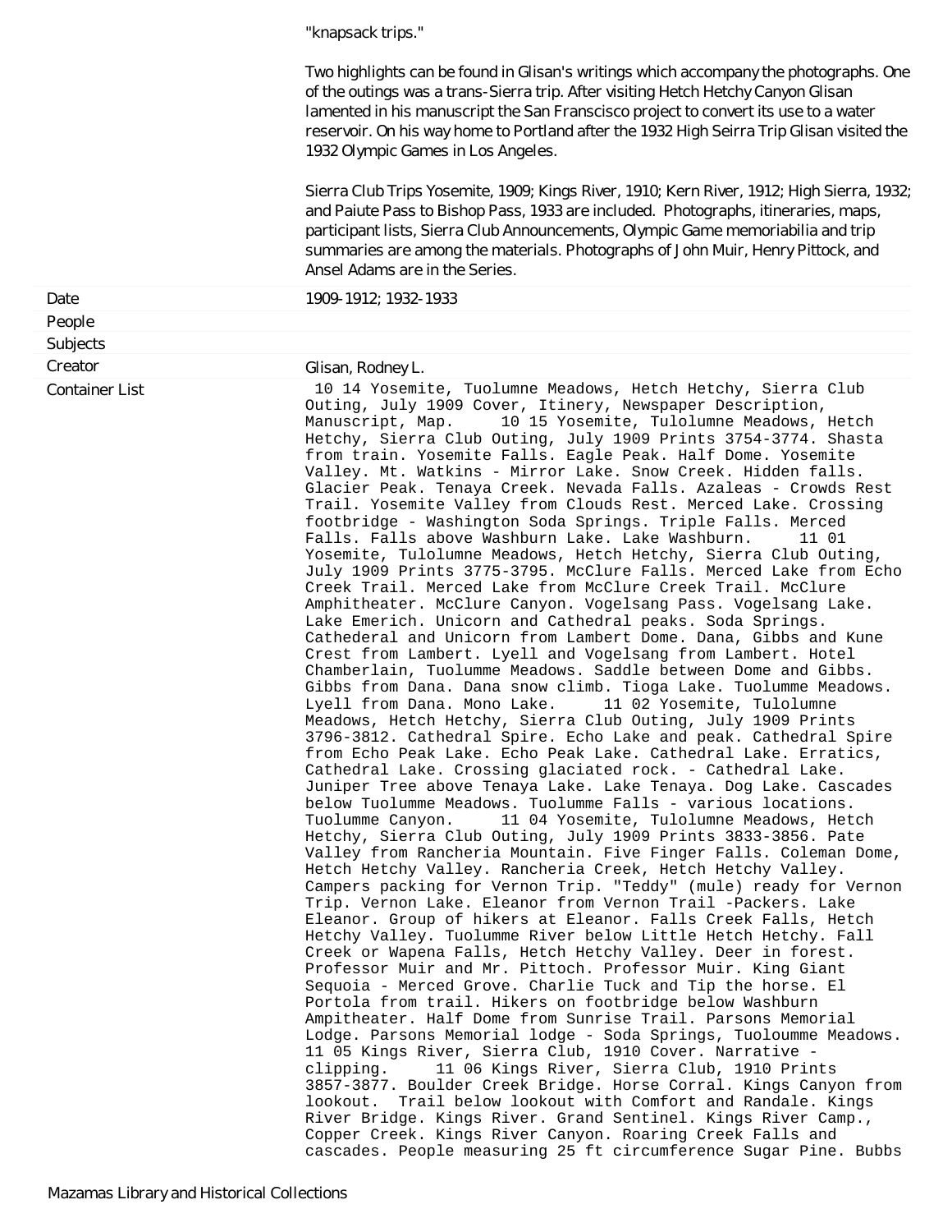"knapsack trips."

Two highlights can be found in Glisan's writings which accompany the photographs. One of the outings was a trans-Sierra trip. After visiting Hetch Hetchy Canyon Glisan lamented in his manuscript the San Francisco project to convert its use to a water reservoir. On his way home to Portland after the 1932 High Seirra Trip Glisan visited the 1932 Olympic Games in Los Angeles.

Sierra Club Trips Yosemite, 1909; Kings River, 1910; Kern River, 1912; High Sierra, 1932; and Paiute Pass to Bishop Pass, 1933 are included. Photographs, itineraries, maps, participant lists, Sierra Club Announcements, Olympic Game memoriabilia and trip summaries are among the materials. Photographs of John Muir, Henry Pittock, and Ansel Adams are in the Series.

| | |
|---|---|
| Date | 1909-1912; 1932-1933 |
| People | |
| Subjects | |
| Creator | Glisan, Rodney L. |
| Container List | 10 14 Yosemite, Tuolumne Meadows, Hetch Hetchy, Sierra Club Outing, July 1909 Cover, Itinery, Newspaper Description, Manuscript, Map. 10 15 Yosemite, Tulolumne Meadows, Hetch Hetchy, Sierra Club Outing, July 1909 Prints 3754-3774. Shasta from train. Yosemite Falls. Eagle Peak. Half Dome. Yosemite Valley. Mt. Watkins - Mirror Lake. Snow Creek. Hidden falls. Glacier Peak. Tenaya Creek. Nevada Falls. Azaleas - Crowds Rest Trail. Yosemite Valley from Clouds Rest. Merced Lake. Crossing footbridge - Washington Soda Springs. Triple Falls. Merced Falls. Falls above Washburn Lake. Lake Washburn. 11 01 Yosemite, Tulolumne Meadows, Hetch Hetchy, Sierra Club Outing, July 1909 Prints 3775-3795. McClure Falls. Merced Lake from Echo Creek Trail. Merced Lake from McClure Creek Trail. McClure Amphitheater. McClure Canyon. Vogelsang Pass. Vogelsang Lake. Lake Emerich. Unicorn and Cathedral peaks. Soda Springs. Cathederal and Unicorn from Lambert Dome. Dana, Gibbs and Kune Crest from Lambert. Lyell and Vogelsang from Lambert. Hotel Chamberlain, Tuolumme Meadows. Saddle between Dome and Gibbs. Gibbs from Dana. Dana snow climb. Tioga Lake. Tuolumme Meadows. Lyell from Dana. Mono Lake. 11 02 Yosemite, Tulolumne Meadows, Hetch Hetchy, Sierra Club Outing, July 1909 Prints 3796-3812. Cathedral Spire. Echo Lake and peak. Cathedral Spire from Echo Peak Lake. Echo Peak Lake. Cathedral Lake. Erratics, Cathedral Lake. Crossing glaciated rock. - Cathedral Lake. Juniper Tree above Tenaya Lake. Lake Tenaya. Dog Lake. Cascades below Tuolumme Meadows. Tuolumme Falls - various locations. Tuolumme Canyon. 11 04 Yosemite, Tulolumne Meadows, Hetch Hetchy, Sierra Club Outing, July 1909 Prints 3833-3856. Pate Valley from Rancheria Mountain. Five Finger Falls. Coleman Dome, Hetch Hetchy Valley. Rancheria Creek, Hetch Hetchy Valley. Campers packing for Vernon Trip. "Teddy" (mule) ready for Vernon Trip. Vernon Lake. Eleanor from Vernon Trail -Packers. Lake Eleanor. Group of hikers at Eleanor. Falls Creek Falls, Hetch Hetchy Valley. Tuolumne River below Little Hetch Hetchy. Fall Creek or Wapena Falls, Hetch Hetchy Valley. Deer in forest. Professor Muir and Mr. Pittoch. Professor Muir. King Giant Sequoia - Merced Grove. Charlie Tuck and Tip the horse. El Portola from trail. Hikers on footbridge below Washburn Ampitheater. Half Dome from Sunrise Trail. Parsons Memorial Lodge. Parsons Memorial lodge - Soda Springs, Tuoloumme Meadows. 11 05 Kings River, Sierra Club, 1910 Cover. Narrative - clipping. 11 06 Kings River, Sierra Club, 1910 Prints 3857-3877. Boulder Creek Bridge. Horse Corral. Kings Canyon from lookout. Trail below lookout with Comfort and Randale. Kings River Bridge. Kings River. Grand Sentinel. Kings River Camp., Copper Creek. Kings River Canyon. Roaring Creek Falls and cascades. People measuring 25 ft circumference Sugar Pine. Bubbs |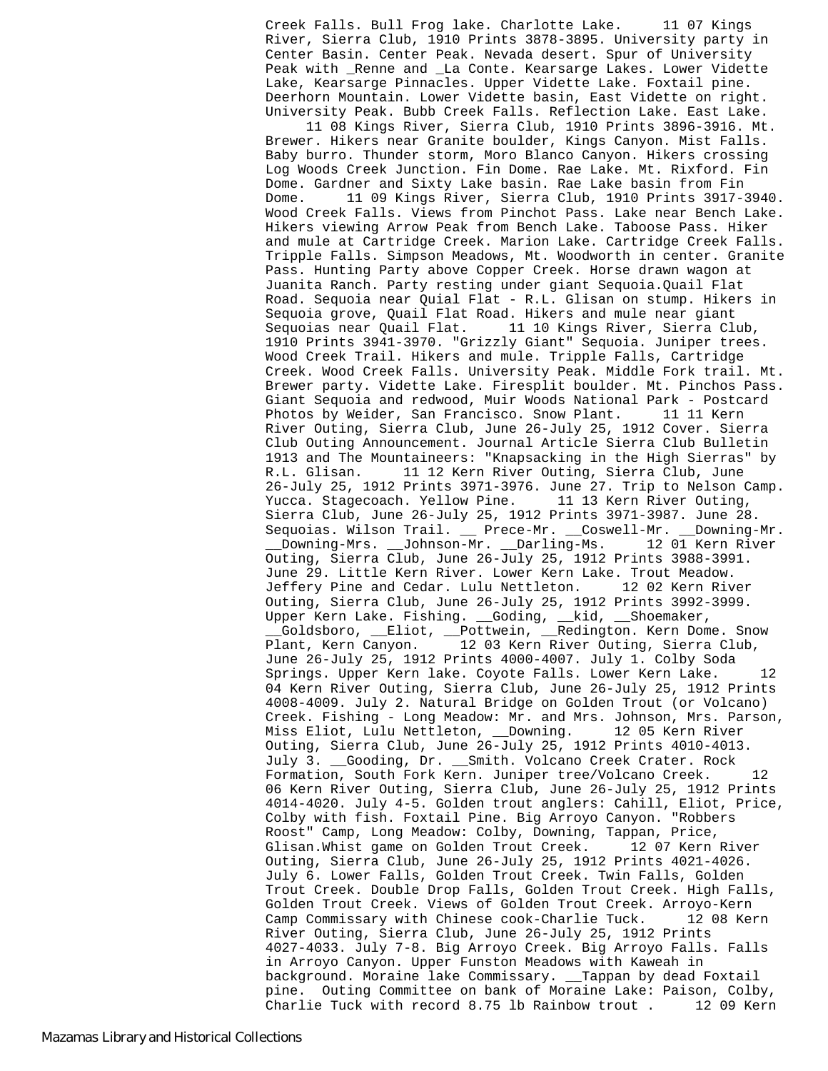Creek Falls. Bull Frog lake. Charlotte Lake.     11 07 Kings River, Sierra Club, 1910 Prints 3878-3895. University party in Center Basin. Center Peak. Nevada desert. Spur of University Peak with _Renne and _La Conte. Kearsarge Lakes. Lower Vidette Lake, Kearsarge Pinnacles. Upper Vidette Lake. Foxtail pine. Deerhorn Mountain. Lower Vidette basin, East Vidette on right. University Peak. Bubb Creek Falls. Reflection Lake. East Lake.     11 08 Kings River, Sierra Club, 1910 Prints 3896-3916. Mt. Brewer. Hikers near Granite boulder, Kings Canyon. Mist Falls. Baby burro. Thunder storm, Moro Blanco Canyon. Hikers crossing Log Woods Creek Junction. Fin Dome. Rae Lake. Mt. Rixford. Fin Dome. Gardner and Sixty Lake basin. Rae Lake basin from Fin Dome.     11 09 Kings River, Sierra Club, 1910 Prints 3917-3940. Wood Creek Falls. Views from Pinchot Pass. Lake near Bench Lake. Hikers viewing Arrow Peak from Bench Lake. Taboose Pass. Hiker and mule at Cartridge Creek. Marion Lake. Cartridge Creek Falls. Tripple Falls. Simpson Meadows, Mt. Woodworth in center. Granite Pass. Hunting Party above Copper Creek. Horse drawn wagon at Juanita Ranch. Party resting under giant Sequoia.Quail Flat Road. Sequoia near Quial Flat - R.L. Glisan on stump. Hikers in Sequoia grove, Quail Flat Road. Hikers and mule near giant Sequoias near Quail Flat.     11 10 Kings River, Sierra Club, 1910 Prints 3941-3970. "Grizzly Giant" Sequoia. Juniper trees. Wood Creek Trail. Hikers and mule. Tripple Falls, Cartridge Creek. Wood Creek Falls. University Peak. Middle Fork trail. Mt. Brewer party. Vidette Lake. Firesplit boulder. Mt. Pinchos Pass. Giant Sequoia and redwood, Muir Woods National Park - Postcard Photos by Weider, San Francisco. Snow Plant.     11 11 Kern River Outing, Sierra Club, June 26-July 25, 1912 Cover. Sierra Club Outing Announcement. Journal Article Sierra Club Bulletin 1913 and The Mountaineers: "Knapsacking in the High Sierras" by R.L. Glisan.     11 12 Kern River Outing, Sierra Club, June 26-July 25, 1912 Prints 3971-3976. June 27. Trip to Nelson Camp. Yucca. Stagecoach. Yellow Pine.     11 13 Kern River Outing, Sierra Club, June 26-July 25, 1912 Prints 3971-3987. June 28. Sequoias. Wilson Trail. __ Prece-Mr. __Coswell-Mr. __Downing-Mr. __Downing-Mrs. __Johnson-Mr. __Darling-Ms.     12 01 Kern River Outing, Sierra Club, June 26-July 25, 1912 Prints 3988-3991. June 29. Little Kern River. Lower Kern Lake. Trout Meadow. Jeffery Pine and Cedar. Lulu Nettleton.     12 02 Kern River Outing, Sierra Club, June 26-July 25, 1912 Prints 3992-3999. Upper Kern Lake. Fishing. __Goding, __kid, __Shoemaker, __Goldsboro, __Eliot, __Pottwein, __Redington. Kern Dome. Snow Plant, Kern Canyon.     12 03 Kern River Outing, Sierra Club, June 26-July 25, 1912 Prints 4000-4007. July 1. Colby Soda Springs. Upper Kern lake. Coyote Falls. Lower Kern Lake.     12 04 Kern River Outing, Sierra Club, June 26-July 25, 1912 Prints 4008-4009. July 2. Natural Bridge on Golden Trout (or Volcano) Creek. Fishing - Long Meadow: Mr. and Mrs. Johnson, Mrs. Parson, Miss Eliot, Lulu Nettleton, __Downing.     12 05 Kern River Outing, Sierra Club, June 26-July 25, 1912 Prints 4010-4013. July 3. __Gooding, Dr. __Smith. Volcano Creek Crater. Rock Formation, South Fork Kern. Juniper tree/Volcano Creek.     12 06 Kern River Outing, Sierra Club, June 26-July 25, 1912 Prints 4014-4020. July 4-5. Golden trout anglers: Cahill, Eliot, Price, Colby with fish. Foxtail Pine. Big Arroyo Canyon. "Robbers Roost" Camp, Long Meadow: Colby, Downing, Tappan, Price, Glisan.Whist game on Golden Trout Creek.     12 07 Kern River Outing, Sierra Club, June 26-July 25, 1912 Prints 4021-4026. July 6. Lower Falls, Golden Trout Creek. Twin Falls, Golden Trout Creek. Double Drop Falls, Golden Trout Creek. High Falls, Golden Trout Creek. Views of Golden Trout Creek. Arroyo-Kern Camp Commissary with Chinese cook-Charlie Tuck.     12 08 Kern River Outing, Sierra Club, June 26-July 25, 1912 Prints 4027-4033. July 7-8. Big Arroyo Creek. Big Arroyo Falls. Falls in Arroyo Canyon. Upper Funston Meadows with Kaweah in background. Moraine lake Commissary. __Tappan by dead Foxtail pine. Outing Committee on bank of Moraine Lake: Paison, Colby, Charlie Tuck with record 8.75 lb Rainbow trout .     12 09 Kern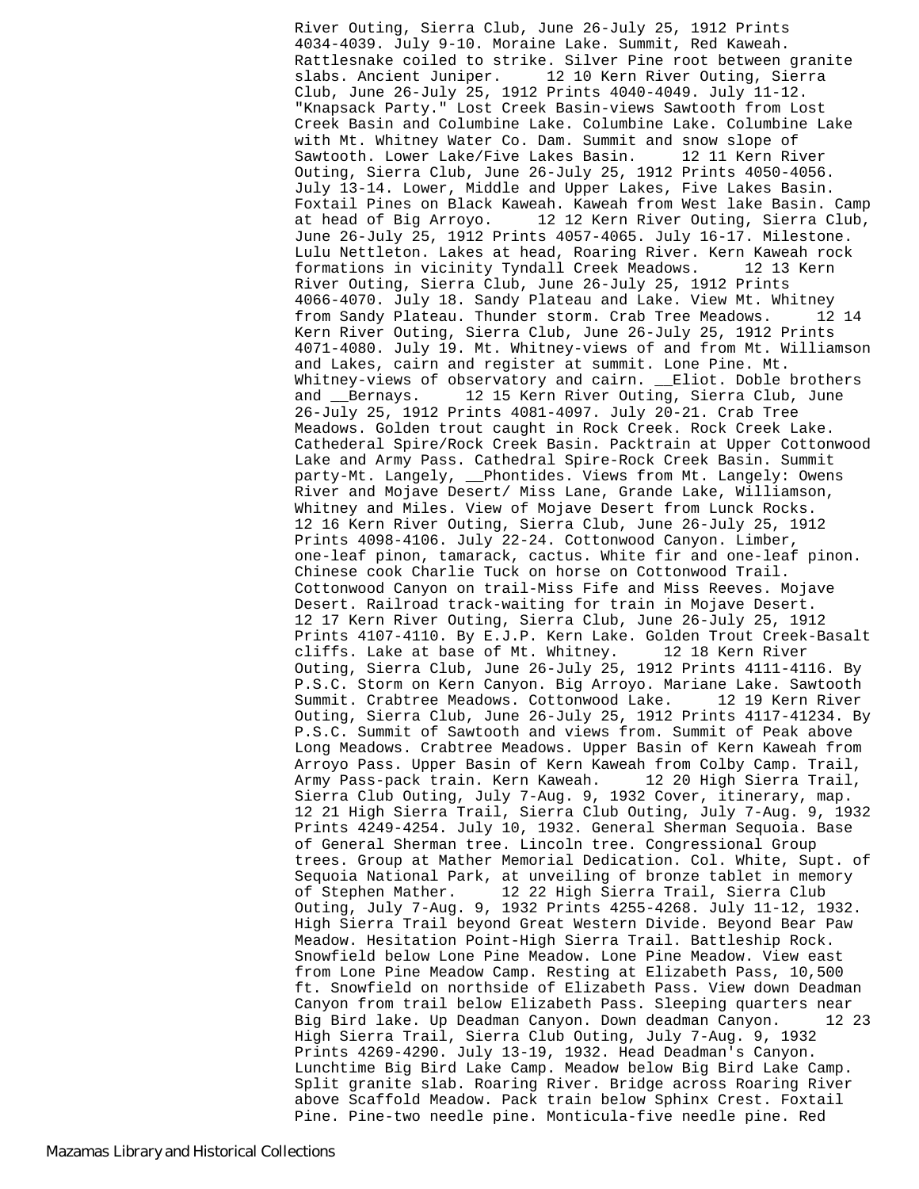River Outing, Sierra Club, June 26-July 25, 1912 Prints 4034-4039. July 9-10. Moraine Lake. Summit, Red Kaweah. Rattlesnake coiled to strike. Silver Pine root between granite slabs. Ancient Juniper. 12 10 Kern River Outing, Sierra Club, June 26-July 25, 1912 Prints 4040-4049. July 11-12. "Knapsack Party." Lost Creek Basin-views Sawtooth from Lost Creek Basin and Columbine Lake. Columbine Lake. Columbine Lake with Mt. Whitney Water Co. Dam. Summit and snow slope of Sawtooth. Lower Lake/Five Lakes Basin. 12 11 Kern River Outing, Sierra Club, June 26-July 25, 1912 Prints 4050-4056. July 13-14. Lower, Middle and Upper Lakes, Five Lakes Basin. Foxtail Pines on Black Kaweah. Kaweah from West lake Basin. Camp at head of Big Arroyo. 12 12 Kern River Outing, Sierra Club, June 26-July 25, 1912 Prints 4057-4065. July 16-17. Milestone. Lulu Nettleton. Lakes at head, Roaring River. Kern Kaweah rock formations in vicinity Tyndall Creek Meadows. 12 13 Kern River Outing, Sierra Club, June 26-July 25, 1912 Prints 4066-4070. July 18. Sandy Plateau and Lake. View Mt. Whitney from Sandy Plateau. Thunder storm. Crab Tree Meadows. 12 14 Kern River Outing, Sierra Club, June 26-July 25, 1912 Prints 4071-4080. July 19. Mt. Whitney-views of and from Mt. Williamson and Lakes, cairn and register at summit. Lone Pine. Mt. Whitney-views of observatory and cairn. __Eliot. Doble brothers and __Bernays. 12 15 Kern River Outing, Sierra Club, June 26-July 25, 1912 Prints 4081-4097. July 20-21. Crab Tree Meadows. Golden trout caught in Rock Creek. Rock Creek Lake. Cathederal Spire/Rock Creek Basin. Packtrain at Upper Cottonwood Lake and Army Pass. Cathedral Spire-Rock Creek Basin. Summit party-Mt. Langely, __Phontides. Views from Mt. Langely: Owens River and Mojave Desert/ Miss Lane, Grande Lake, Williamson, Whitney and Miles. View of Mojave Desert from Lunck Rocks. 12 16 Kern River Outing, Sierra Club, June 26-July 25, 1912 Prints 4098-4106. July 22-24. Cottonwood Canyon. Limber, one-leaf pinon, tamarack, cactus. White fir and one-leaf pinon. Chinese cook Charlie Tuck on horse on Cottonwood Trail. Cottonwood Canyon on trail-Miss Fife and Miss Reeves. Mojave Desert. Railroad track-waiting for train in Mojave Desert. 12 17 Kern River Outing, Sierra Club, June 26-July 25, 1912 Prints 4107-4110. By E.J.P. Kern Lake. Golden Trout Creek-Basalt cliffs. Lake at base of Mt. Whitney. 12 18 Kern River Outing, Sierra Club, June 26-July 25, 1912 Prints 4111-4116. By P.S.C. Storm on Kern Canyon. Big Arroyo. Mariane Lake. Sawtooth Summit. Crabtree Meadows. Cottonwood Lake. 12 19 Kern River Outing, Sierra Club, June 26-July 25, 1912 Prints 4117-41234. By P.S.C. Summit of Sawtooth and views from. Summit of Peak above Long Meadows. Crabtree Meadows. Upper Basin of Kern Kaweah from Arroyo Pass. Upper Basin of Kern Kaweah from Colby Camp. Trail, Army Pass-pack train. Kern Kaweah. 12 20 High Sierra Trail, Sierra Club Outing, July 7-Aug. 9, 1932 Cover, itinerary, map. 12 21 High Sierra Trail, Sierra Club Outing, July 7-Aug. 9, 1932 Prints 4249-4254. July 10, 1932. General Sherman Sequoia. Base of General Sherman tree. Lincoln tree. Congressional Group trees. Group at Mather Memorial Dedication. Col. White, Supt. of Sequoia National Park, at unveiling of bronze tablet in memory of Stephen Mather. 12 22 High Sierra Trail, Sierra Club Outing, July 7-Aug. 9, 1932 Prints 4255-4268. July 11-12, 1932. High Sierra Trail beyond Great Western Divide. Beyond Bear Paw Meadow. Hesitation Point-High Sierra Trail. Battleship Rock. Snowfield below Lone Pine Meadow. Lone Pine Meadow. View east from Lone Pine Meadow Camp. Resting at Elizabeth Pass, 10,500 ft. Snowfield on northside of Elizabeth Pass. View down Deadman Canyon from trail below Elizabeth Pass. Sleeping quarters near Big Bird lake. Up Deadman Canyon. Down deadman Canyon. 12 23 High Sierra Trail, Sierra Club Outing, July 7-Aug. 9, 1932 Prints 4269-4290. July 13-19, 1932. Head Deadman's Canyon. Lunchtime Big Bird Lake Camp. Meadow below Big Bird Lake Camp. Split granite slab. Roaring River. Bridge across Roaring River above Scaffold Meadow. Pack train below Sphinx Crest. Foxtail Pine. Pine-two needle pine. Monticula-five needle pine. Red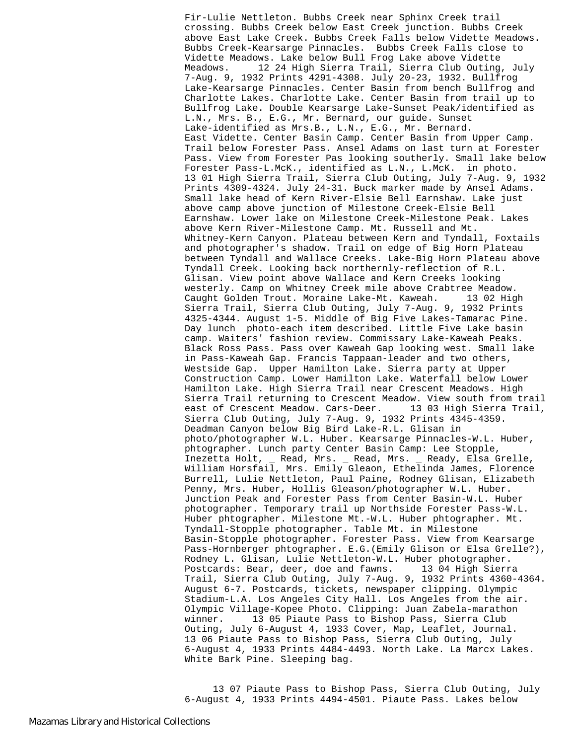Fir-Lulie Nettleton. Bubbs Creek near Sphinx Creek trail crossing. Bubbs Creek below East Creek junction. Bubbs Creek above East Lake Creek. Bubbs Creek Falls below Vidette Meadows. Bubbs Creek-Kearsarge Pinnacles. Bubbs Creek Falls close to Vidette Meadows. Lake below Bull Frog Lake above Vidette Meadows. 12 24 High Sierra Trail, Sierra Club Outing, July 7-Aug. 9, 1932 Prints 4291-4308. July 20-23, 1932. Bullfrog Lake-Kearsarge Pinnacles. Center Basin from bench Bullfrog and Charlotte Lakes. Charlotte Lake. Center Basin from trail up to Bullfrog Lake. Double Kearsarge Lake-Sunset Peak/identified as L.N., Mrs. B., E.G., Mr. Bernard, our guide. Sunset Lake-identified as Mrs.B., L.N., E.G., Mr. Bernard. East Vidette. Center Basin Camp. Center Basin from Upper Camp. Trail below Forester Pass. Ansel Adams on last turn at Forester Pass. View from Forester Pas looking southerly. Small lake below Forester Pass-L.McK., identified as L.N., L.McK. in photo. 13 01 High Sierra Trail, Sierra Club Outing, July 7-Aug. 9, 1932 Prints 4309-4324. July 24-31. Buck marker made by Ansel Adams. Small lake head of Kern River-Elsie Bell Earnshaw. Lake just above camp above junction of Milestone Creek-Elsie Bell Earnshaw. Lower lake on Milestone Creek-Milestone Peak. Lakes above Kern River-Milestone Camp. Mt. Russell and Mt. Whitney-Kern Canyon. Plateau between Kern and Tyndall, Foxtails and photographer's shadow. Trail on edge of Big Horn Plateau between Tyndall and Wallace Creeks. Lake-Big Horn Plateau above Tyndall Creek. Looking back northernly-reflection of R.L. Glisan. View point above Wallace and Kern Creeks looking westerly. Camp on Whitney Creek mile above Crabtree Meadow. Caught Golden Trout. Moraine Lake-Mt. Kaweah. 13 02 High Sierra Trail, Sierra Club Outing, July 7-Aug. 9, 1932 Prints 4325-4344. August 1-5. Middle of Big Five Lakes-Tamarac Pine. Day lunch photo-each item described. Little Five Lake basin camp. Waiters' fashion review. Commissary Lake-Kaweah Peaks. Black Ross Pass. Pass over Kaweah Gap looking west. Small lake in Pass-Kaweah Gap. Francis Tappaan-leader and two others, Westside Gap. Upper Hamilton Lake. Sierra party at Upper Construction Camp. Lower Hamilton Lake. Waterfall below Lower Hamilton Lake. High Sierra Trail near Crescent Meadows. High Sierra Trail returning to Crescent Meadow. View south from trail east of Crescent Meadow. Cars-Deer. 13 03 High Sierra Trail, Sierra Club Outing, July 7-Aug. 9, 1932 Prints 4345-4359. Deadman Canyon below Big Bird Lake-R.L. Glisan in photo/photographer W.L. Huber. Kearsarge Pinnacles-W.L. Huber, phtographer. Lunch party Center Basin Camp: Lee Stopple, Inezetta Holt, _ Read, Mrs. _ Read, Mrs. _ Ready, Elsa Grelle, William Horsfail, Mrs. Emily Gleaon, Ethelinda James, Florence Burrell, Lulie Nettleton, Paul Paine, Rodney Glisan, Elizabeth Penny, Mrs. Huber, Hollis Gleason/photographer W.L. Huber. Junction Peak and Forester Pass from Center Basin-W.L. Huber photographer. Temporary trail up Northside Forester Pass-W.L. Huber phtographer. Milestone Mt.-W.L. Huber phtographer. Mt. Tyndall-Stopple photographer. Table Mt. in Milestone Basin-Stopple photographer. Forester Pass. View from Kearsarge Pass-Hornberger phtographer. E.G.(Emily Glison or Elsa Grelle?), Rodney L. Glisan, Lulie Nettleton-W.L. Huber photographer. Postcards: Bear, deer, doe and fawns. 13 04 High Sierra Trail, Sierra Club Outing, July 7-Aug. 9, 1932 Prints 4360-4364. August 6-7. Postcards, tickets, newspaper clipping. Olympic Stadium-L.A. Los Angeles City Hall. Los Angeles from the air. Olympic Village-Kopee Photo. Clipping: Juan Zabela-marathon winner. 13 05 Piaute Pass to Bishop Pass, Sierra Club Outing, July 6-August 4, 1933 Cover, Map, Leaflet, Journal. 13 06 Piaute Pass to Bishop Pass, Sierra Club Outing, July 6-August 4, 1933 Prints 4484-4493. North Lake. La Marcx Lakes. White Bark Pine. Sleeping bag.

13 07 Piaute Pass to Bishop Pass, Sierra Club Outing, July 6-August 4, 1933 Prints 4494-4501. Piaute Pass. Lakes below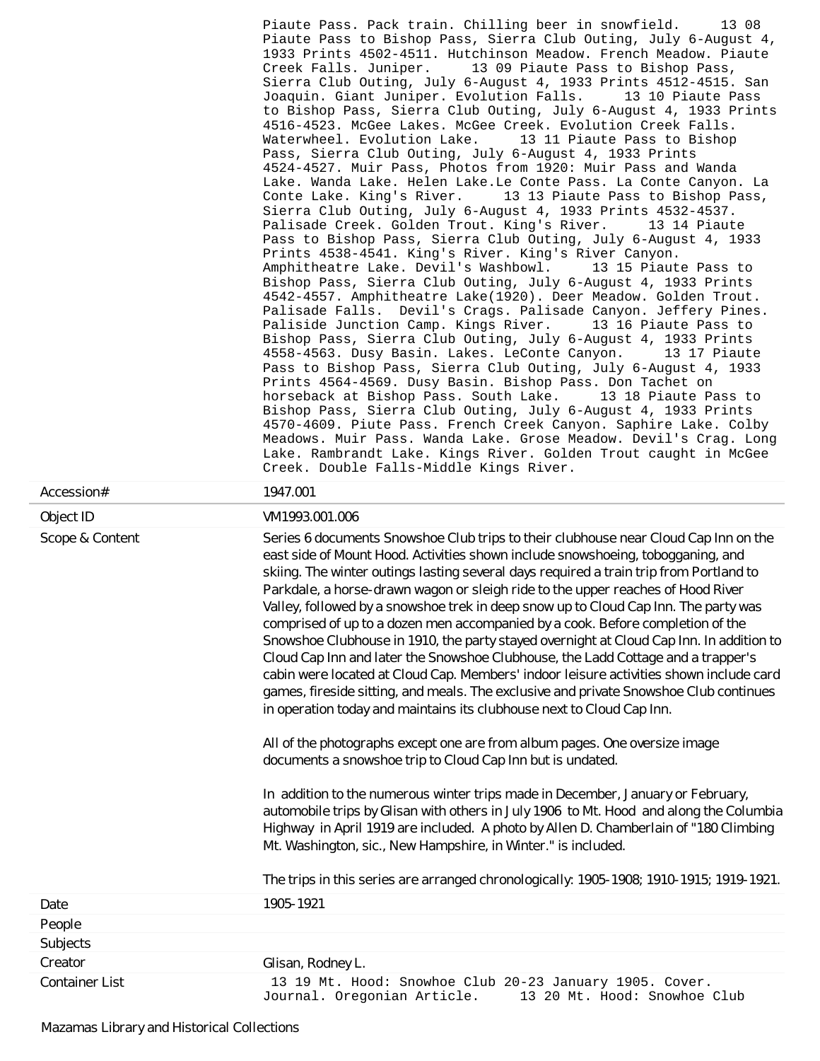Piaute Pass. Pack train. Chilling beer in snowfield. 13 08 Piaute Pass to Bishop Pass, Sierra Club Outing, July 6-August 4, 1933 Prints 4502-4511. Hutchinson Meadow. French Meadow. Piaute Creek Falls. Juniper. 13 09 Piaute Pass to Bishop Pass, Sierra Club Outing, July 6-August 4, 1933 Prints 4512-4515. San Joaquin. Giant Juniper. Evolution Falls. 13 10 Piaute Pass to Bishop Pass, Sierra Club Outing, July 6-August 4, 1933 Prints 4516-4523. McGee Lakes. McGee Creek. Evolution Creek Falls. Waterwheel. Evolution Lake. 13 11 Piaute Pass to Bishop Pass, Sierra Club Outing, July 6-August 4, 1933 Prints 4524-4527. Muir Pass, Photos from 1920: Muir Pass and Wanda Lake. Wanda Lake. Helen Lake.Le Conte Pass. La Conte Canyon. La Conte Lake. King's River. 13 13 Piaute Pass to Bishop Pass, Sierra Club Outing, July 6-August 4, 1933 Prints 4532-4537. Palisade Creek. Golden Trout. King's River. 13 14 Piaute Pass to Bishop Pass, Sierra Club Outing, July 6-August 4, 1933 Prints 4538-4541. King's River. King's River Canyon. Amphitheatre Lake. Devil's Washbowl. 13 15 Piaute Pass to Bishop Pass, Sierra Club Outing, July 6-August 4, 1933 Prints 4542-4557. Amphitheatre Lake(1920). Deer Meadow. Golden Trout. Palisade Falls. Devil's Crags. Palisade Canyon. Jeffery Pines. Paliside Junction Camp. Kings River. 13 16 Piaute Pass to Bishop Pass, Sierra Club Outing, July 6-August 4, 1933 Prints 4558-4563. Dusy Basin. Lakes. LeConte Canyon. 13 17 Piaute Pass to Bishop Pass, Sierra Club Outing, July 6-August 4, 1933 Prints 4564-4569. Dusy Basin. Bishop Pass. Don Tachet on horseback at Bishop Pass. South Lake. 13 18 Piaute Pass to Bishop Pass, Sierra Club Outing, July 6-August 4, 1933 Prints 4570-4609. Piute Pass. French Creek Canyon. Saphire Lake. Colby Meadows. Muir Pass. Wanda Lake. Grose Meadow. Devil's Crag. Long Lake. Rambrandt Lake. Kings River. Golden Trout caught in McGee Creek. Double Falls-Middle Kings River.

| | |
|---|---|
| Accession# | 1947.001 |
| Object ID | VM1993.001.006 |
| Scope & Content | Series 6 documents Snowshoe Club trips to their clubhouse near Cloud Cap Inn on the east side of Mount Hood. Activities shown include snowshoeing, tobogganing, and skiing. The winter outings lasting several days required a train trip from Portland to Parkdale, a horse-drawn wagon or sleigh ride to the upper reaches of Hood River Valley, followed by a snowshoe trek in deep snow up to Cloud Cap Inn. The party was comprised of up to a dozen men accompanied by a cook. Before completion of the Snowshoe Clubhouse in 1910, the party stayed overnight at Cloud Cap Inn. In addition to Cloud Cap Inn and later the Snowshoe Clubhouse, the Ladd Cottage and a trapper's cabin were located at Cloud Cap. Members' indoor leisure activities shown include card games, fireside sitting, and meals. The exclusive and private Snowshoe Club continues in operation today and maintains its clubhouse next to Cloud Cap Inn.<br><br>All of the photographs except one are from album pages. One oversize image documents a snowshoe trip to Cloud Cap Inn but is undated.<br><br>In addition to the numerous winter trips made in December, January or February, automobile trips by Glisan with others in July 1906 to Mt. Hood and along the Columbia Highway in April 1919 are included. A photo by Allen D. Chamberlain of "180 Climbing Mt. Washington, sic., New Hampshire, in Winter." is included.<br><br>The trips in this series are arranged chronologically: 1905-1908; 1910-1915; 1919-1921. |
| Date | 1905-1921 |
| People | |
| Subjects | |
| Creator | Glisan, Rodney L. |
| Container List | 13 19 Mt. Hood: Snowhoe Club 20-23 January 1905. Cover. Journal. Oregonian Article. 13 20 Mt. Hood: Snowhoe Club |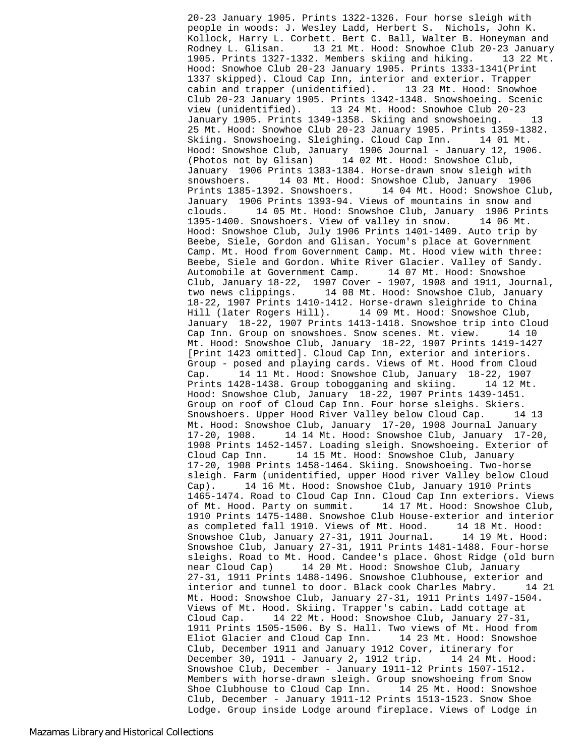20-23 January 1905. Prints 1322-1326. Four horse sleigh with people in woods: J. Wesley Ladd, Herbert S. Nichols, John K. Kollock, Harry L. Corbett. Bert C. Ball, Walter B. Honeyman and Rodney L. Glisan. 13 21 Mt. Hood: Snowhoe Club 20-23 January 1905. Prints 1327-1332. Members skiing and hiking. 13 22 Mt. Hood: Snowhoe Club 20-23 January 1905. Prints 1333-1341(Print 1337 skipped). Cloud Cap Inn, interior and exterior. Trapper cabin and trapper (unidentified). 13 23 Mt. Hood: Snowhoe Club 20-23 January 1905. Prints 1342-1348. Snowshoeing. Scenic view (unidentified). 13 24 Mt. Hood: Snowhoe Club 20-23 January 1905. Prints 1349-1358. Skiing and snowshoeing. 13 25 Mt. Hood: Snowhoe Club 20-23 January 1905. Prints 1359-1382. Skiing. Snowshoeing. Sleighing. Cloud Cap Inn. 14 01 Mt. Hood: Snowshoe Club, January 1906 Journal - January 12, 1906. (Photos not by Glisan) 14 02 Mt. Hood: Snowshoe Club, January 1906 Prints 1383-1384. Horse-drawn snow sleigh with snowshoers. 14 03 Mt. Hood: Snowshoe Club, January 1906 Prints 1385-1392. Snowshoers. 14 04 Mt. Hood: Snowshoe Club, January 1906 Prints 1393-94. Views of mountains in snow and clouds. 14 05 Mt. Hood: Snowshoe Club, January 1906 Prints 1395-1400. Snowshoers. View of valley in snow. 14 06 Mt. Hood: Snowshoe Club, July 1906 Prints 1401-1409. Auto trip by Beebe, Siele, Gordon and Glisan. Yocum's place at Government Camp. Mt. Hood from Government Camp. Mt. Hood view with three: Beebe, Siele and Gordon. White River Glacier. Valley of Sandy. Automobile at Government Camp. 14 07 Mt. Hood: Snowshoe Club, January 18-22, 1907 Cover - 1907, 1908 and 1911, Journal, two news clippings. 14 08 Mt. Hood: Snowshoe Club, January 18-22, 1907 Prints 1410-1412. Horse-drawn sleighride to China Hill (later Rogers Hill). 14 09 Mt. Hood: Snowshoe Club, January 18-22, 1907 Prints 1413-1418. Snowshoe trip into Cloud Cap Inn. Group on snowshoes. Snow scenes. Mt. view. 14 10 Mt. Hood: Snowshoe Club, January 18-22, 1907 Prints 1419-1427 [Print 1423 omitted]. Cloud Cap Inn, exterior and interiors. Group - posed and playing cards. Views of Mt. Hood from Cloud Cap. 14 11 Mt. Hood: Snowshoe Club, January 18-22, 1907 Prints 1428-1438. Group tobogganing and skiing. 14 12 Mt. Hood: Snowshoe Club, January 18-22, 1907 Prints 1439-1451. Group on roof of Cloud Cap Inn. Four horse sleighs. Skiers. Snowshoers. Upper Hood River Valley below Cloud Cap. 14 13 Mt. Hood: Snowshoe Club, January 17-20, 1908 Journal January 17-20, 1908. 14 14 Mt. Hood: Snowshoe Club, January 17-20, 1908 Prints 1452-1457. Loading sleigh. Snowshoeing. Exterior of Cloud Cap Inn. 14 15 Mt. Hood: Snowshoe Club, January 17-20, 1908 Prints 1458-1464. Skiing. Snowshoeing. Two-horse sleigh. Farm (unidentified, upper Hood river Valley below Cloud Cap). 14 16 Mt. Hood: Snowshoe Club, January 1910 Prints 1465-1474. Road to Cloud Cap Inn. Cloud Cap Inn exteriors. Views of Mt. Hood. Party on summit. 14 17 Mt. Hood: Snowshoe Club, 1910 Prints 1475-1480. Snowshoe Club House-exterior and interior as completed fall 1910. Views of Mt. Hood. 14 18 Mt. Hood: Snowshoe Club, January 27-31, 1911 Journal. 14 19 Mt. Hood: Snowshoe Club, January 27-31, 1911 Prints 1481-1488. Four-horse sleighs. Road to Mt. Hood. Candee's place. Ghost Ridge (old burn near Cloud Cap) 14 20 Mt. Hood: Snowshoe Club, January 27-31, 1911 Prints 1488-1496. Snowshoe Clubhouse, exterior and interior and tunnel to door. Black cook Charles Mabry. 14 21 Mt. Hood: Snowshoe Club, January 27-31, 1911 Prints 1497-1504. Views of Mt. Hood. Skiing. Trapper's cabin. Ladd cottage at Cloud Cap. 14 22 Mt. Hood: Snowshoe Club, January 27-31, 1911 Prints 1505-1506. By S. Hall. Two views of Mt. Hood from Eliot Glacier and Cloud Cap Inn. 14 23 Mt. Hood: Snowshoe Club, December 1911 and January 1912 Cover, itinerary for December 30, 1911 - January 2, 1912 trip. 14 24 Mt. Hood: Snowshoe Club, December - January 1911-12 Prints 1507-1512. Members with horse-drawn sleigh. Group snowshoeing from Snow Shoe Clubhouse to Cloud Cap Inn. 14 25 Mt. Hood: Snowshoe Club, December - January 1911-12 Prints 1513-1523. Snow Shoe Lodge. Group inside Lodge around fireplace. Views of Lodge in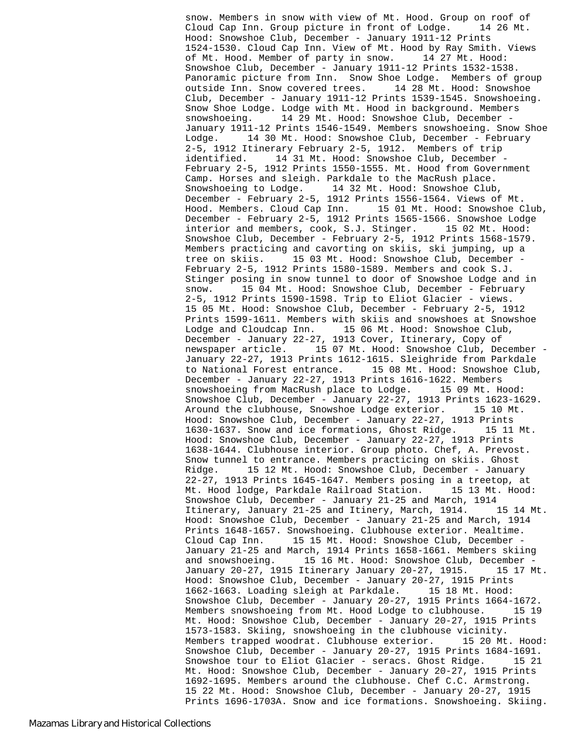snow. Members in snow with view of Mt. Hood. Group on roof of Cloud Cap Inn. Group picture in front of Lodge. 14 26 Mt. Hood: Snowshoe Club, December - January 1911-12 Prints 1524-1530. Cloud Cap Inn. View of Mt. Hood by Ray Smith. Views of Mt. Hood. Member of party in snow. 14 27 Mt. Hood: Snowshoe Club, December - January 1911-12 Prints 1532-1538. Panoramic picture from Inn. Snow Shoe Lodge. Members of group outside Inn. Snow covered trees. 14 28 Mt. Hood: Snowshoe Club, December - January 1911-12 Prints 1539-1545. Snowshoeing. Snow Shoe Lodge. Lodge with Mt. Hood in background. Members snowshoeing. 14 29 Mt. Hood: Snowshoe Club, December - January 1911-12 Prints 1546-1549. Members snowshoeing. Snow Shoe Lodge. 14 30 Mt. Hood: Snowshoe Club, December - February 2-5, 1912 Itinerary February 2-5, 1912. Members of trip identified. 14 31 Mt. Hood: Snowshoe Club, December - February 2-5, 1912 Prints 1550-1555. Mt. Hood from Government Camp. Horses and sleigh. Parkdale to the MacRush place. Snowshoeing to Lodge. 14 32 Mt. Hood: Snowshoe Club, December - February 2-5, 1912 Prints 1556-1564. Views of Mt. Hood. Members. Cloud Cap Inn. 15 01 Mt. Hood: Snowshoe Club, December - February 2-5, 1912 Prints 1565-1566. Snowshoe Lodge interior and members, cook, S.J. Stinger. 15 02 Mt. Hood: Snowshoe Club, December - February 2-5, 1912 Prints 1568-1579. Members practicing and cavorting on skiis, ski jumping, up a tree on skiis. 15 03 Mt. Hood: Snowshoe Club, December - February 2-5, 1912 Prints 1580-1589. Members and cook S.J. Stinger posing in snow tunnel to door of Snowshoe Lodge and in snow. 15 04 Mt. Hood: Snowshoe Club, December - February 2-5, 1912 Prints 1590-1598. Trip to Eliot Glacier - views. 15 05 Mt. Hood: Snowshoe Club, December - February 2-5, 1912 Prints 1599-1611. Members with skiis and snowshoes at Snowshoe Lodge and Cloudcap Inn. 15 06 Mt. Hood: Snowshoe Club, December - January 22-27, 1913 Cover, Itinerary, Copy of newspaper article. 15 07 Mt. Hood: Snowshoe Club, December - January 22-27, 1913 Prints 1612-1615. Sleighride from Parkdale to National Forest entrance. 15 08 Mt. Hood: Snowshoe Club, December - January 22-27, 1913 Prints 1616-1622. Members snowshoeing from MacRush place to Lodge. 15 09 Mt. Hood: Snowshoe Club, December - January 22-27, 1913 Prints 1623-1629. Around the clubhouse, Snowshoe Lodge exterior. 15 10 Mt. Hood: Snowshoe Club, December - January 22-27, 1913 Prints 1630-1637. Snow and ice formations, Ghost Ridge. 15 11 Mt. Hood: Snowshoe Club, December - January 22-27, 1913 Prints 1638-1644. Clubhouse interior. Group photo. Chef, A. Prevost. Snow tunnel to entrance. Members practicing on skiis. Ghost Ridge. 15 12 Mt. Hood: Snowshoe Club, December - January 22-27, 1913 Prints 1645-1647. Members posing in a treetop, at Mt. Hood lodge, Parkdale Railroad Station. 15 13 Mt. Hood: Snowshoe Club, December - January 21-25 and March, 1914 Itinerary, January 21-25 and Itinery, March, 1914. 15 14 Mt. Hood: Snowshoe Club, December - January 21-25 and March, 1914 Prints 1648-1657. Snowshoeing. Clubhouse exterior. Mealtime. Cloud Cap Inn. 15 15 Mt. Hood: Snowshoe Club, December - January 21-25 and March, 1914 Prints 1658-1661. Members skiing and snowshoeing. 15 16 Mt. Hood: Snowshoe Club, December - January 20-27, 1915 Itinerary January 20-27, 1915. 15 17 Mt. Hood: Snowshoe Club, December - January 20-27, 1915 Prints 1662-1663. Loading sleigh at Parkdale. 15 18 Mt. Hood: Snowshoe Club, December - January 20-27, 1915 Prints 1664-1672. Members snowshoeing from Mt. Hood Lodge to clubhouse. 15 19 Mt. Hood: Snowshoe Club, December - January 20-27, 1915 Prints 1573-1583. Skiing, snowshoeing in the clubhouse vicinity. Members trapped woodrat. Clubhouse exterior. 15 20 Mt. Hood: Snowshoe Club, December - January 20-27, 1915 Prints 1684-1691. Snowshoe tour to Eliot Glacier - seracs. Ghost Ridge. 15 21 Mt. Hood: Snowshoe Club, December - January 20-27, 1915 Prints 1692-1695. Members around the clubhouse. Chef C.C. Armstrong. 15 22 Mt. Hood: Snowshoe Club, December - January 20-27, 1915 Prints 1696-1703A. Snow and ice formations. Snowshoeing. Skiing.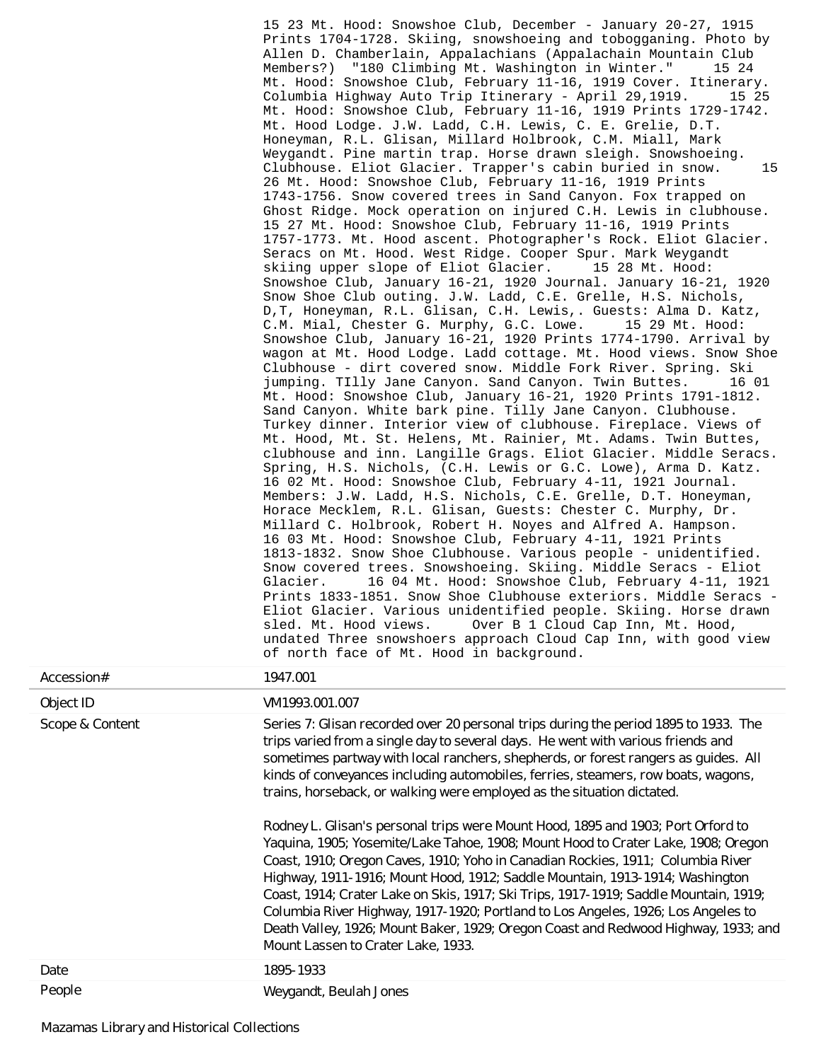15 23 Mt. Hood: Snowshoe Club, December - January 20-27, 1915 Prints 1704-1728. Skiing, snowshoeing and tobogganing. Photo by Allen D. Chamberlain, Appalachians (Appalachain Mountain Club Members?) "180 Climbing Mt. Washington in Winter." 15 24 Mt. Hood: Snowshoe Club, February 11-16, 1919 Cover. Itinerary. Columbia Highway Auto Trip Itinerary - April 29,1919. 15 25 Mt. Hood: Snowshoe Club, February 11-16, 1919 Prints 1729-1742. Mt. Hood Lodge. J.W. Ladd, C.H. Lewis, C. E. Grelie, D.T. Honeyman, R.L. Glisan, Millard Holbrook, C.M. Miall, Mark Weygandt. Pine martin trap. Horse drawn sleigh. Snowshoeing. Clubhouse. Eliot Glacier. Trapper's cabin buried in snow. 15 26 Mt. Hood: Snowshoe Club, February 11-16, 1919 Prints 1743-1756. Snow covered trees in Sand Canyon. Fox trapped on Ghost Ridge. Mock operation on injured C.H. Lewis in clubhouse. 15 27 Mt. Hood: Snowshoe Club, February 11-16, 1919 Prints 1757-1773. Mt. Hood ascent. Photographer's Rock. Eliot Glacier. Seracs on Mt. Hood. West Ridge. Cooper Spur. Mark Weygandt skiing upper slope of Eliot Glacier. 15 28 Mt. Hood: Snowshoe Club, January 16-21, 1920 Journal. January 16-21, 1920 Snow Shoe Club outing. J.W. Ladd, C.E. Grelle, H.S. Nichols, D,T, Honeyman, R.L. Glisan, C.H. Lewis,. Guests: Alma D. Katz, C.M. Mial, Chester G. Murphy, G.C. Lowe. 15 29 Mt. Hood: Snowshoe Club, January 16-21, 1920 Prints 1774-1790. Arrival by wagon at Mt. Hood Lodge. Ladd cottage. Mt. Hood views. Snow Shoe Clubhouse - dirt covered snow. Middle Fork River. Spring. Ski jumping. TIlly Jane Canyon. Sand Canyon. Twin Buttes. 16 01 Mt. Hood: Snowshoe Club, January 16-21, 1920 Prints 1791-1812. Sand Canyon. White bark pine. Tilly Jane Canyon. Clubhouse. Turkey dinner. Interior view of clubhouse. Fireplace. Views of Mt. Hood, Mt. St. Helens, Mt. Rainier, Mt. Adams. Twin Buttes, clubhouse and inn. Langille Grags. Eliot Glacier. Middle Seracs. Spring, H.S. Nichols, (C.H. Lewis or G.C. Lowe), Arma D. Katz. 16 02 Mt. Hood: Snowshoe Club, February 4-11, 1921 Journal. Members: J.W. Ladd, H.S. Nichols, C.E. Grelle, D.T. Honeyman, Horace Mecklem, R.L. Glisan, Guests: Chester C. Murphy, Dr. Millard C. Holbrook, Robert H. Noyes and Alfred A. Hampson. 16 03 Mt. Hood: Snowshoe Club, February 4-11, 1921 Prints 1813-1832. Snow Shoe Clubhouse. Various people - unidentified. Snow covered trees. Snowshoeing. Skiing. Middle Seracs - Eliot Glacier. 16 04 Mt. Hood: Snowshoe Club, February 4-11, 1921 Prints 1833-1851. Snow Shoe Clubhouse exteriors. Middle Seracs - Eliot Glacier. Various unidentified people. Skiing. Horse drawn sled. Mt. Hood views. Over B 1 Cloud Cap Inn, Mt. Hood, undated Three snowshoers approach Cloud Cap Inn, with good view of north face of Mt. Hood in background.

| | |
|---|---|
| Accession# | 1947.001 |
| Object ID | VM1993.001.007 |
| Scope & Content | Series 7: Glisan recorded over 20 personal trips during the period 1895 to 1933. The trips varied from a single day to several days. He went with various friends and sometimes partway with local ranchers, shepherds, or forest rangers as guides. All kinds of conveyances including automobiles, ferries, steamers, row boats, wagons, trains, horseback, or walking were employed as the situation dictated.<br><br>Rodney L. Glisan's personal trips were Mount Hood, 1895 and 1903; Port Orford to Yaquina, 1905; Yosemite/Lake Tahoe, 1908; Mount Hood to Crater Lake, 1908; Oregon Coast, 1910; Oregon Caves, 1910; Yoho in Canadian Rockies, 1911; Columbia River Highway, 1911-1916; Mount Hood, 1912; Saddle Mountain, 1913-1914; Washington Coast, 1914; Crater Lake on Skis, 1917; Ski Trips, 1917-1919; Saddle Mountain, 1919; Columbia River Highway, 1917-1920; Portland to Los Angeles, 1926; Los Angeles to Death Valley, 1926; Mount Baker, 1929; Oregon Coast and Redwood Highway, 1933; and Mount Lassen to Crater Lake, 1933. |
| Date | 1895-1933 |
| People | Weygandt, Beulah Jones |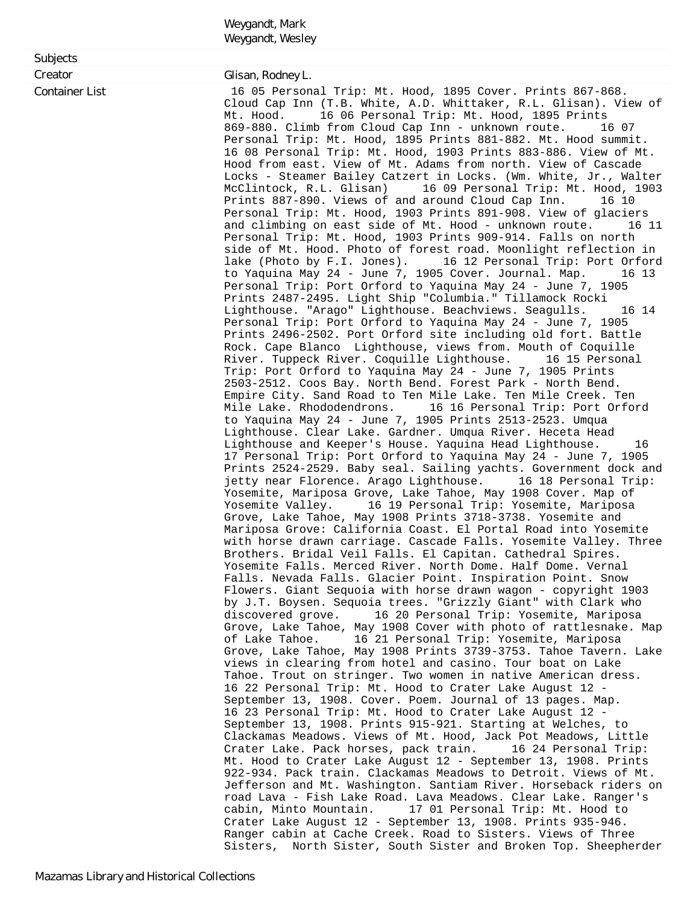Weygandt, Mark
Weygandt, Wesley

**Subjects**

**Creator** Glisan, Rodney L.

**Container List**

16 05 Personal Trip: Mt. Hood, 1895 Cover. Prints 867-868. Cloud Cap Inn (T.B. White, A.D. Whittaker, R.L. Glisan). View of Mt. Hood. 16 06 Personal Trip: Mt. Hood, 1895 Prints 869-880. Climb from Cloud Cap Inn - unknown route. 16 07 Personal Trip: Mt. Hood, 1895 Prints 881-882. Mt. Hood summit. 16 08 Personal Trip: Mt. Hood, 1903 Prints 883-886. View of Mt. Hood from east. View of Mt. Adams from north. View of Cascade Locks - Steamer Bailey Catzert in Locks. (Wm. White, Jr., Walter McClintock, R.L. Glisan) 16 09 Personal Trip: Mt. Hood, 1903 Prints 887-890. Views of and around Cloud Cap Inn. 16 10 Personal Trip: Mt. Hood, 1903 Prints 891-908. View of glaciers and climbing on east side of Mt. Hood - unknown route. 16 11 Personal Trip: Mt. Hood, 1903 Prints 909-914. Falls on north side of Mt. Hood. Photo of forest road. Moonlight reflection in lake (Photo by F.I. Jones). 16 12 Personal Trip: Port Orford to Yaquina May 24 - June 7, 1905 Cover. Journal. Map. 16 13 Personal Trip: Port Orford to Yaquina May 24 - June 7, 1905 Prints 2487-2495. Light Ship "Columbia." Tillamock Rocki Lighthouse. "Arago" Lighthouse. Beachviews. Seagulls. 16 14 Personal Trip: Port Orford to Yaquina May 24 - June 7, 1905 Prints 2496-2502. Port Orford site including old fort. Battle Rock. Cape Blanco Lighthouse, views from. Mouth of Coquille River. Tuppeck River. Coquille Lighthouse. 16 15 Personal Trip: Port Orford to Yaquina May 24 - June 7, 1905 Prints 2503-2512. Coos Bay. North Bend. Forest Park - North Bend. Empire City. Sand Road to Ten Mile Lake. Ten Mile Creek. Ten Mile Lake. Rhododendrons. 16 16 Personal Trip: Port Orford to Yaquina May 24 - June 7, 1905 Prints 2513-2523. Umqua Lighthouse. Clear Lake. Gardner. Umqua River. Heceta Head Lighthouse and Keeper's House. Yaquina Head Lighthouse. 16 17 Personal Trip: Port Orford to Yaquina May 24 - June 7, 1905 Prints 2524-2529. Baby seal. Sailing yachts. Government dock and jetty near Florence. Arago Lighthouse. 16 18 Personal Trip: Yosemite, Mariposa Grove, Lake Tahoe, May 1908 Cover. Map of Yosemite Valley. 16 19 Personal Trip: Yosemite, Mariposa Grove, Lake Tahoe, May 1908 Prints 3718-3738. Yosemite and Mariposa Grove: California Coast. El Portal Road into Yosemite with horse drawn carriage. Cascade Falls. Yosemite Valley. Three Brothers. Bridal Veil Falls. El Capitan. Cathedral Spires. Yosemite Falls. Merced River. North Dome. Half Dome. Vernal Falls. Nevada Falls. Glacier Point. Inspiration Point. Snow Flowers. Giant Sequoia with horse drawn wagon - copyright 1903 by J.T. Boysen. Sequoia trees. "Grizzly Giant" with Clark who discovered grove. 16 20 Personal Trip: Yosemite, Mariposa Grove, Lake Tahoe, May 1908 Cover with photo of rattlesnake. Map of Lake Tahoe. 16 21 Personal Trip: Yosemite, Mariposa Grove, Lake Tahoe, May 1908 Prints 3739-3753. Tahoe Tavern. Lake views in clearing from hotel and casino. Tour boat on Lake Tahoe. Trout on stringer. Two women in native American dress. 16 22 Personal Trip: Mt. Hood to Crater Lake August 12 - September 13, 1908. Cover. Poem. Journal of 13 pages. Map. 16 23 Personal Trip: Mt. Hood to Crater Lake August 12 - September 13, 1908. Prints 915-921. Starting at Welches, to Clackamas Meadows. Views of Mt. Hood, Jack Pot Meadows, Little Crater Lake. Pack horses, pack train. 16 24 Personal Trip: Mt. Hood to Crater Lake August 12 - September 13, 1908. Prints 922-934. Pack train. Clackamas Meadows to Detroit. Views of Mt. Jefferson and Mt. Washington. Santiam River. Horseback riders on road Lava - Fish Lake Road. Lava Meadows. Clear Lake. Ranger's cabin, Minto Mountain. 17 01 Personal Trip: Mt. Hood to Crater Lake August 12 - September 13, 1908. Prints 935-946. Ranger cabin at Cache Creek. Road to Sisters. Views of Three Sisters, North Sister, South Sister and Broken Top. Sheepherder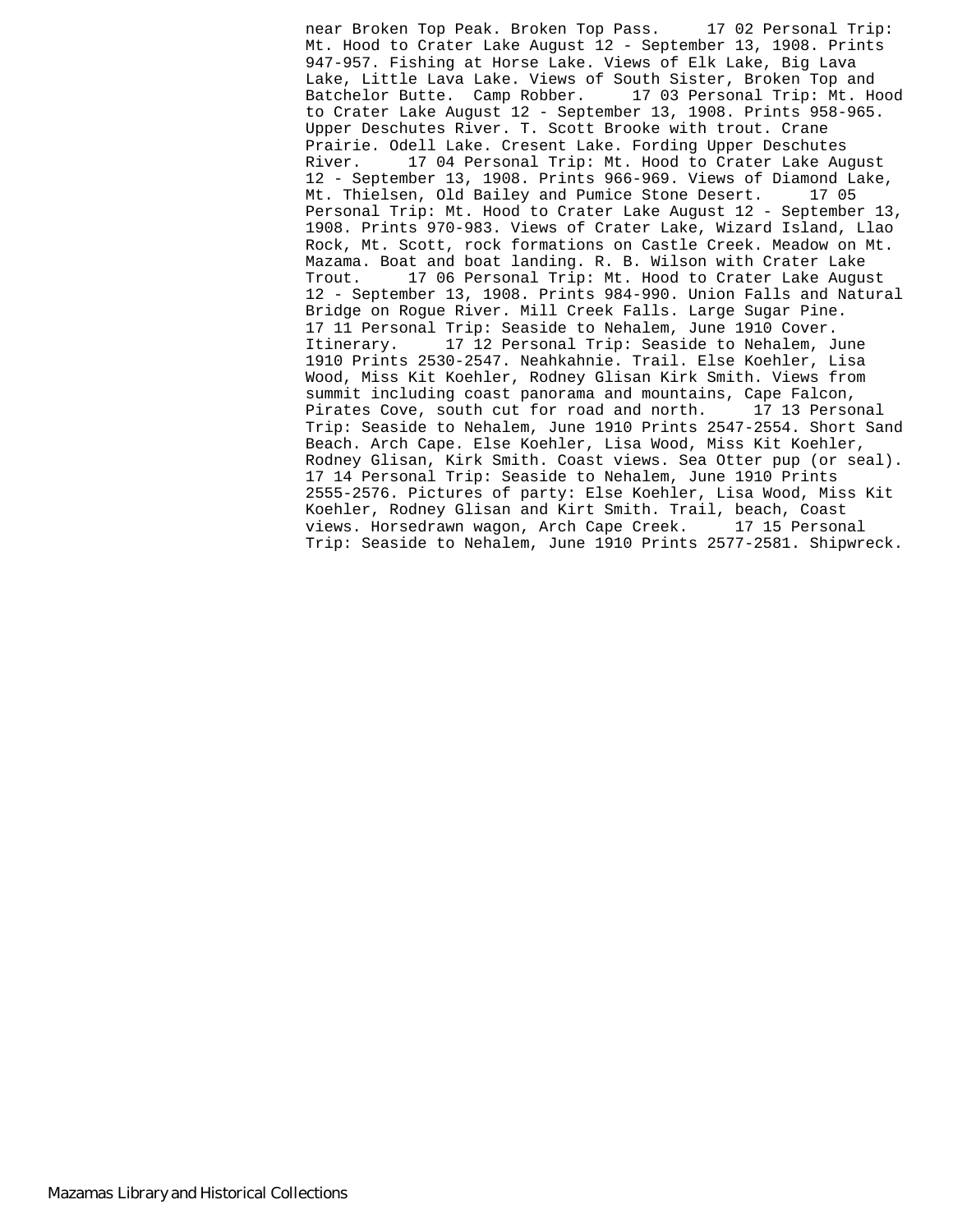near Broken Top Peak. Broken Top Pass.     17 02 Personal Trip: Mt. Hood to Crater Lake August 12 - September 13, 1908. Prints 947-957. Fishing at Horse Lake. Views of Elk Lake, Big Lava Lake, Little Lava Lake. Views of South Sister, Broken Top and Batchelor Butte.  Camp Robber.     17 03 Personal Trip: Mt. Hood to Crater Lake August 12 - September 13, 1908. Prints 958-965. Upper Deschutes River. T. Scott Brooke with trout. Crane Prairie. Odell Lake. Cresent Lake. Fording Upper Deschutes River.     17 04 Personal Trip: Mt. Hood to Crater Lake August 12 - September 13, 1908. Prints 966-969. Views of Diamond Lake, Mt. Thielsen, Old Bailey and Pumice Stone Desert.     17 05 Personal Trip: Mt. Hood to Crater Lake August 12 - September 13, 1908. Prints 970-983. Views of Crater Lake, Wizard Island, Llao Rock, Mt. Scott, rock formations on Castle Creek. Meadow on Mt. Mazama. Boat and boat landing. R. B. Wilson with Crater Lake Trout.     17 06 Personal Trip: Mt. Hood to Crater Lake August 12 - September 13, 1908. Prints 984-990. Union Falls and Natural Bridge on Rogue River. Mill Creek Falls. Large Sugar Pine. 17 11 Personal Trip: Seaside to Nehalem, June 1910 Cover. Itinerary.     17 12 Personal Trip: Seaside to Nehalem, June 1910 Prints 2530-2547. Neahkahnie. Trail. Else Koehler, Lisa Wood, Miss Kit Koehler, Rodney Glisan Kirk Smith. Views from summit including coast panorama and mountains, Cape Falcon, Pirates Cove, south cut for road and north.     17 13 Personal Trip: Seaside to Nehalem, June 1910 Prints 2547-2554. Short Sand Beach. Arch Cape. Else Koehler, Lisa Wood, Miss Kit Koehler, Rodney Glisan, Kirk Smith. Coast views. Sea Otter pup (or seal). 17 14 Personal Trip: Seaside to Nehalem, June 1910 Prints 2555-2576. Pictures of party: Else Koehler, Lisa Wood, Miss Kit Koehler, Rodney Glisan and Kirt Smith. Trail, beach, Coast views. Horsedrawn wagon, Arch Cape Creek.     17 15 Personal Trip: Seaside to Nehalem, June 1910 Prints 2577-2581. Shipwreck.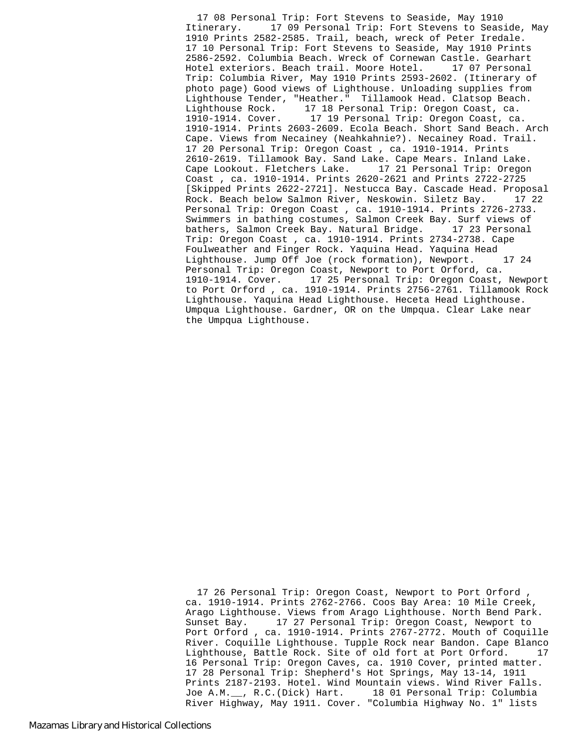17 08 Personal Trip: Fort Stevens to Seaside, May 1910 Itinerary.     17 09 Personal Trip: Fort Stevens to Seaside, May 1910 Prints 2582-2585. Trail, beach, wreck of Peter Iredale. 17 10 Personal Trip: Fort Stevens to Seaside, May 1910 Prints 2586-2592. Columbia Beach. Wreck of Cornewan Castle. Gearhart Hotel exteriors. Beach trail. Moore Hotel.     17 07 Personal Trip: Columbia River, May 1910 Prints 2593-2602. (Itinerary of photo page) Good views of Lighthouse. Unloading supplies from Lighthouse Tender, "Heather."  Tillamook Head. Clatsop Beach. Lighthouse Rock.     17 18 Personal Trip: Oregon Coast, ca. 1910-1914. Cover.     17 19 Personal Trip: Oregon Coast, ca. 1910-1914. Prints 2603-2609. Ecola Beach. Short Sand Beach. Arch Cape. Views from Necainey (Neahkahnie?). Necainey Road. Trail. 17 20 Personal Trip: Oregon Coast , ca. 1910-1914. Prints 2610-2619. Tillamook Bay. Sand Lake. Cape Mears. Inland Lake. Cape Lookout. Fletchers Lake.     17 21 Personal Trip: Oregon Coast , ca. 1910-1914. Prints 2620-2621 and Prints 2722-2725 [Skipped Prints 2622-2721]. Nestucca Bay. Cascade Head. Proposal Rock. Beach below Salmon River, Neskowin. Siletz Bay.     17 22 Personal Trip: Oregon Coast , ca. 1910-1914. Prints 2726-2733. Swimmers in bathing costumes, Salmon Creek Bay. Surf views of bathers, Salmon Creek Bay. Natural Bridge.     17 23 Personal Trip: Oregon Coast , ca. 1910-1914. Prints 2734-2738. Cape Foulweather and Finger Rock. Yaquina Head. Yaquina Head Lighthouse. Jump Off Joe (rock formation), Newport.     17 24 Personal Trip: Oregon Coast, Newport to Port Orford, ca. 1910-1914. Cover.     17 25 Personal Trip: Oregon Coast, Newport to Port Orford , ca. 1910-1914. Prints 2756-2761. Tillamook Rock Lighthouse. Yaquina Head Lighthouse. Heceta Head Lighthouse. Umpqua Lighthouse. Gardner, OR on the Umpqua. Clear Lake near the Umpqua Lighthouse.

17 26 Personal Trip: Oregon Coast, Newport to Port Orford , ca. 1910-1914. Prints 2762-2766. Coos Bay Area: 10 Mile Creek, Arago Lighthouse. Views from Arago Lighthouse. North Bend Park. Sunset Bay.     17 27 Personal Trip: Oregon Coast, Newport to Port Orford , ca. 1910-1914. Prints 2767-2772. Mouth of Coquille River. Coquille Lighthouse. Tupple Rock near Bandon. Cape Blanco Lighthouse, Battle Rock. Site of old fort at Port Orford.     17 16 Personal Trip: Oregon Caves, ca. 1910 Cover, printed matter. 17 28 Personal Trip: Shepherd's Hot Springs, May 13-14, 1911 Prints 2187-2193. Hotel. Wind Mountain views. Wind River Falls. Joe A.M.__, R.C.(Dick) Hart.     18 01 Personal Trip: Columbia River Highway, May 1911. Cover. "Columbia Highway No. 1" lists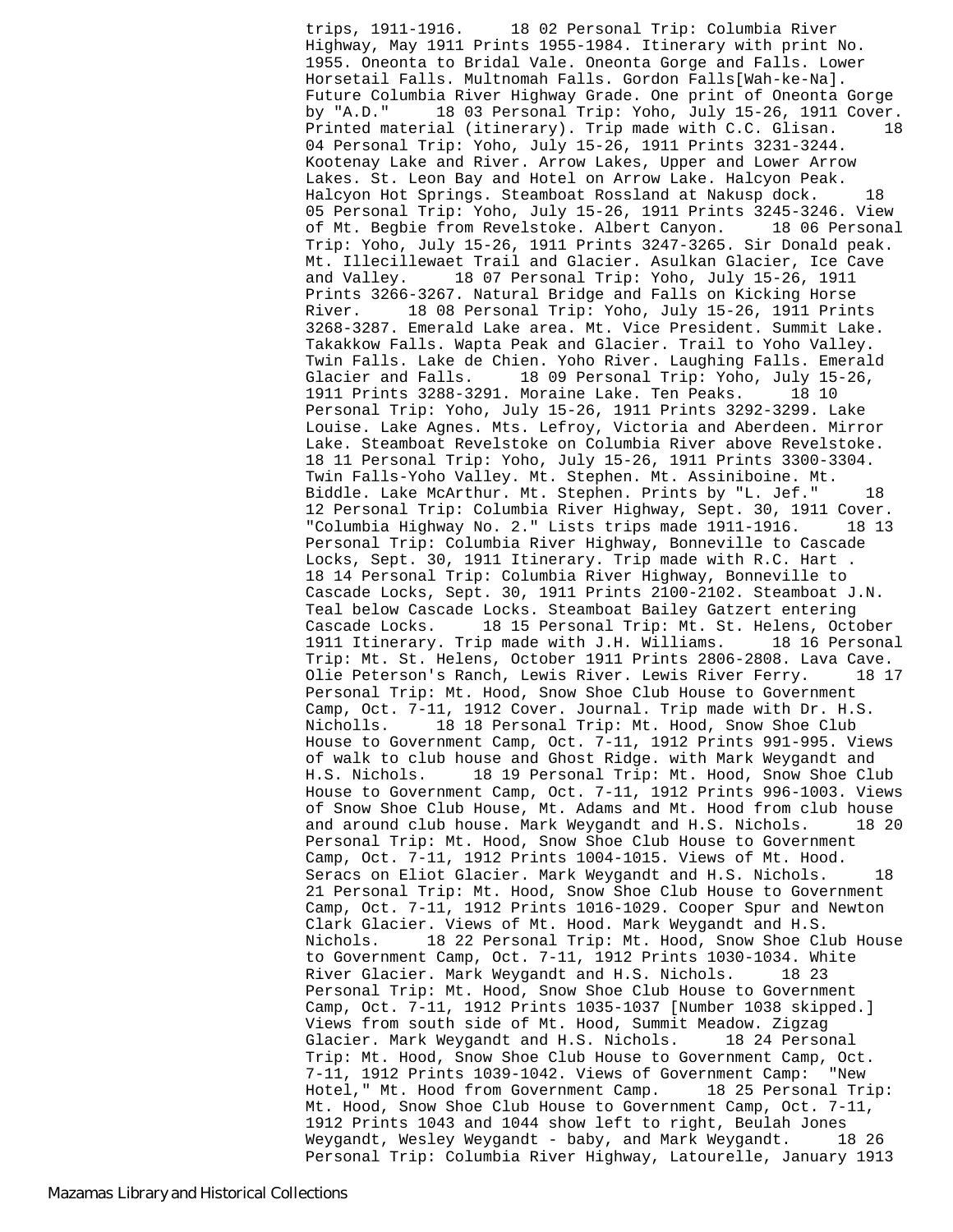trips, 1911-1916. 18 02 Personal Trip: Columbia River Highway, May 1911 Prints 1955-1984. Itinerary with print No. 1955. Oneonta to Bridal Vale. Oneonta Gorge and Falls. Lower Horsetail Falls. Multnomah Falls. Gordon Falls[Wah-ke-Na]. Future Columbia River Highway Grade. One print of Oneonta Gorge by "A.D." 18 03 Personal Trip: Yoho, July 15-26, 1911 Cover. Printed material (itinerary). Trip made with C.C. Glisan. 18 04 Personal Trip: Yoho, July 15-26, 1911 Prints 3231-3244. Kootenay Lake and River. Arrow Lakes, Upper and Lower Arrow Lakes. St. Leon Bay and Hotel on Arrow Lake. Halcyon Peak. Halcyon Hot Springs. Steamboat Rossland at Nakusp dock. 18 05 Personal Trip: Yoho, July 15-26, 1911 Prints 3245-3246. View of Mt. Begbie from Revelstoke. Albert Canyon. 18 06 Personal Trip: Yoho, July 15-26, 1911 Prints 3247-3265. Sir Donald peak. Mt. Illecillewaet Trail and Glacier. Asulkan Glacier, Ice Cave and Valley. 18 07 Personal Trip: Yoho, July 15-26, 1911 Prints 3266-3267. Natural Bridge and Falls on Kicking Horse River. 18 08 Personal Trip: Yoho, July 15-26, 1911 Prints 3268-3287. Emerald Lake area. Mt. Vice President. Summit Lake. Takakkow Falls. Wapta Peak and Glacier. Trail to Yoho Valley. Twin Falls. Lake de Chien. Yoho River. Laughing Falls. Emerald Glacier and Falls. 18 09 Personal Trip: Yoho, July 15-26, 1911 Prints 3288-3291. Moraine Lake. Ten Peaks. 18 10 Personal Trip: Yoho, July 15-26, 1911 Prints 3292-3299. Lake Louise. Lake Agnes. Mts. Lefroy, Victoria and Aberdeen. Mirror Lake. Steamboat Revelstoke on Columbia River above Revelstoke. 18 11 Personal Trip: Yoho, July 15-26, 1911 Prints 3300-3304. Twin Falls-Yoho Valley. Mt. Stephen. Mt. Assiniboine. Mt. Biddle. Lake McArthur. Mt. Stephen. Prints by "L. Jef." 18 12 Personal Trip: Columbia River Highway, Sept. 30, 1911 Cover. "Columbia Highway No. 2." Lists trips made 1911-1916. 18 13 Personal Trip: Columbia River Highway, Bonneville to Cascade Locks, Sept. 30, 1911 Itinerary. Trip made with R.C. Hart . 18 14 Personal Trip: Columbia River Highway, Bonneville to Cascade Locks, Sept. 30, 1911 Prints 2100-2102. Steamboat J.N. Teal below Cascade Locks. Steamboat Bailey Gatzert entering Cascade Locks. 18 15 Personal Trip: Mt. St. Helens, October 1911 Itinerary. Trip made with J.H. Williams. 18 16 Personal Trip: Mt. St. Helens, October 1911 Prints 2806-2808. Lava Cave. Olie Peterson's Ranch, Lewis River. Lewis River Ferry. 18 17 Personal Trip: Mt. Hood, Snow Shoe Club House to Government Camp, Oct. 7-11, 1912 Cover. Journal. Trip made with Dr. H.S. Nicholls. 18 18 Personal Trip: Mt. Hood, Snow Shoe Club House to Government Camp, Oct. 7-11, 1912 Prints 991-995. Views of walk to club house and Ghost Ridge. with Mark Weygandt and H.S. Nichols. 18 19 Personal Trip: Mt. Hood, Snow Shoe Club House to Government Camp, Oct. 7-11, 1912 Prints 996-1003. Views of Snow Shoe Club House, Mt. Adams and Mt. Hood from club house and around club house. Mark Weygandt and H.S. Nichols. 18 20 Personal Trip: Mt. Hood, Snow Shoe Club House to Government Camp, Oct. 7-11, 1912 Prints 1004-1015. Views of Mt. Hood. Seracs on Eliot Glacier. Mark Weygandt and H.S. Nichols. 18 21 Personal Trip: Mt. Hood, Snow Shoe Club House to Government Camp, Oct. 7-11, 1912 Prints 1016-1029. Cooper Spur and Newton Clark Glacier. Views of Mt. Hood. Mark Weygandt and H.S. Nichols. 18 22 Personal Trip: Mt. Hood, Snow Shoe Club House to Government Camp, Oct. 7-11, 1912 Prints 1030-1034. White River Glacier. Mark Weygandt and H.S. Nichols. 18 23 Personal Trip: Mt. Hood, Snow Shoe Club House to Government Camp, Oct. 7-11, 1912 Prints 1035-1037 [Number 1038 skipped.] Views from south side of Mt. Hood, Summit Meadow. Zigzag Glacier. Mark Weygandt and H.S. Nichols. 18 24 Personal Trip: Mt. Hood, Snow Shoe Club House to Government Camp, Oct. 7-11, 1912 Prints 1039-1042. Views of Government Camp: "New Hotel," Mt. Hood from Government Camp. 18 25 Personal Trip: Mt. Hood, Snow Shoe Club House to Government Camp, Oct. 7-11, 1912 Prints 1043 and 1044 show left to right, Beulah Jones Weygandt, Wesley Weygandt - baby, and Mark Weygandt. 18 26 Personal Trip: Columbia River Highway, Latourelle, January 1913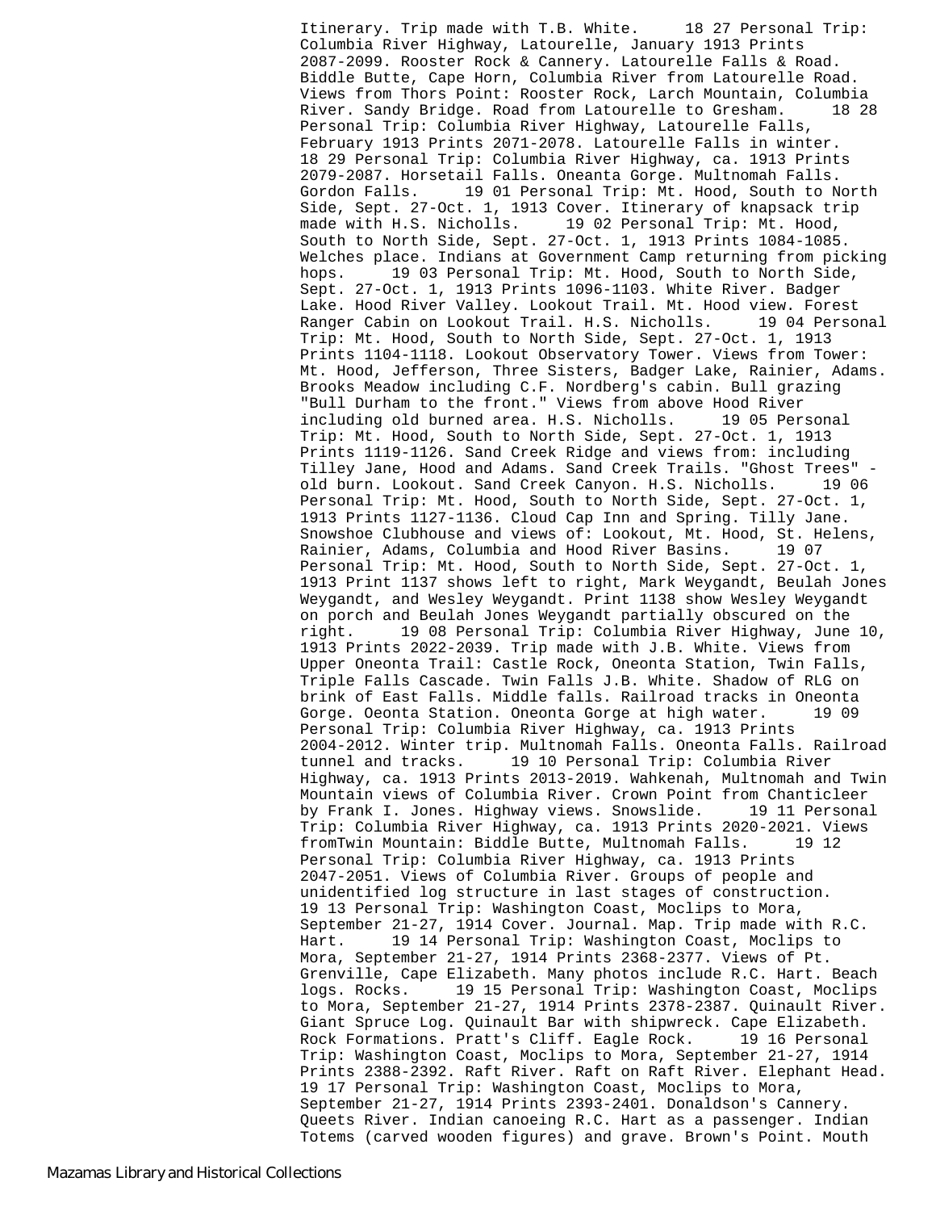Itinerary. Trip made with T.B. White. 18 27 Personal Trip: Columbia River Highway, Latourelle, January 1913 Prints 2087-2099. Rooster Rock & Cannery. Latourelle Falls & Road. Biddle Butte, Cape Horn, Columbia River from Latourelle Road. Views from Thors Point: Rooster Rock, Larch Mountain, Columbia River. Sandy Bridge. Road from Latourelle to Gresham. 18 28 Personal Trip: Columbia River Highway, Latourelle Falls, February 1913 Prints 2071-2078. Latourelle Falls in winter. 18 29 Personal Trip: Columbia River Highway, ca. 1913 Prints 2079-2087. Horsetail Falls. Oneanta Gorge. Multnomah Falls. Gordon Falls. 19 01 Personal Trip: Mt. Hood, South to North Side, Sept. 27-Oct. 1, 1913 Cover. Itinerary of knapsack trip made with H.S. Nicholls. 19 02 Personal Trip: Mt. Hood, South to North Side, Sept. 27-Oct. 1, 1913 Prints 1084-1085. Welches place. Indians at Government Camp returning from picking hops. 19 03 Personal Trip: Mt. Hood, South to North Side, Sept. 27-Oct. 1, 1913 Prints 1096-1103. White River. Badger Lake. Hood River Valley. Lookout Trail. Mt. Hood view. Forest Ranger Cabin on Lookout Trail. H.S. Nicholls. 19 04 Personal Trip: Mt. Hood, South to North Side, Sept. 27-Oct. 1, 1913 Prints 1104-1118. Lookout Observatory Tower. Views from Tower: Mt. Hood, Jefferson, Three Sisters, Badger Lake, Rainier, Adams. Brooks Meadow including C.F. Nordberg's cabin. Bull grazing "Bull Durham to the front." Views from above Hood River including old burned area. H.S. Nicholls. 19 05 Personal Trip: Mt. Hood, South to North Side, Sept. 27-Oct. 1, 1913 Prints 1119-1126. Sand Creek Ridge and views from: including Tilley Jane, Hood and Adams. Sand Creek Trails. "Ghost Trees" - old burn. Lookout. Sand Creek Canyon. H.S. Nicholls. 19 06 Personal Trip: Mt. Hood, South to North Side, Sept. 27-Oct. 1, 1913 Prints 1127-1136. Cloud Cap Inn and Spring. Tilly Jane. Snowshoe Clubhouse and views of: Lookout, Mt. Hood, St. Helens, Rainier, Adams, Columbia and Hood River Basins. 19 07 Personal Trip: Mt. Hood, South to North Side, Sept. 27-Oct. 1, 1913 Print 1137 shows left to right, Mark Weygandt, Beulah Jones Weygandt, and Wesley Weygandt. Print 1138 show Wesley Weygandt on porch and Beulah Jones Weygandt partially obscured on the right. 19 08 Personal Trip: Columbia River Highway, June 10, 1913 Prints 2022-2039. Trip made with J.B. White. Views from Upper Oneonta Trail: Castle Rock, Oneonta Station, Twin Falls, Triple Falls Cascade. Twin Falls J.B. White. Shadow of RLG on brink of East Falls. Middle falls. Railroad tracks in Oneonta Gorge. Oeonta Station. Oneonta Gorge at high water. 19 09 Personal Trip: Columbia River Highway, ca. 1913 Prints 2004-2012. Winter trip. Multnomah Falls. Oneonta Falls. Railroad tunnel and tracks. 19 10 Personal Trip: Columbia River Highway, ca. 1913 Prints 2013-2019. Wahkenah, Multnomah and Twin Mountain views of Columbia River. Crown Point from Chanticleer by Frank I. Jones. Highway views. Snowslide. 19 11 Personal Trip: Columbia River Highway, ca. 1913 Prints 2020-2021. Views fromTwin Mountain: Biddle Butte, Multnomah Falls. 19 12 Personal Trip: Columbia River Highway, ca. 1913 Prints 2047-2051. Views of Columbia River. Groups of people and unidentified log structure in last stages of construction. 19 13 Personal Trip: Washington Coast, Moclips to Mora, September 21-27, 1914 Cover. Journal. Map. Trip made with R.C. Hart. 19 14 Personal Trip: Washington Coast, Moclips to Mora, September 21-27, 1914 Prints 2368-2377. Views of Pt. Grenville, Cape Elizabeth. Many photos include R.C. Hart. Beach logs. Rocks. 19 15 Personal Trip: Washington Coast, Moclips to Mora, September 21-27, 1914 Prints 2378-2387. Quinault River. Giant Spruce Log. Quinault Bar with shipwreck. Cape Elizabeth. Rock Formations. Pratt's Cliff. Eagle Rock. 19 16 Personal Trip: Washington Coast, Moclips to Mora, September 21-27, 1914 Prints 2388-2392. Raft River. Raft on Raft River. Elephant Head. 19 17 Personal Trip: Washington Coast, Moclips to Mora, September 21-27, 1914 Prints 2393-2401. Donaldson's Cannery. Queets River. Indian canoeing R.C. Hart as a passenger. Indian Totems (carved wooden figures) and grave. Brown's Point. Mouth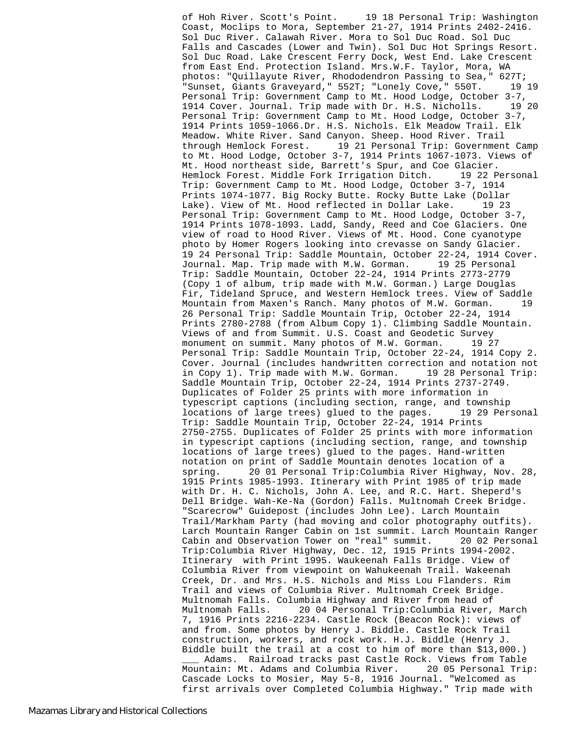of Hoh River. Scott's Point. 19 18 Personal Trip: Washington Coast, Moclips to Mora, September 21-27, 1914 Prints 2402-2416. Sol Duc River. Calawah River. Mora to Sol Duc Road. Sol Duc Falls and Cascades (Lower and Twin). Sol Duc Hot Springs Resort. Sol Duc Road. Lake Crescent Ferry Dock, West End. Lake Crescent from East End. Protection Island. Mrs.W.F. Taylor, Mora, WA photos: "Quillayute River, Rhododendron Passing to Sea," 627T; "Sunset, Giants Graveyard," 552T; "Lonely Cove," 550T. 19 19 Personal Trip: Government Camp to Mt. Hood Lodge, October 3-7, 1914 Cover. Journal. Trip made with Dr. H.S. Nicholls. 19 20 Personal Trip: Government Camp to Mt. Hood Lodge, October 3-7, 1914 Prints 1059-1066.Dr. H.S. Nichols. Elk Meadow Trail. Elk Meadow. White River. Sand Canyon. Sheep. Hood River. Trail through Hemlock Forest. 19 21 Personal Trip: Government Camp to Mt. Hood Lodge, October 3-7, 1914 Prints 1067-1073. Views of Mt. Hood northeast side, Barrett's Spur, and Coe Glacier. Hemlock Forest. Middle Fork Irrigation Ditch. 19 22 Personal Trip: Government Camp to Mt. Hood Lodge, October 3-7, 1914 Prints 1074-1077. Big Rocky Butte. Rocky Butte Lake (Dollar Lake). View of Mt. Hood reflected in Dollar Lake. 19 23 Personal Trip: Government Camp to Mt. Hood Lodge, October 3-7, 1914 Prints 1078-1093. Ladd, Sandy, Reed and Coe Glaciers. One view of road to Hood River. Views of Mt. Hood. Cone cyanotype photo by Homer Rogers looking into crevasse on Sandy Glacier. 19 24 Personal Trip: Saddle Mountain, October 22-24, 1914 Cover. Journal. Map. Trip made with M.W. Gorman. 19 25 Personal Trip: Saddle Mountain, October 22-24, 1914 Prints 2773-2779 (Copy 1 of album, trip made with M.W. Gorman.) Large Douglas Fir, Tideland Spruce, and Western Hemlock trees. View of Saddle Mountain from Maxen's Ranch. Many photos of M.W. Gorman. 19 26 Personal Trip: Saddle Mountain Trip, October 22-24, 1914 Prints 2780-2788 (from Album Copy 1). Climbing Saddle Mountain. Views of and from Summit. U.S. Coast and Geodetic Survey monument on summit. Many photos of M.W. Gorman. 19 27 Personal Trip: Saddle Mountain Trip, October 22-24, 1914 Copy 2. Cover. Journal (includes handwritten correction and notation not in Copy 1). Trip made with M.W. Gorman. 19 28 Personal Trip: Saddle Mountain Trip, October 22-24, 1914 Prints 2737-2749. Duplicates of Folder 25 prints with more information in typescript captions (including section, range, and township locations of large trees) glued to the pages. 19 29 Personal Trip: Saddle Mountain Trip, October 22-24, 1914 Prints 2750-2755. Duplicates of Folder 25 prints with more information in typescript captions (including section, range, and township locations of large trees) glued to the pages. Hand-written notation on print of Saddle Mountain denotes location of a spring. 20 01 Personal Trip:Columbia River Highway, Nov. 28, 1915 Prints 1985-1993. Itinerary with Print 1985 of trip made with Dr. H. C. Nichols, John A. Lee, and R.C. Hart. Sheperd's Dell Bridge. Wah-Ke-Na (Gordon) Falls. Multnomah Creek Bridge. "Scarecrow" Guidepost (includes John Lee). Larch Mountain Trail/Markham Party (had moving and color photography outfits). Larch Mountain Ranger Cabin on 1st summit. Larch Mountain Ranger Cabin and Observation Tower on "real" summit. 20 02 Personal Trip:Columbia River Highway, Dec. 12, 1915 Prints 1994-2002. Itinerary with Print 1995. Waukeenah Falls Bridge. View of Columbia River from viewpoint on Wahukeenah Trail. Wakeenah Creek, Dr. and Mrs. H.S. Nichols and Miss Lou Flanders. Rim Trail and views of Columbia River. Multnomah Creek Bridge. Multnomah Falls. Columbia Highway and River from head of Multnomah Falls. 20 04 Personal Trip:Columbia River, March 7, 1916 Prints 2216-2234. Castle Rock (Beacon Rock): views of and from. Some photos by Henry J. Biddle. Castle Rock Trail construction, workers, and rock work. H.J. Biddle (Henry J. Biddle built the trail at a cost to him of more than $13,000.) ___ Adams. Railroad tracks past Castle Rock. Views from Table Mountain: Mt. Adams and Columbia River. 20 05 Personal Trip: Cascade Locks to Mosier, May 5-8, 1916 Journal. "Welcomed as first arrivals over Completed Columbia Highway." Trip made with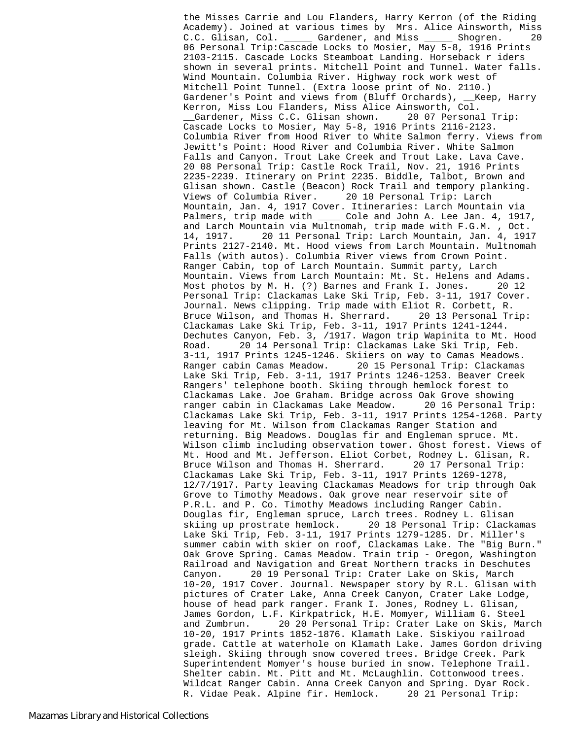the Misses Carrie and Lou Flanders, Harry Kerron (of the Riding Academy). Joined at various times by Mrs. Alice Ainsworth, Miss C.C. Glisan, Col. _____ Gardener, and Miss _____ Shogren. 20 06 Personal Trip:Cascade Locks to Mosier, May 5-8, 1916 Prints 2103-2115. Cascade Locks Steamboat Landing. Horseback r iders shown in several prints. Mitchell Point and Tunnel. Water falls. Wind Mountain. Columbia River. Highway rock work west of Mitchell Point Tunnel. (Extra loose print of No. 2110.) Gardener's Point and views from (Bluff Orchards), __Keep, Harry Kerron, Miss Lou Flanders, Miss Alice Ainsworth, Col. __Gardener, Miss C.C. Glisan shown. 20 07 Personal Trip: Cascade Locks to Mosier, May 5-8, 1916 Prints 2116-2123. Columbia River from Hood River to White Salmon ferry. Views from Jewitt's Point: Hood River and Columbia River. White Salmon Falls and Canyon. Trout Lake Creek and Trout Lake. Lava Cave. 20 08 Personal Trip: Castle Rock Trail, Nov. 21, 1916 Prints 2235-2239. Itinerary on Print 2235. Biddle, Talbot, Brown and Glisan shown. Castle (Beacon) Rock Trail and tempory planking. Views of Columbia River. 20 10 Personal Trip: Larch Mountain, Jan. 4, 1917 Cover. Itineraries: Larch Mountain via Palmers, trip made with ____ Cole and John A. Lee Jan. 4, 1917, and Larch Mountain via Multnomah, trip made with F.G.M. , Oct. 14, 1917. 20 11 Personal Trip: Larch Mountain, Jan. 4, 1917 Prints 2127-2140. Mt. Hood views from Larch Mountain. Multnomah Falls (with autos). Columbia River views from Crown Point. Ranger Cabin, top of Larch Mountain. Summit party, Larch Mountain. Views from Larch Mountain: Mt. St. Helens and Adams. Most photos by M. H. (?) Barnes and Frank I. Jones. 20 12 Personal Trip: Clackamas Lake Ski Trip, Feb. 3-11, 1917 Cover. Journal. News clipping. Trip made with Eliot R. Corbett, R. Bruce Wilson, and Thomas H. Sherrard. 20 13 Personal Trip: Clackamas Lake Ski Trip, Feb. 3-11, 1917 Prints 1241-1244. Dechutes Canyon, Feb. 3, /1917. Wagon trip Wapinita to Mt. Hood Road. 20 14 Personal Trip: Clackamas Lake Ski Trip, Feb. 3-11, 1917 Prints 1245-1246. Skiiers on way to Camas Meadows. Ranger cabin Camas Meadow. 20 15 Personal Trip: Clackamas Lake Ski Trip, Feb. 3-11, 1917 Prints 1246-1253. Beaver Creek Rangers' telephone booth. Skiing through hemlock forest to Clackamas Lake. Joe Graham. Bridge across Oak Grove showing ranger cabin in Clackamas Lake Meadow. 20 16 Personal Trip: Clackamas Lake Ski Trip, Feb. 3-11, 1917 Prints 1254-1268. Party leaving for Mt. Wilson from Clackamas Ranger Station and returning. Big Meadows. Douglas fir and Engleman spruce. Mt. Wilson climb including observation tower. Ghost forest. Views of Mt. Hood and Mt. Jefferson. Eliot Corbet, Rodney L. Glisan, R. Bruce Wilson and Thomas H. Sherrard. 20 17 Personal Trip: Clackamas Lake Ski Trip, Feb. 3-11, 1917 Prints 1269-1278, 12/7/1917. Party leaving Clackamas Meadows for trip through Oak Grove to Timothy Meadows. Oak grove near reservoir site of P.R.L. and P. Co. Timothy Meadows including Ranger Cabin. Douglas fir, Engleman spruce, Larch trees. Rodney L. Glisan skiing up prostrate hemlock. 20 18 Personal Trip: Clackamas Lake Ski Trip, Feb. 3-11, 1917 Prints 1279-1285. Dr. Miller's summer cabin with skier on roof, Clackamas Lake. The "Big Burn." Oak Grove Spring. Camas Meadow. Train trip - Oregon, Washington Railroad and Navigation and Great Northern tracks in Deschutes Canyon. 20 19 Personal Trip: Crater Lake on Skis, March 10-20, 1917 Cover. Journal. Newspaper story by R.L. Glisan with pictures of Crater Lake, Anna Creek Canyon, Crater Lake Lodge, house of head park ranger. Frank I. Jones, Rodney L. Glisan, James Gordon, L.F. Kirkpatrick, H.E. Momyer, William G. Steel and Zumbrun. 20 20 Personal Trip: Crater Lake on Skis, March 10-20, 1917 Prints 1852-1876. Klamath Lake. Siskiyou railroad grade. Cattle at waterhole on Klamath Lake. James Gordon driving sleigh. Skiing through snow covered trees. Bridge Creek. Park Superintendent Momyer's house buried in snow. Telephone Trail. Shelter cabin. Mt. Pitt and Mt. McLaughlin. Cottonwood trees. Wildcat Ranger Cabin. Anna Creek Canyon and Spring. Dyar Rock. R. Vidae Peak. Alpine fir. Hemlock. 20 21 Personal Trip: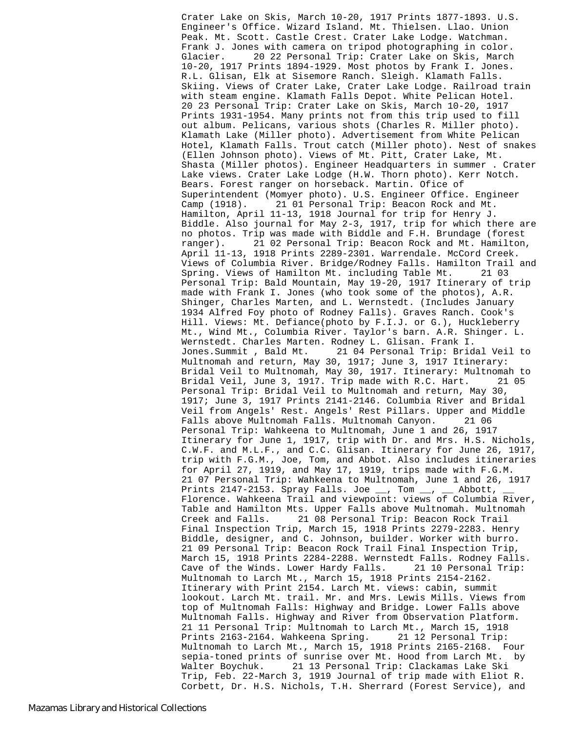Crater Lake on Skis, March 10-20, 1917 Prints 1877-1893. U.S. Engineer's Office. Wizard Island. Mt. Thielsen. Llao. Union Peak. Mt. Scott. Castle Crest. Crater Lake Lodge. Watchman. Frank J. Jones with camera on tripod photographing in color. Glacier. 20 22 Personal Trip: Crater Lake on Skis, March 10-20, 1917 Prints 1894-1929. Most photos by Frank I. Jones. R.L. Glisan, Elk at Sisemore Ranch. Sleigh. Klamath Falls. Skiing. Views of Crater Lake, Crater Lake Lodge. Railroad train with steam engine. Klamath Falls Depot. White Pelican Hotel. 20 23 Personal Trip: Crater Lake on Skis, March 10-20, 1917 Prints 1931-1954. Many prints not from this trip used to fill out album. Pelicans, various shots (Charles R. Miller photo). Klamath Lake (Miller photo). Advertisement from White Pelican Hotel, Klamath Falls. Trout catch (Miller photo). Nest of snakes (Ellen Johnson photo). Views of Mt. Pitt, Crater Lake, Mt. Shasta (Miller photos). Engineer Headquarters in summer . Crater Lake views. Crater Lake Lodge (H.W. Thorn photo). Kerr Notch. Bears. Forest ranger on horseback. Martin. Ofice of Superintendent (Momyer photo). U.S. Engineer Office. Engineer Camp (1918). 21 01 Personal Trip: Beacon Rock and Mt. Hamilton, April 11-13, 1918 Journal for trip for Henry J. Biddle. Also journal for May 2-3, 1917, trip for which there are no photos. Trip was made with Biddle and F.H. Brundage (forest ranger). 21 02 Personal Trip: Beacon Rock and Mt. Hamilton, April 11-13, 1918 Prints 2289-2301. Warrendale. McCord Creek. Views of Columbia River. Bridge/Rodney Falls. Hamilton Trail and Spring. Views of Hamilton Mt. including Table Mt. 21 03 Personal Trip: Bald Mountain, May 19-20, 1917 Itinerary of trip made with Frank I. Jones (who took some of the photos), A.R. Shinger, Charles Marten, and L. Wernstedt. (Includes January 1934 Alfred Foy photo of Rodney Falls). Graves Ranch. Cook's Hill. Views: Mt. Defiance(photo by F.I.J. or G.), Huckleberry Mt., Wind Mt., Columbia River. Taylor's barn. A.R. Shinger. L. Wernstedt. Charles Marten. Rodney L. Glisan. Frank I. Jones.Summit , Bald Mt. 21 04 Personal Trip: Bridal Veil to Multnomah and return, May 30, 1917; June 3, 1917 Itinerary: Bridal Veil to Multnomah, May 30, 1917. Itinerary: Multnomah to Bridal Veil, June 3, 1917. Trip made with R.C. Hart. 21 05 Personal Trip: Bridal Veil to Multnomah and return, May 30, 1917; June 3, 1917 Prints 2141-2146. Columbia River and Bridal Veil from Angels' Rest. Angels' Rest Pillars. Upper and Middle Falls above Multnomah Falls. Multnomah Canyon. 21 06 Personal Trip: Wahkeena to Multnomah, June 1 and 26, 1917 Itinerary for June 1, 1917, trip with Dr. and Mrs. H.S. Nichols, C.W.F. and M.L.F., and C.C. Glisan. Itinerary for June 26, 1917, trip with F.G.M., Joe, Tom, and Abbot. Also includes itineraries for April 27, 1919, and May 17, 1919, trips made with F.G.M. 21 07 Personal Trip: Wahkeena to Multnomah, June 1 and 26, 1917 Prints 2147-2153. Spray Falls. Joe __, Tom __, __ Abbott, __ Florence. Wahkeena Trail and viewpoint: views of Columbia River, Table and Hamilton Mts. Upper Falls above Multnomah. Multnomah Creek and Falls. 21 08 Personal Trip: Beacon Rock Trail Final Inspection Trip, March 15, 1918 Prints 2279-2283. Henry Biddle, designer, and C. Johnson, builder. Worker with burro. 21 09 Personal Trip: Beacon Rock Trail Final Inspection Trip, March 15, 1918 Prints 2284-2288. Wernstedt Falls. Rodney Falls. Cave of the Winds. Lower Hardy Falls. 21 10 Personal Trip: Multnomah to Larch Mt., March 15, 1918 Prints 2154-2162. Itinerary with Print 2154. Larch Mt. views: cabin, summit lookout. Larch Mt. trail. Mr. and Mrs. Lewis Mills. Views from top of Multnomah Falls: Highway and Bridge. Lower Falls above Multnomah Falls. Highway and River from Observation Platform. 21 11 Personal Trip: Multnomah to Larch Mt., March 15, 1918 Prints 2163-2164. Wahkeena Spring. 21 12 Personal Trip: Multnomah to Larch Mt., March 15, 1918 Prints 2165-2168. Four sepia-toned prints of sunrise over Mt. Hood from Larch Mt. by Walter Boychuk. 21 13 Personal Trip: Clackamas Lake Ski Trip, Feb. 22-March 3, 1919 Journal of trip made with Eliot R. Corbett, Dr. H.S. Nichols, T.H. Sherrard (Forest Service), and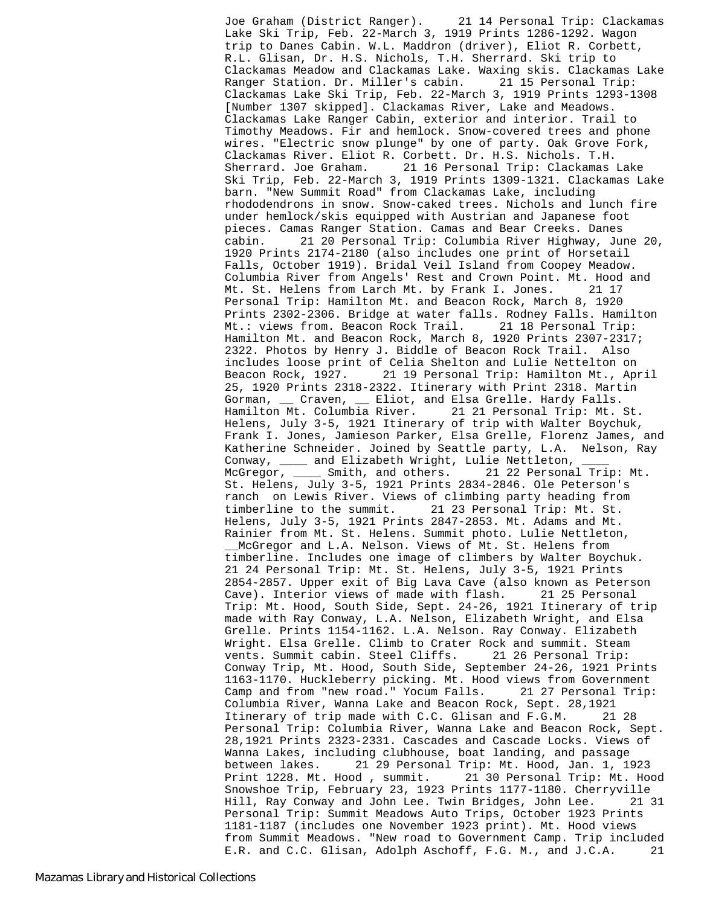Joe Graham (District Ranger).     21 14 Personal Trip: Clackamas Lake Ski Trip, Feb. 22-March 3, 1919 Prints 1286-1292. Wagon trip to Danes Cabin. W.L. Maddron (driver), Eliot R. Corbett, R.L. Glisan, Dr. H.S. Nichols, T.H. Sherrard. Ski trip to Clackamas Meadow and Clackamas Lake. Waxing skis. Clackamas Lake Ranger Station. Dr. Miller's cabin.     21 15 Personal Trip: Clackamas Lake Ski Trip, Feb. 22-March 3, 1919 Prints 1293-1308 [Number 1307 skipped]. Clackamas Lake Ranger Cabin, exterior and interior. Trail to Timothy Meadows. Fir and hemlock. Snow-covered trees and phone wires. "Electric snow plunge" by one of party. Oak Grove Fork, Clackamas River. Eliot R. Corbett. Dr. H.S. Nichols. T.H. Sherrard. Joe Graham.     21 16 Personal Trip: Clackamas Lake Ski Trip, Feb. 22-March 3, 1919 Prints 1309-1321. Clackamas Lake barn. "New Summit Road" from Clackamas Lake, including rhododendrons in snow. Snow-caked trees. Nichols and lunch fire under hemlock/skis equipped with Austrian and Japanese foot pieces. Camas Ranger Station. Camas and Bear Creeks. Danes cabin.     21 20 Personal Trip: Columbia River Highway, June 20, 1920 Prints 2174-2180 (also includes one print of Horsetail Falls, October 1919). Bridal Veil Island from Coopey Meadow. Columbia River from Angels' Rest and Crown Point. Mt. Hood and Mt. St. Helens from Larch Mt. by Frank I. Jones.     21 17 Personal Trip: Hamilton Mt. and Beacon Rock, March 8, 1920 Prints 2302-2306. Bridge at water falls. Rodney Falls. Hamilton Mt.: views from. Beacon Rock Trail.     21 18 Personal Trip: Hamilton Mt. and Beacon Rock, March 8, 1920 Prints 2307-2317; 2322. Photos by Henry J. Biddle of Beacon Rock Trail.  Also includes loose print of Celia Shelton and Lulie Nettelton on Beacon Rock, 1927.     21 19 Personal Trip: Hamilton Mt., April 25, 1920 Prints 2318-2322. Itinerary with Print 2318. Martin Gorman, __ Craven, __ Eliot, and Elsa Grelle. Hardy Falls. Hamilton Mt. Columbia River.     21 21 Personal Trip: Mt. St. Helens, July 3-5, 1921 Itinerary of trip with Walter Boychuk, Frank I. Jones, Jamieson Parker, Elsa Grelle, Florenz James, and Katherine Schneider. Joined by Seattle party, L.A.  Nelson, Ray Conway, ____ and Elizabeth Wright, Lulie Nettleton, ____ McGregor, ____ Smith, and others.     21 22 Personal Trip: Mt. St. Helens, July 3-5, 1921 Prints 2834-2846. Ole Peterson's ranch  on Lewis River. Views of climbing party heading from timberline to the summit.     21 23 Personal Trip: Mt. St. Helens, July 3-5, 1921 Prints 2847-2853. Mt. Adams and Mt. Rainier from Mt. St. Helens. Summit photo. Lulie Nettleton, __McGregor and L.A. Nelson. Views of Mt. St. Helens from timberline. Includes one image of climbers by Walter Boychuk.     21 24 Personal Trip: Mt. St. Helens, July 3-5, 1921 Prints 2854-2857. Upper exit of Big Lava Cave (also known as Peterson Cave). Interior views of made with flash.     21 25 Personal Trip: Mt. Hood, South Side, Sept. 24-26, 1921 Itinerary of trip made with Ray Conway, L.A. Nelson, Elizabeth Wright, and Elsa Grelle. Prints 1154-1162. L.A. Nelson. Ray Conway. Elizabeth Wright. Elsa Grelle. Climb to Crater Rock and summit. Steam vents. Summit cabin. Steel Cliffs.     21 26 Personal Trip: Conway Trip, Mt. Hood, South Side, September 24-26, 1921 Prints 1163-1170. Huckleberry picking. Mt. Hood views from Government Camp and from "new road." Yocum Falls.     21 27 Personal Trip: Columbia River, Wanna Lake and Beacon Rock, Sept. 28,1921 Itinerary of trip made with C.C. Glisan and F.G.M.     21 28 Personal Trip: Columbia River, Wanna Lake and Beacon Rock, Sept. 28,1921 Prints 2323-2331. Cascades and Cascade Locks. Views of Wanna Lakes, including clubhouse, boat landing, and passage between lakes.     21 29 Personal Trip: Mt. Hood, Jan. 1, 1923 Print 1228. Mt. Hood , summit.     21 30 Personal Trip: Mt. Hood Snowshoe Trip, February 23, 1923 Prints 1177-1180. Cherryville Hill, Ray Conway and John Lee. Twin Bridges, John Lee.     21 31 Personal Trip: Summit Meadows Auto Trips, October 1923 Prints 1181-1187 (includes one November 1923 print). Mt. Hood views from Summit Meadows. "New road to Government Camp. Trip included E.R. and C.C. Glisan, Adolph Aschoff, F.G. M., and J.C.A.     21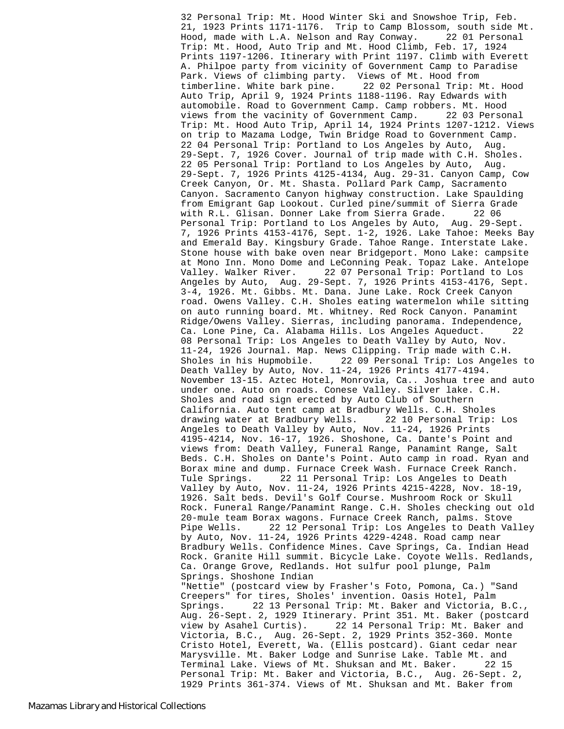32 Personal Trip: Mt. Hood Winter Ski and Snowshoe Trip, Feb. 21, 1923 Prints 1171-1176. Trip to Camp Blossom, south side Mt. Hood, made with L.A. Nelson and Ray Conway. 22 01 Personal Trip: Mt. Hood, Auto Trip and Mt. Hood Climb, Feb. 17, 1924 Prints 1197-1206. Itinerary with Print 1197. Climb with Everett A. Philpoe party from vicinity of Government Camp to Paradise Park. Views of climbing party. Views of Mt. Hood from timberline. White bark pine. 22 02 Personal Trip: Mt. Hood Auto Trip, April 9, 1924 Prints 1188-1196. Ray Edwards with automobile. Road to Government Camp. Camp robbers. Mt. Hood views from the vacinity of Government Camp. 22 03 Personal Trip: Mt. Hood Auto Trip, April 14, 1924 Prints 1207-1212. Views on trip to Mazama Lodge, Twin Bridge Road to Government Camp. 22 04 Personal Trip: Portland to Los Angeles by Auto, Aug. 29-Sept. 7, 1926 Cover. Journal of trip made with C.H. Sholes. 22 05 Personal Trip: Portland to Los Angeles by Auto, Aug. 29-Sept. 7, 1926 Prints 4125-4134, Aug. 29-31. Canyon Camp, Cow Creek Canyon, Or. Mt. Shasta. Pollard Park Camp, Sacramento Canyon. Sacramento Canyon highway construction. Lake Spaulding from Emigrant Gap Lookout. Curled pine/summit of Sierra Grade with R.L. Glisan. Donner Lake from Sierra Grade. 22 06 Personal Trip: Portland to Los Angeles by Auto, Aug. 29-Sept. 7, 1926 Prints 4153-4176, Sept. 1-2, 1926. Lake Tahoe: Meeks Bay and Emerald Bay. Kingsbury Grade. Tahoe Range. Interstate Lake. Stone house with bake oven near Bridgeport. Mono Lake: campsite at Mono Inn. Mono Dome and LeConning Peak. Topaz Lake. Antelope Valley. Walker River. 22 07 Personal Trip: Portland to Los Angeles by Auto, Aug. 29-Sept. 7, 1926 Prints 4153-4176, Sept. 3-4, 1926. Mt. Gibbs. Mt. Dana. June Lake. Rock Creek Canyon road. Owens Valley. C.H. Sholes eating watermelon while sitting on auto running board. Mt. Whitney. Red Rock Canyon. Panamint Ridge/Owens Valley. Sierras, including panorama. Independence, Ca. Lone Pine, Ca. Alabama Hills. Los Angeles Aqueduct. 22 08 Personal Trip: Los Angeles to Death Valley by Auto, Nov. 11-24, 1926 Journal. Map. News Clipping. Trip made with C.H. Sholes in his Hupmobile. 22 09 Personal Trip: Los Angeles to Death Valley by Auto, Nov. 11-24, 1926 Prints 4177-4194. November 13-15. Aztec Hotel, Monrovia, Ca.. Joshua tree and auto under one. Auto on roads. Conese Valley. Silver lake. C.H. Sholes and road sign erected by Auto Club of Southern California. Auto tent camp at Bradbury Wells. C.H. Sholes drawing water at Bradbury Wells. 22 10 Personal Trip: Los Angeles to Death Valley by Auto, Nov. 11-24, 1926 Prints 4195-4214, Nov. 16-17, 1926. Shoshone, Ca. Dante's Point and views from: Death Valley, Funeral Range, Panamint Range, Salt Beds. C.H. Sholes on Dante's Point. Auto camp in road. Ryan and Borax mine and dump. Furnace Creek Wash. Furnace Creek Ranch. Tule Springs. 22 11 Personal Trip: Los Angeles to Death Valley by Auto, Nov. 11-24, 1926 Prints 4215-4228, Nov. 18-19, 1926. Salt beds. Devil's Golf Course. Mushroom Rock or Skull Rock. Funeral Range/Panamint Range. C.H. Sholes checking out old 20-mule team Borax wagons. Furnace Creek Ranch, palms. Stove Pipe Wells. 22 12 Personal Trip: Los Angeles to Death Valley by Auto, Nov. 11-24, 1926 Prints 4229-4248. Road camp near Bradbury Wells. Confidence Mines. Cave Springs, Ca. Indian Head Rock. Granite Hill summit. Bicycle Lake. Coyote Wells. Redlands, Ca. Orange Grove, Redlands. Hot sulfur pool plunge, Palm Springs. Shoshone Indian
"Nettie" (postcard view by Frasher's Foto, Pomona, Ca.) "Sand Creepers" for tires, Sholes' invention. Oasis Hotel, Palm Springs. 22 13 Personal Trip: Mt. Baker and Victoria, B.C., Aug. 26-Sept. 2, 1929 Itinerary. Print 351. Mt. Baker (postcard view by Asahel Curtis). 22 14 Personal Trip: Mt. Baker and Victoria, B.C., Aug. 26-Sept. 2, 1929 Prints 352-360. Monte Cristo Hotel, Everett, Wa. (Ellis postcard). Giant cedar near Marysville. Mt. Baker Lodge and Sunrise Lake. Table Mt. and Terminal Lake. Views of Mt. Shuksan and Mt. Baker. 22 15 Personal Trip: Mt. Baker and Victoria, B.C., Aug. 26-Sept. 2, 1929 Prints 361-374. Views of Mt. Shuksan and Mt. Baker from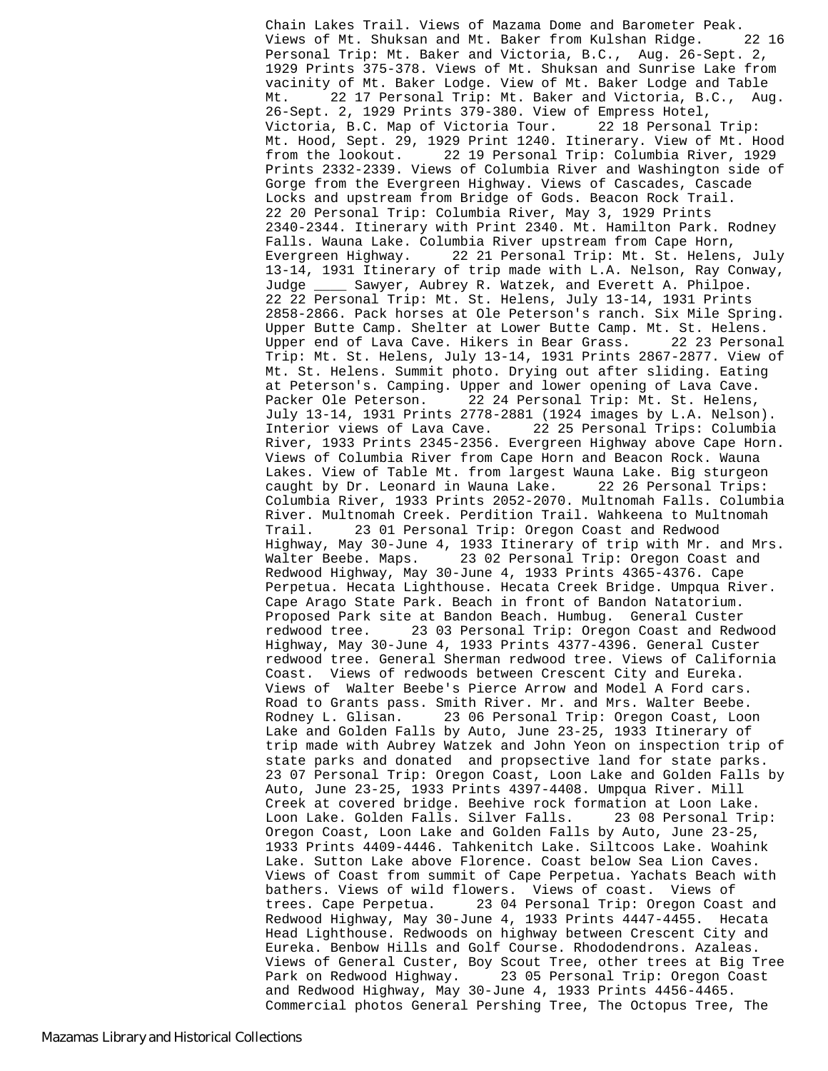Chain Lakes Trail. Views of Mazama Dome and Barometer Peak. Views of Mt. Shuksan and Mt. Baker from Kulshan Ridge. 22 16 Personal Trip: Mt. Baker and Victoria, B.C., Aug. 26-Sept. 2, 1929 Prints 375-378. Views of Mt. Shuksan and Sunrise Lake from vacinity of Mt. Baker Lodge. View of Mt. Baker Lodge and Table Mt. 22 17 Personal Trip: Mt. Baker and Victoria, B.C., Aug. 26-Sept. 2, 1929 Prints 379-380. View of Empress Hotel, Victoria, B.C. Map of Victoria Tour. 22 18 Personal Trip: Mt. Hood, Sept. 29, 1929 Print 1240. Itinerary. View of Mt. Hood from the lookout. 22 19 Personal Trip: Columbia River, 1929 Prints 2332-2339. Views of Columbia River and Washington side of Gorge from the Evergreen Highway. Views of Cascades, Cascade Locks and upstream from Bridge of Gods. Beacon Rock Trail. 22 20 Personal Trip: Columbia River, May 3, 1929 Prints 2340-2344. Itinerary with Print 2340. Mt. Hamilton Park. Rodney Falls. Wauna Lake. Columbia River upstream from Cape Horn, Evergreen Highway. 22 21 Personal Trip: Mt. St. Helens, July 13-14, 1931 Itinerary of trip made with L.A. Nelson, Ray Conway, Judge ____ Sawyer, Aubrey R. Watzek, and Everett A. Philpoe. 22 22 Personal Trip: Mt. St. Helens, July 13-14, 1931 Prints 2858-2866. Pack horses at Ole Peterson's ranch. Six Mile Spring. Upper Butte Camp. Shelter at Lower Butte Camp. Mt. St. Helens. Upper end of Lava Cave. Hikers in Bear Grass. 22 23 Personal Trip: Mt. St. Helens, July 13-14, 1931 Prints 2867-2877. View of Mt. St. Helens. Summit photo. Drying out after sliding. Eating at Peterson's. Camping. Upper and lower opening of Lava Cave. Packer Ole Peterson. 22 24 Personal Trip: Mt. St. Helens, July 13-14, 1931 Prints 2778-2881 (1924 images by L.A. Nelson). Interior views of Lava Cave. 22 25 Personal Trips: Columbia River, 1933 Prints 2345-2356. Evergreen Highway above Cape Horn. Views of Columbia River from Cape Horn and Beacon Rock. Wauna Lakes. View of Table Mt. from largest Wauna Lake. Big sturgeon caught by Dr. Leonard in Wauna Lake. 22 26 Personal Trips: Columbia River, 1933 Prints 2052-2070. Multnomah Falls. Columbia River. Multnomah Creek. Perdition Trail. Wahkeena to Multnomah Trail. 23 01 Personal Trip: Oregon Coast and Redwood Highway, May 30-June 4, 1933 Itinerary of trip with Mr. and Mrs. Walter Beebe. Maps. 23 02 Personal Trip: Oregon Coast and Redwood Highway, May 30-June 4, 1933 Prints 4365-4376. Cape Perpetua. Hecata Lighthouse. Hecata Creek Bridge. Umpqua River. Cape Arago State Park. Beach in front of Bandon Natatorium. Proposed Park site at Bandon Beach. Humbug. General Custer redwood tree. 23 03 Personal Trip: Oregon Coast and Redwood Highway, May 30-June 4, 1933 Prints 4377-4396. General Custer redwood tree. General Sherman redwood tree. Views of California Coast. Views of redwoods between Crescent City and Eureka. Views of Walter Beebe's Pierce Arrow and Model A Ford cars. Road to Grants pass. Smith River. Mr. and Mrs. Walter Beebe. Rodney L. Glisan. 23 06 Personal Trip: Oregon Coast, Loon Lake and Golden Falls by Auto, June 23-25, 1933 Itinerary of trip made with Aubrey Watzek and John Yeon on inspection trip of state parks and donated and propsective land for state parks. 23 07 Personal Trip: Oregon Coast, Loon Lake and Golden Falls by Auto, June 23-25, 1933 Prints 4397-4408. Umpqua River. Mill Creek at covered bridge. Beehive rock formation at Loon Lake. Loon Lake. Golden Falls. Silver Falls. 23 08 Personal Trip: Oregon Coast, Loon Lake and Golden Falls by Auto, June 23-25, 1933 Prints 4409-4446. Tahkenitch Lake. Siltcoos Lake. Woahink Lake. Sutton Lake above Florence. Coast below Sea Lion Caves. Views of Coast from summit of Cape Perpetua. Yachats Beach with bathers. Views of wild flowers. Views of coast. Views of trees. Cape Perpetua. 23 04 Personal Trip: Oregon Coast and Redwood Highway, May 30-June 4, 1933 Prints 4447-4455. Hecata Head Lighthouse. Redwoods on highway between Crescent City and Eureka. Benbow Hills and Golf Course. Rhododendrons. Azaleas. Views of General Custer, Boy Scout Tree, other trees at Big Tree Park on Redwood Highway. 23 05 Personal Trip: Oregon Coast and Redwood Highway, May 30-June 4, 1933 Prints 4456-4465. Commercial photos General Pershing Tree, The Octopus Tree, The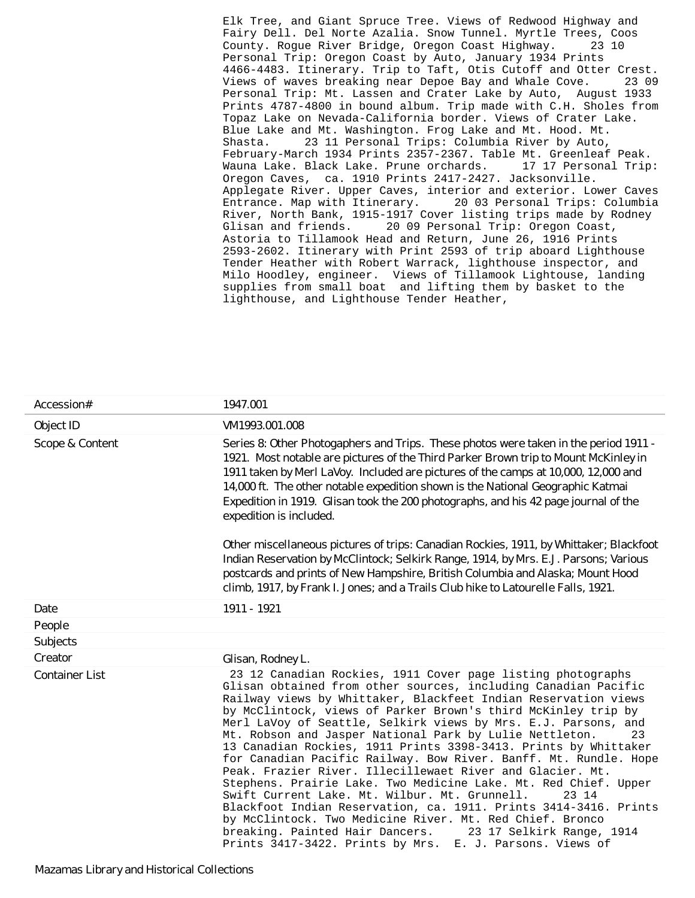Elk Tree, and Giant Spruce Tree. Views of Redwood Highway and Fairy Dell. Del Norte Azalia. Snow Tunnel. Myrtle Trees, Coos County. Rogue River Bridge, Oregon Coast Highway. 23 10 Personal Trip: Oregon Coast by Auto, January 1934 Prints 4466-4483. Itinerary. Trip to Taft, Otis Cutoff and Otter Crest. Views of waves breaking near Depoe Bay and Whale Cove. 23 09 Personal Trip: Mt. Lassen and Crater Lake by Auto, August 1933 Prints 4787-4800 in bound album. Trip made with C.H. Sholes from Topaz Lake on Nevada-California border. Views of Crater Lake. Blue Lake and Mt. Washington. Frog Lake and Mt. Hood. Mt. Shasta. 23 11 Personal Trips: Columbia River by Auto, February-March 1934 Prints 2357-2367. Table Mt. Greenleaf Peak. Wauna Lake. Black Lake. Prune orchards. 17 17 Personal Trip: Oregon Caves, ca. 1910 Prints 2417-2427. Jacksonville. Applegate River. Upper Caves, interior and exterior. Lower Caves Entrance. Map with Itinerary. 20 03 Personal Trips: Columbia River, North Bank, 1915-1917 Cover listing trips made by Rodney Glisan and friends. 20 09 Personal Trip: Oregon Coast, Astoria to Tillamook Head and Return, June 26, 1916 Prints 2593-2602. Itinerary with Print 2593 of trip aboard Lighthouse Tender Heather with Robert Warrack, lighthouse inspector, and Milo Hoodley, engineer. Views of Tillamook Lightouse, landing supplies from small boat and lifting them by basket to the lighthouse, and Lighthouse Tender Heather,

| Accession# | 1947.001 |
|---|---|
| Object ID | VM1993.001.008 |
| Scope & Content | Series 8: Other Photogaphers and Trips. These photos were taken in the period 1911 - 1921. Most notable are pictures of the Third Parker Brown trip to Mount McKinley in 1911 taken by Merl LaVoy. Included are pictures of the camps at 10,000, 12,000 and 14,000 ft. The other notable expedition shown is the National Geographic Katmai Expedition in 1919. Glisan took the 200 photographs, and his 42 page journal of the expedition is included.<br><br>Other miscellaneous pictures of trips: Canadian Rockies, 1911, by Whittaker; Blackfoot Indian Reservation by McClintock; Selkirk Range, 1914, by Mrs. E.J. Parsons; Various postcards and prints of New Hampshire, British Columbia and Alaska; Mount Hood climb, 1917, by Frank I. Jones; and a Trails Club hike to Latourelle Falls, 1921. |
| Date | 1911 - 1921 |
| People | |
| Subjects | |
| Creator | Glisan, Rodney L. |
| Container List | 23 12 Canadian Rockies, 1911 Cover page listing photographs Glisan obtained from other sources, including Canadian Pacific Railway views by Whittaker, Blackfeet Indian Reservation views by McClintock, views of Parker Brown's third McKinley trip by Merl LaVoy of Seattle, Selkirk views by Mrs. E.J. Parsons, and Mt. Robson and Jasper National Park by Lulie Nettleton. 23 13 Canadian Rockies, 1911 Prints 3398-3413. Prints by Whittaker for Canadian Pacific Railway. Bow River. Banff. Mt. Rundle. Hope Peak. Frazier River. Illecillewaet River and Glacier. Mt. Stephens. Prairie Lake. Two Medicine Lake. Mt. Red Chief. Upper Swift Current Lake. Mt. Wilbur. Mt. Grunnell. 23 14 Blackfoot Indian Reservation, ca. 1911. Prints 3414-3416. Prints by McClintock. Two Medicine River. Mt. Red Chief. Bronco breaking. Painted Hair Dancers. 23 17 Selkirk Range, 1914 Prints 3417-3422. Prints by Mrs. E. J. Parsons. Views of |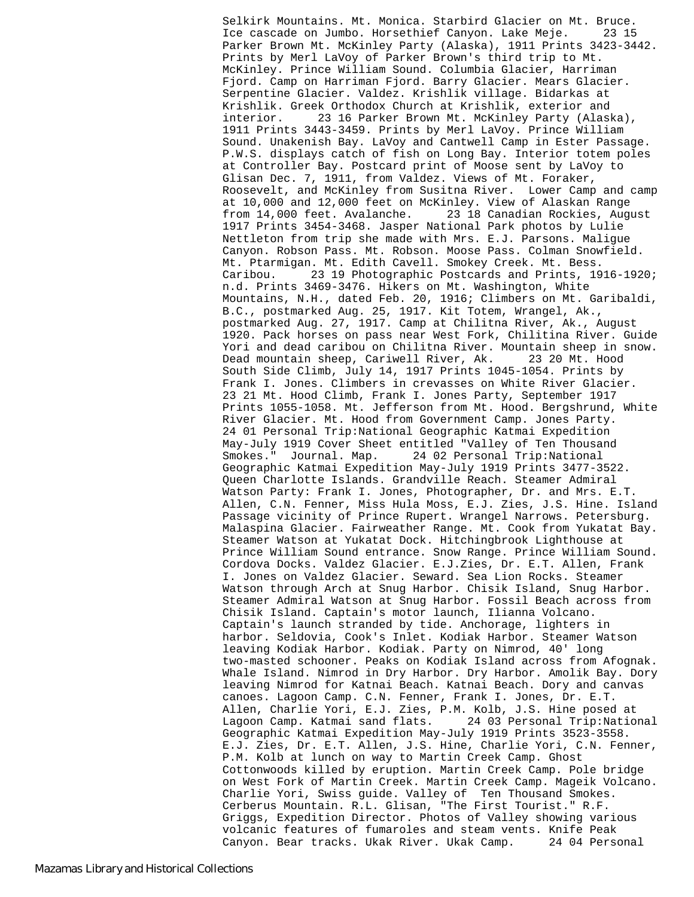Selkirk Mountains. Mt. Monica. Starbird Glacier on Mt. Bruce. Ice cascade on Jumbo. Horsethief Canyon. Lake Meje.     23 15 Parker Brown Mt. McKinley Party (Alaska), 1911 Prints 3423-3442. Prints by Merl LaVoy of Parker Brown's third trip to Mt. McKinley. Prince William Sound. Columbia Glacier, Harriman Fjord. Camp on Harriman Fjord. Barry Glacier. Mears Glacier. Serpentine Glacier. Valdez. Krishlik village. Bidarkas at Krishlik. Greek Orthodox Church at Krishlik, exterior and interior.     23 16 Parker Brown Mt. McKinley Party (Alaska), 1911 Prints 3443-3459. Prints by Merl LaVoy. Prince William Sound. Unakenish Bay. LaVoy and Cantwell Camp in Ester Passage. P.W.S. displays catch of fish on Long Bay. Interior totem poles at Controller Bay. Postcard print of Moose sent by LaVoy to Glisan Dec. 7, 1911, from Valdez. Views of Mt. Foraker, Roosevelt, and McKinley from Susitna River.  Lower Camp and camp at 10,000 and 12,000 feet on McKinley. View of Alaskan Range from 14,000 feet. Avalanche.     23 18 Canadian Rockies, August 1917 Prints 3454-3468. Jasper National Park photos by Lulie Nettleton from trip she made with Mrs. E.J. Parsons. Maligue Canyon. Robson Pass. Mt. Robson. Moose Pass. Colman Snowfield. Mt. Ptarmigan. Mt. Edith Cavell. Smokey Creek. Mt. Bess. Caribou.     23 19 Photographic Postcards and Prints, 1916-1920; n.d. Prints 3469-3476. Hikers on Mt. Washington, White Mountains, N.H., dated Feb. 20, 1916; Climbers on Mt. Garibaldi, B.C., postmarked Aug. 25, 1917. Kit Totem, Wrangel, Ak., postmarked Aug. 27, 1917. Camp at Chilitna River, Ak., August 1920. Pack horses on pass near West Fork, Chilitina River. Guide Yori and dead caribou on Chilitna River. Mountain sheep in snow. Dead mountain sheep, Cariwell River, Ak.     23 20 Mt. Hood South Side Climb, July 14, 1917 Prints 1045-1054. Prints by Frank I. Jones. Climbers in crevasses on White River Glacier. 23 21 Mt. Hood Climb, Frank I. Jones Party, September 1917 Prints 1055-1058. Mt. Jefferson from Mt. Hood. Bergshrund, White River Glacier. Mt. Hood from Government Camp. Jones Party. 24 01 Personal Trip:National Geographic Katmai Expedition May-July 1919 Cover Sheet entitled "Valley of Ten Thousand Smokes."  Journal. Map.     24 02 Personal Trip:National Geographic Katmai Expedition May-July 1919 Prints 3477-3522. Queen Charlotte Islands. Grandville Reach. Steamer Admiral Watson Party: Frank I. Jones, Photographer, Dr. and Mrs. E.T. Allen, C.N. Fenner, Miss Hula Moss, E.J. Zies, J.S. Hine. Island Passage vicinity of Prince Rupert. Wrangel Narrows. Petersburg. Malaspina Glacier. Fairweather Range. Mt. Cook from Yukatat Bay. Steamer Watson at Yukatat Dock. Hitchingbrook Lighthouse at Prince William Sound entrance. Snow Range. Prince William Sound. Cordova Docks. Valdez Glacier. E.J.Zies, Dr. E.T. Allen, Frank I. Jones on Valdez Glacier. Seward. Sea Lion Rocks. Steamer Watson through Arch at Snug Harbor. Chisik Island, Snug Harbor. Steamer Admiral Watson at Snug Harbor. Fossil Beach across from Chisik Island. Captain's motor launch, Ilianna Volcano. Captain's launch stranded by tide. Anchorage, lighters in harbor. Seldovia, Cook's Inlet. Kodiak Harbor. Steamer Watson leaving Kodiak Harbor. Kodiak. Party on Nimrod, 40' long two-masted schooner. Peaks on Kodiak Island across from Afognak. Whale Island. Nimrod in Dry Harbor. Dry Harbor. Amolik Bay. Dory leaving Nimrod for Katnai Beach. Katnai Beach. Dory and canvas canoes. Lagoon Camp. C.N. Fenner, Frank I. Jones, Dr. E.T. Allen, Charlie Yori, E.J. Zies, P.M. Kolb, J.S. Hine posed at Lagoon Camp. Katmai sand flats.     24 03 Personal Trip:National Geographic Katmai Expedition May-July 1919 Prints 3523-3558. E.J. Zies, Dr. E.T. Allen, J.S. Hine, Charlie Yori, C.N. Fenner, P.M. Kolb at lunch on way to Martin Creek Camp. Ghost Cottonwoods killed by eruption. Martin Creek Camp. Pole bridge on West Fork of Martin Creek. Martin Creek Camp. Mageik Volcano. Charlie Yori, Swiss guide. Valley of  Ten Thousand Smokes. Cerberus Mountain. R.L. Glisan, "The First Tourist." R.F. Griggs, Expedition Director. Photos of Valley showing various volcanic features of fumaroles and steam vents. Knife Peak Canyon. Bear tracks. Ukak River. Ukak Camp.     24 04 Personal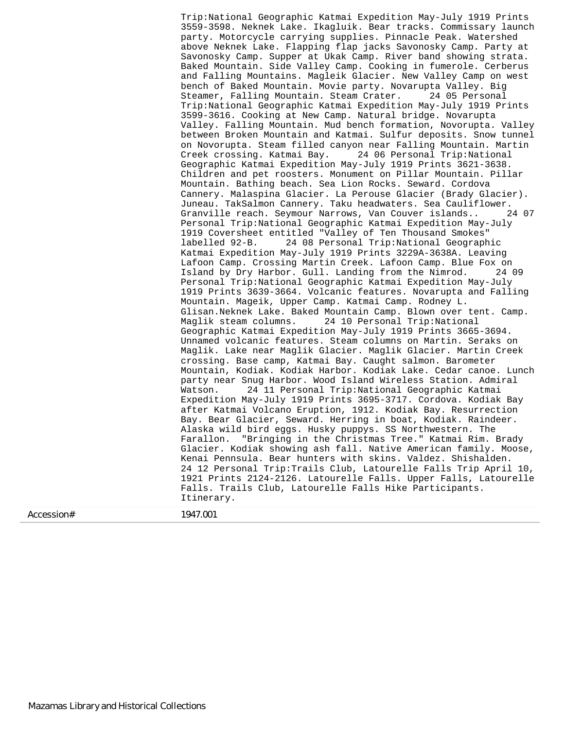Trip:National Geographic Katmai Expedition May-July 1919 Prints 3559-3598. Neknek Lake. Ikagluik. Bear tracks. Commissary launch party. Motorcycle carrying supplies. Pinnacle Peak. Watershed above Neknek Lake. Flapping flap jacks Savonosky Camp. Party at Savonosky Camp. Supper at Ukak Camp. River band showing strata. Baked Mountain. Side Valley Camp. Cooking in fumerole. Cerberus and Falling Mountains. Magleik Glacier. New Valley Camp on west bench of Baked Mountain. Movie party. Novarupta Valley. Big Steamer, Falling Mountain. Steam Crater. 24 05 Personal Trip:National Geographic Katmai Expedition May-July 1919 Prints 3599-3616. Cooking at New Camp. Natural bridge. Novarupta Valley. Falling Mountain. Mud bench formation, Novorupta. Valley between Broken Mountain and Katmai. Sulfur deposits. Snow tunnel on Novorupta. Steam filled canyon near Falling Mountain. Martin Creek crossing. Katmai Bay. 24 06 Personal Trip:National Geographic Katmai Expedition May-July 1919 Prints 3621-3638. Children and pet roosters. Monument on Pillar Mountain. Pillar Mountain. Bathing beach. Sea Lion Rocks. Seward. Cordova Cannery. Malaspina Glacier. La Perouse Glacier (Brady Glacier). Juneau. TakSalmon Cannery. Taku headwaters. Sea Cauliflower. Granville reach. Seymour Narrows, Van Couver islands.. 24 07 Personal Trip:National Geographic Katmai Expedition May-July 1919 Coversheet entitled "Valley of Ten Thousand Smokes" labelled 92-B. 24 08 Personal Trip:National Geographic Katmai Expedition May-July 1919 Prints 3229A-3638A. Leaving Lafoon Camp. Crossing Martin Creek. Lafoon Camp. Blue Fox on Island by Dry Harbor. Gull. Landing from the Nimrod. 24 09 Personal Trip:National Geographic Katmai Expedition May-July 1919 Prints 3639-3664. Volcanic features. Novarupta and Falling Mountain. Mageik, Upper Camp. Katmai Camp. Rodney L. Glisan.Neknek Lake. Baked Mountain Camp. Blown over tent. Camp. Maglik steam columns. 24 10 Personal Trip:National Geographic Katmai Expedition May-July 1919 Prints 3665-3694. Unnamed volcanic features. Steam columns on Martin. Seraks on Maglik. Lake near Maglik Glacier. Maglik Glacier. Martin Creek crossing. Base camp, Katmai Bay. Caught salmon. Barometer Mountain, Kodiak. Kodiak Harbor. Kodiak Lake. Cedar canoe. Lunch party near Snug Harbor. Wood Island Wireless Station. Admiral Watson. 24 11 Personal Trip:National Geographic Katmai Expedition May-July 1919 Prints 3695-3717. Cordova. Kodiak Bay after Katmai Volcano Eruption, 1912. Kodiak Bay. Resurrection Bay. Bear Glacier, Seward. Herring in boat, Kodiak. Raindeer. Alaska wild bird eggs. Husky puppys. SS Northwestern. The Farallon. "Bringing in the Christmas Tree." Katmai Rim. Brady Glacier. Kodiak showing ash fall. Native American family. Moose, Kenai Pennsula. Bear hunters with skins. Valdez. Shishalden. 24 12 Personal Trip:Trails Club, Latourelle Falls Trip April 10, 1921 Prints 2124-2126. Latourelle Falls. Upper Falls, Latourelle Falls. Trails Club, Latourelle Falls Hike Participants. Itinerary.

| | |
|---|---|
| Accession# | 1947.001 |